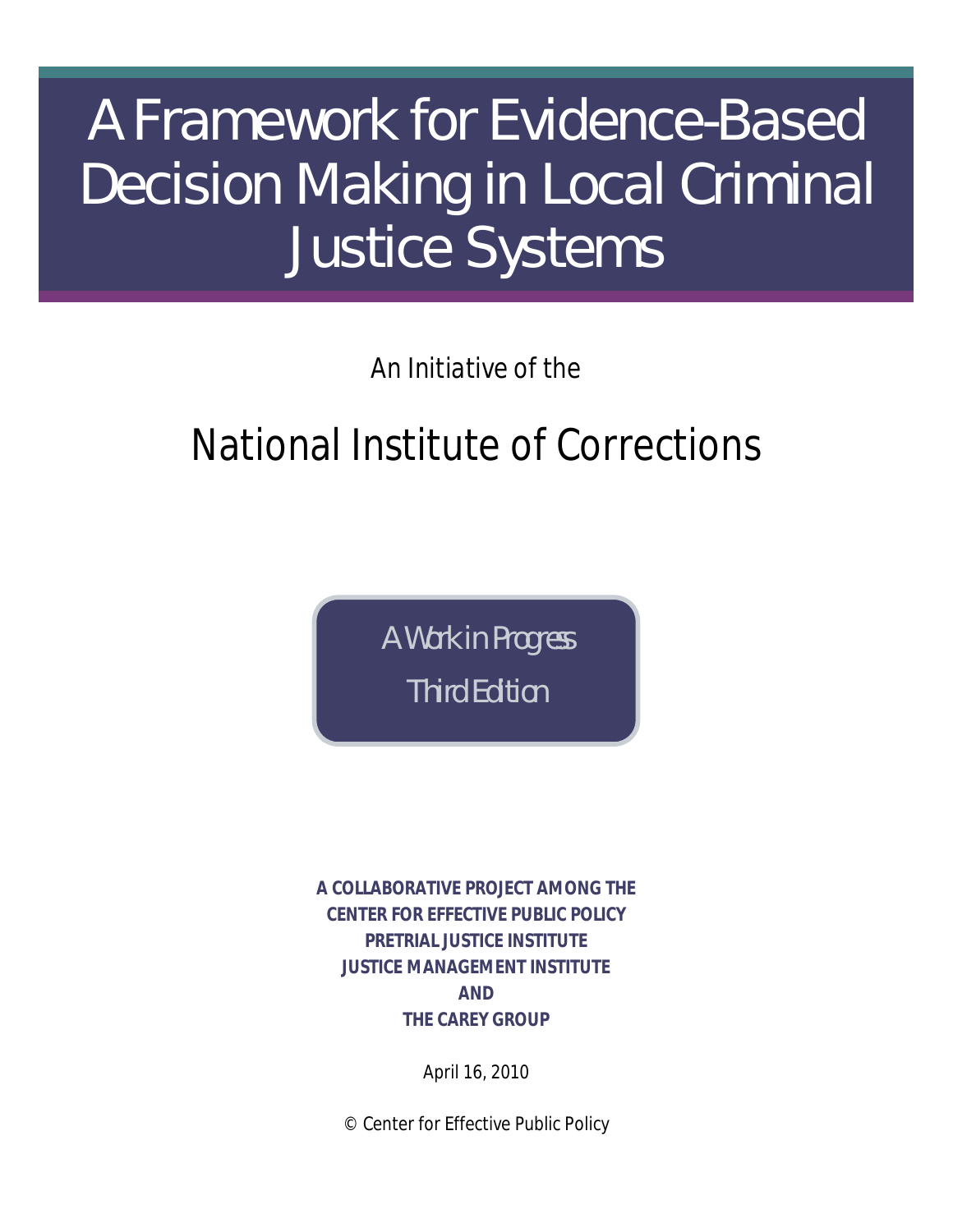# A Framework for Evidence-Based Decision Making in Local Criminal Justice Systems

An Initiative of the

## National Institute of Corrections

*A Work in Progress*

*Third Edition*

**A COLLABORATIVE PROJECT AMONG THE**
**CENTER FOR EFFECTIVE PUBLIC POLICY**
**PRETRIAL JUSTICE INSTITUTE**
**JUSTICE MANAGEMENT INSTITUTE**
**AND**
**THE CAREY GROUP**

April 16, 2010

© Center for Effective Public Policy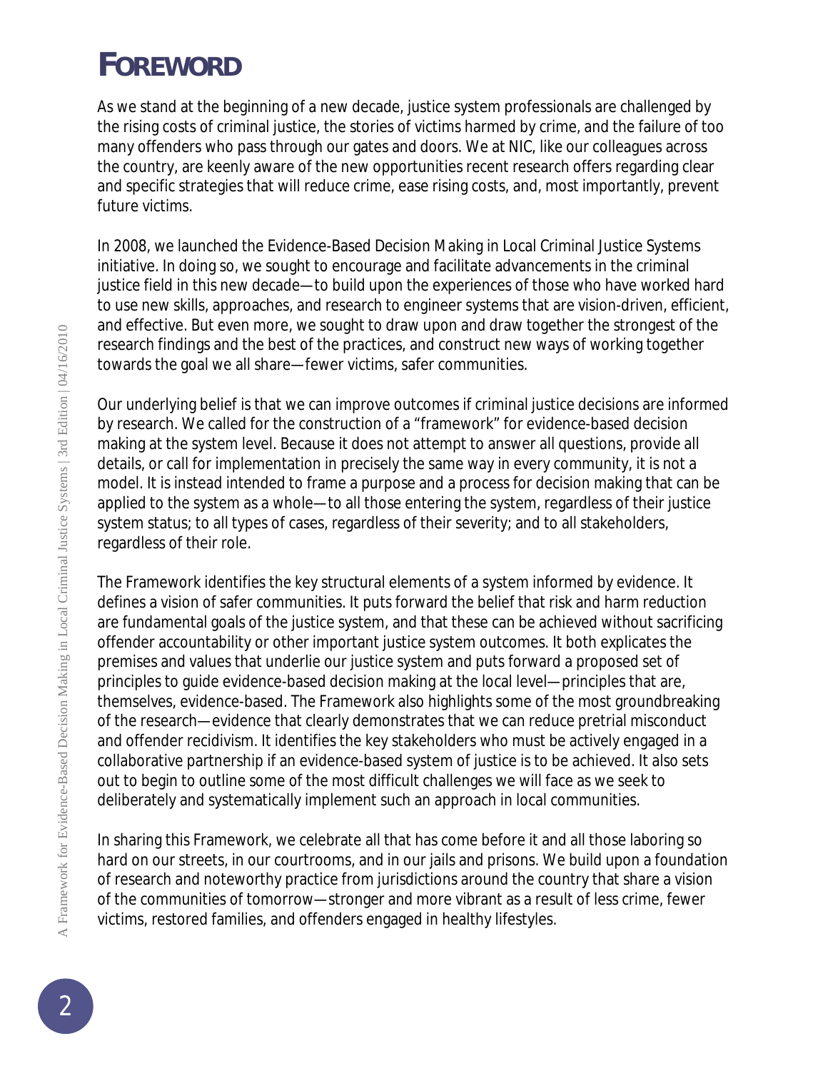# FOREWORD

As we stand at the beginning of a new decade, justice system professionals are challenged by the rising costs of criminal justice, the stories of victims harmed by crime, and the failure of too many offenders who pass through our gates and doors. We at NIC, like our colleagues across the country, are keenly aware of the new opportunities recent research offers regarding clear and specific strategies that will reduce crime, ease rising costs, and, most importantly, prevent future victims.

In 2008, we launched the Evidence-Based Decision Making in Local Criminal Justice Systems initiative. In doing so, we sought to encourage and facilitate advancements in the criminal justice field in this new decade—to build upon the experiences of those who have worked hard to use new skills, approaches, and research to engineer systems that are vision-driven, efficient, and effective. But even more, we sought to draw upon and draw together the strongest of the research findings and the best of the practices, and construct new ways of working together towards the goal we all share—fewer victims, safer communities.

Our underlying belief is that we can improve outcomes if criminal justice decisions are informed by research. We called for the construction of a "framework" for evidence-based decision making at the system level. Because it does not attempt to answer all questions, provide all details, or call for implementation in precisely the same way in every community, it is not a model. It is instead intended to frame a purpose and a process for decision making that can be applied to the system as a whole—to all those entering the system, regardless of their justice system status; to all types of cases, regardless of their severity; and to all stakeholders, regardless of their role.

The Framework identifies the key structural elements of a system informed by evidence. It defines a vision of safer communities. It puts forward the belief that risk and harm reduction are fundamental goals of the justice system, and that these can be achieved without sacrificing offender accountability or other important justice system outcomes. It both explicates the premises and values that underlie our justice system and puts forward a proposed set of principles to guide evidence-based decision making at the local level—principles that are, themselves, evidence-based. The Framework also highlights some of the most groundbreaking of the research—evidence that clearly demonstrates that we can reduce pretrial misconduct and offender recidivism. It identifies the key stakeholders who must be actively engaged in a collaborative partnership if an evidence-based system of justice is to be achieved. It also sets out to begin to outline some of the most difficult challenges we will face as we seek to deliberately and systematically implement such an approach in local communities.

In sharing this Framework, we celebrate all that has come before it and all those laboring so hard on our streets, in our courtrooms, and in our jails and prisons. We build upon a foundation of research and noteworthy practice from jurisdictions around the country that share a vision of the communities of tomorrow—stronger and more vibrant as a result of less crime, fewer victims, restored families, and offenders engaged in healthy lifestyles.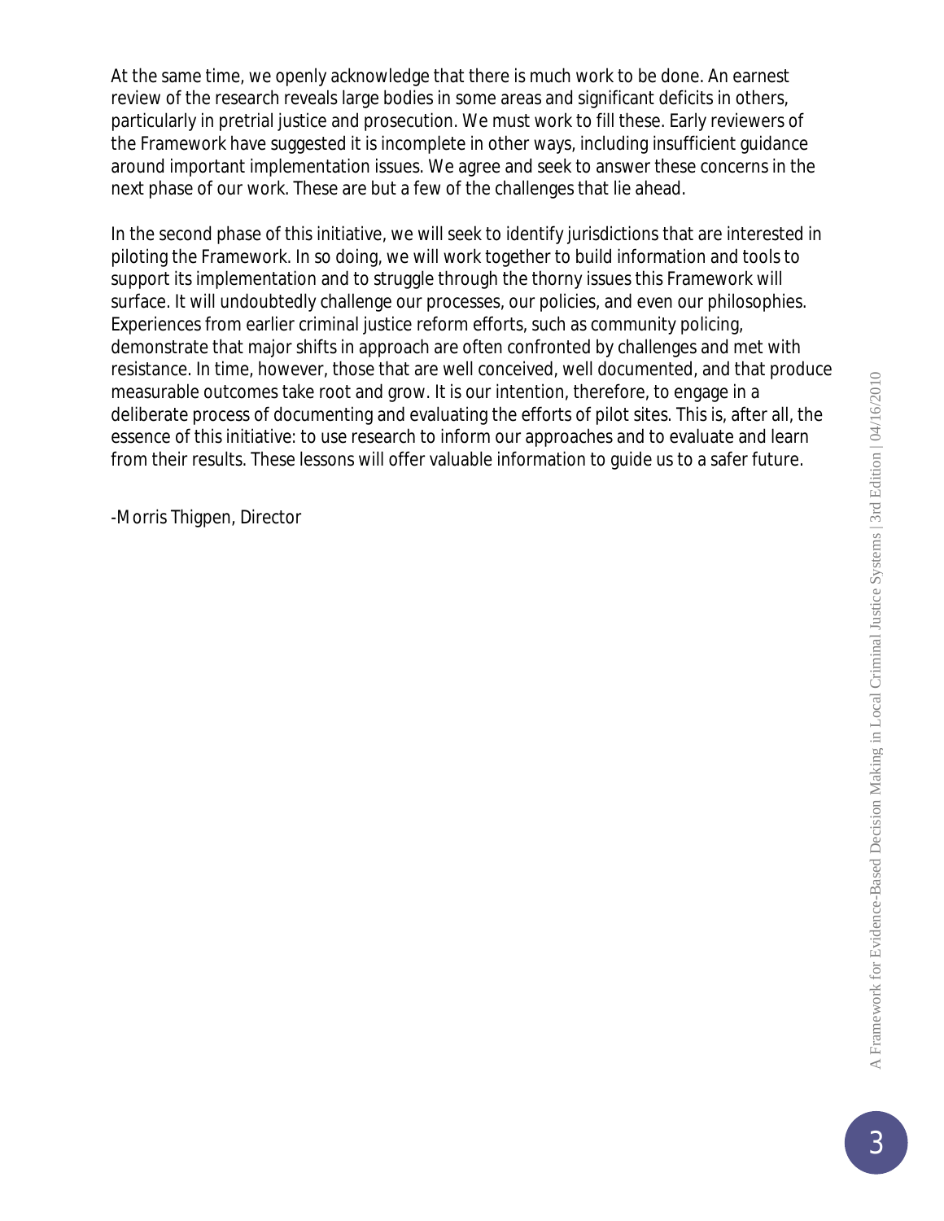At the same time, we openly acknowledge that there is much work to be done. An earnest review of the research reveals large bodies in some areas and significant deficits in others, particularly in pretrial justice and prosecution. We must work to fill these. Early reviewers of the Framework have suggested it is incomplete in other ways, including insufficient guidance around important implementation issues. We agree and seek to answer these concerns in the next phase of our work. These are but a few of the challenges that lie ahead.

In the second phase of this initiative, we will seek to identify jurisdictions that are interested in piloting the Framework. In so doing, we will work together to build information and tools to support its implementation and to struggle through the thorny issues this Framework will surface. It will undoubtedly challenge our processes, our policies, and even our philosophies. Experiences from earlier criminal justice reform efforts, such as community policing, demonstrate that major shifts in approach are often confronted by challenges and met with resistance. In time, however, those that are well conceived, well documented, and that produce measurable outcomes take root and grow. It is our intention, therefore, to engage in a deliberate process of documenting and evaluating the efforts of pilot sites. This is, after all, the essence of this initiative: to use research to inform our approaches and to evaluate and learn from their results. These lessons will offer valuable information to guide us to a safer future.

-Morris Thigpen, Director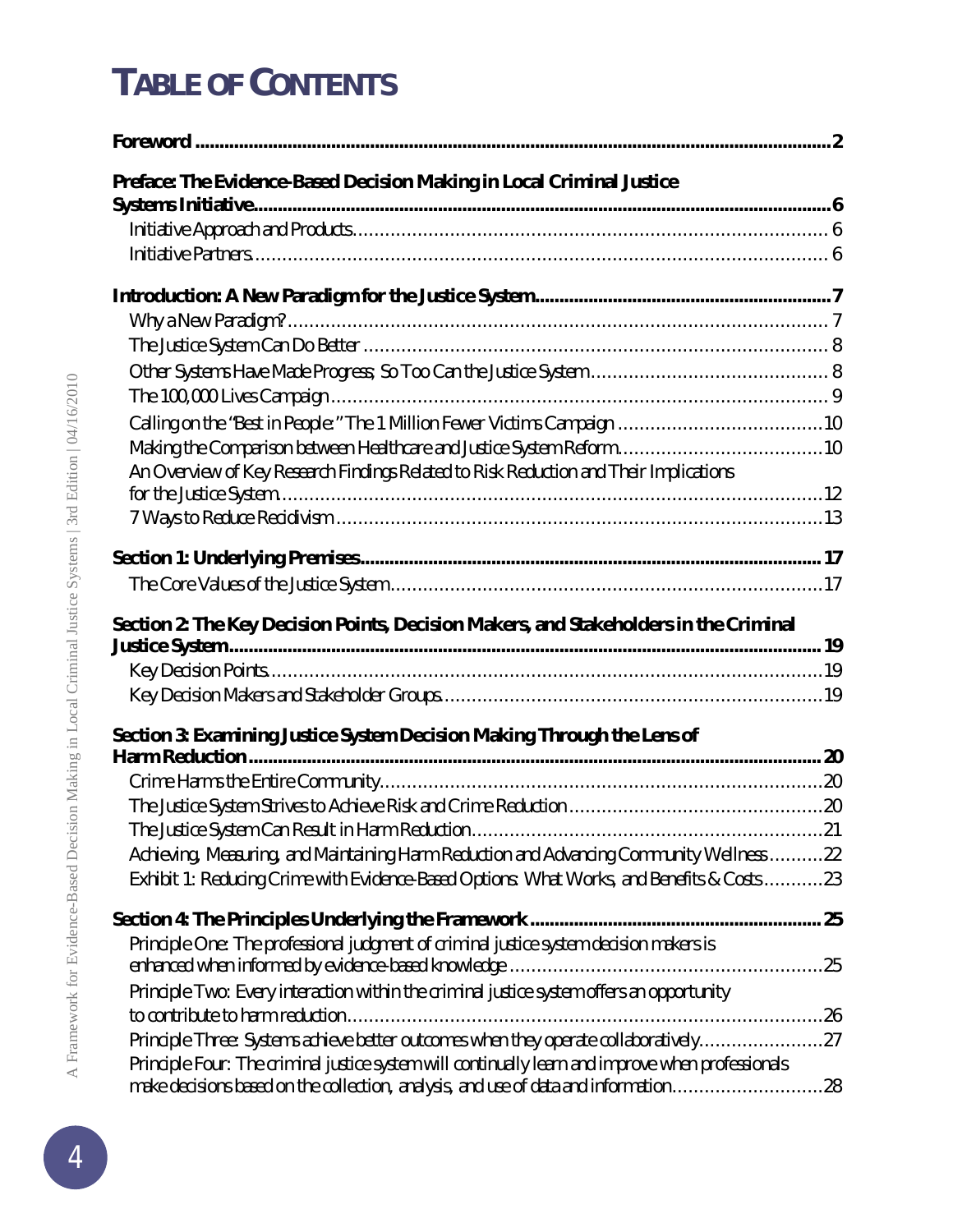# TABLE OF CONTENTS

**Foreword** ... **2**

**Preface: The Evidence-Based Decision Making in Local Criminal Justice Systems Initiative** ... **6**

- Initiative Approach and Products ... 6
- Initiative Partners ... 6

**Introduction: A New Paradigm for the Justice System** ... **7**

- Why a New Paradigm? ... 7
- The Justice System Can Do Better ... 8
- Other Systems Have Made Progress; So Too Can the Justice System ... 8
- The 100,000 Lives Campaign ... 9
- Calling on the "Best in People:" The 1 Million Fewer Victims Campaign ... 10
- Making the Comparison between Healthcare and Justice System Reform ... 10
- An Overview of Key Research Findings Related to Risk Reduction and Their Implications for the Justice System ... 12
- 7 Ways to Reduce Recidivism ... 13

**Section 1: Underlying Premises** ... **17**

- The Core Values of the Justice System ... 17

**Section 2: The Key Decision Points, Decision Makers, and Stakeholders in the Criminal Justice System** ... **19**

- Key Decision Points ... 19
- Key Decision Makers and Stakeholder Groups ... 19

**Section 3: Examining Justice System Decision Making Through the Lens of Harm Reduction** ... **20**

- Crime Harms the Entire Community ... 20
- The Justice System Strives to Achieve Risk and Crime Reduction ... 20
- The Justice System Can Result in Harm Reduction ... 21
- Achieving, Measuring, and Maintaining Harm Reduction and Advancing Community Wellness ... 22
- Exhibit 1: Reducing Crime with Evidence-Based Options: What Works, and Benefits & Costs ... 23

**Section 4: The Principles Underlying the Framework** ... **25**

- Principle One: The professional judgment of criminal justice system decision makers is enhanced when informed by evidence-based knowledge ... 25
- Principle Two: Every interaction within the criminal justice system offers an opportunity to contribute to harm reduction ... 26
- Principle Three: Systems achieve better outcomes when they operate collaboratively ... 27
- Principle Four: The criminal justice system will continually learn and improve when professionals make decisions based on the collection, analysis, and use of data and information ... 28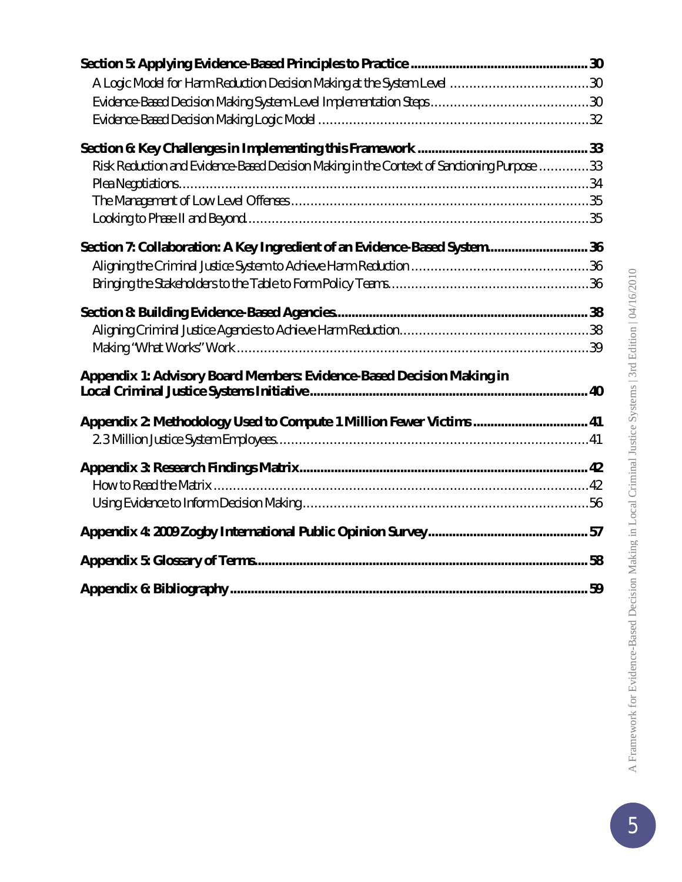**Section 5: Applying Evidence-Based Principles to Practice** .......... 30

- A Logic Model for Harm Reduction Decision Making at the System Level .......... 30
- Evidence-Based Decision Making System-Level Implementation Steps .......... 30
- Evidence-Based Decision Making Logic Model .......... 32

**Section 6: Key Challenges in Implementing this Framework** .......... 33

- Risk Reduction and Evidence-Based Decision Making in the Context of Sanctioning Purpose .......... 33
- Plea Negotiations .......... 34
- The Management of Low Level Offenses .......... 35
- Looking to Phase II and Beyond .......... 35

**Section 7: Collaboration: A Key Ingredient of an Evidence-Based System** .......... 36

- Aligning the Criminal Justice System to Achieve Harm Reduction .......... 36
- Bringing the Stakeholders to the Table to Form Policy Teams .......... 36

**Section 8: Building Evidence-Based Agencies** .......... 38

- Aligning Criminal Justice Agencies to Achieve Harm Reduction .......... 38
- Making "What Works" Work .......... 39

**Appendix 1: Advisory Board Members: Evidence-Based Decision Making in Local Criminal Justice Systems Initiative** .......... 40

**Appendix 2: Methodology Used to Compute 1 Million Fewer Victims** .......... 41

- 2.3 Million Justice System Employees .......... 41

**Appendix 3: Research Findings Matrix** .......... 42

- How to Read the Matrix .......... 42
- Using Evidence to Inform Decision Making .......... 56

**Appendix 4: 2009 Zogby International Public Opinion Survey** .......... 57

**Appendix 5: Glossary of Terms** .......... 58

**Appendix 6: Bibliography** .......... 59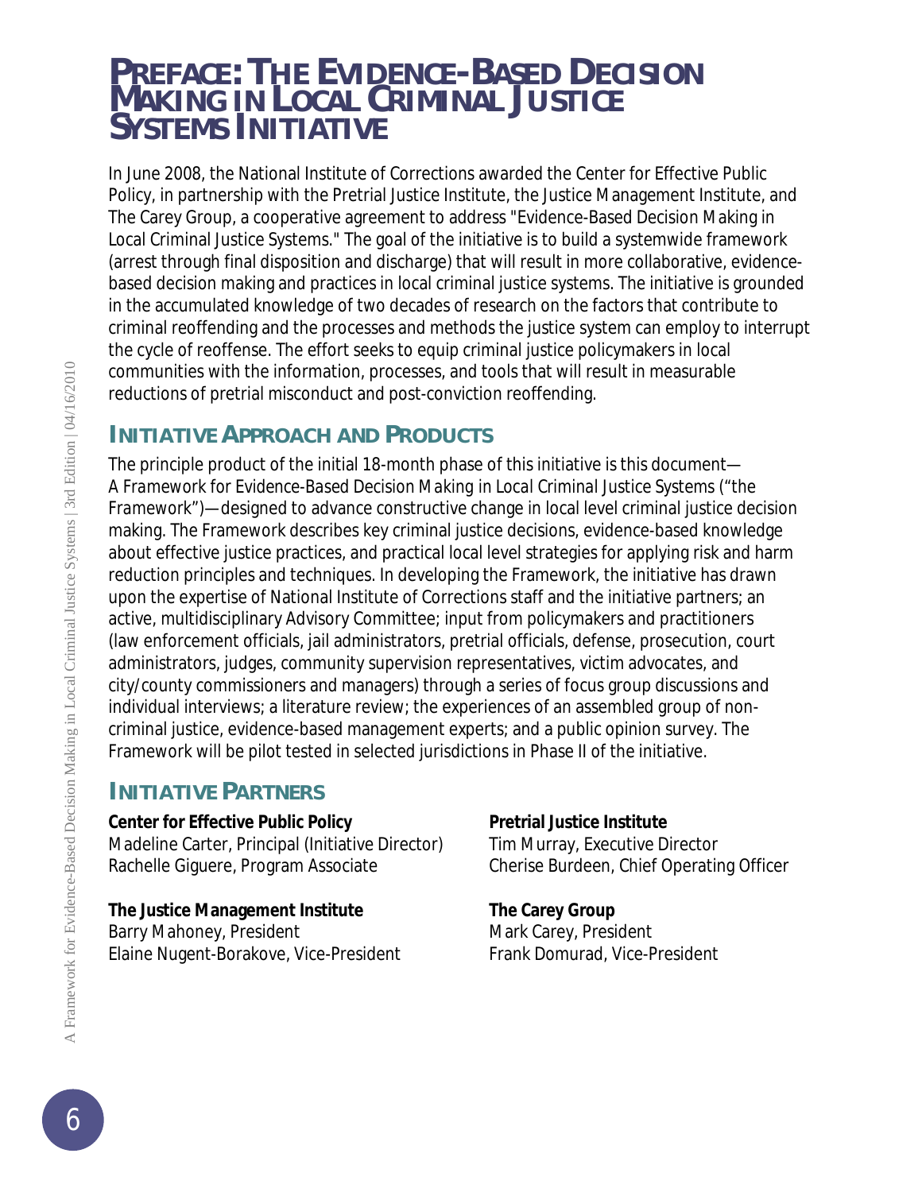# Preface: The Evidence-Based Decision Making in Local Criminal Justice Systems Initiative

In June 2008, the National Institute of Corrections awarded the Center for Effective Public Policy, in partnership with the Pretrial Justice Institute, the Justice Management Institute, and The Carey Group, a cooperative agreement to address "Evidence-Based Decision Making in Local Criminal Justice Systems." The goal of the initiative is to build a systemwide framework (arrest through final disposition and discharge) that will result in more collaborative, evidence-based decision making and practices in local criminal justice systems. The initiative is grounded in the accumulated knowledge of two decades of research on the factors that contribute to criminal reoffending and the processes and methods the justice system can employ to interrupt the cycle of reoffense. The effort seeks to equip criminal justice policymakers in local communities with the information, processes, and tools that will result in measurable reductions of pretrial misconduct and post-conviction reoffending.

## Initiative Approach and Products

The principle product of the initial 18-month phase of this initiative is this document—*A Framework for Evidence-Based Decision Making in Local Criminal Justice Systems* ("the Framework")—designed to advance constructive change in local level criminal justice decision making. The Framework describes key criminal justice decisions, evidence-based knowledge about effective justice practices, and practical local level strategies for applying risk and harm reduction principles and techniques. In developing the Framework, the initiative has drawn upon the expertise of National Institute of Corrections staff and the initiative partners; an active, multidisciplinary Advisory Committee; input from policymakers and practitioners (law enforcement officials, jail administrators, pretrial officials, defense, prosecution, court administrators, judges, community supervision representatives, victim advocates, and city/county commissioners and managers) through a series of focus group discussions and individual interviews; a literature review; the experiences of an assembled group of non-criminal justice, evidence-based management experts; and a public opinion survey. The Framework will be pilot tested in selected jurisdictions in Phase II of the initiative.

## Initiative Partners

**Center for Effective Public Policy**
Madeline Carter, Principal (Initiative Director)
Rachelle Giguere, Program Associate

**Pretrial Justice Institute**
Tim Murray, Executive Director
Cherise Burdeen, Chief Operating Officer

**The Justice Management Institute**
Barry Mahoney, President
Elaine Nugent-Borakove, Vice-President

**The Carey Group**
Mark Carey, President
Frank Domurad, Vice-President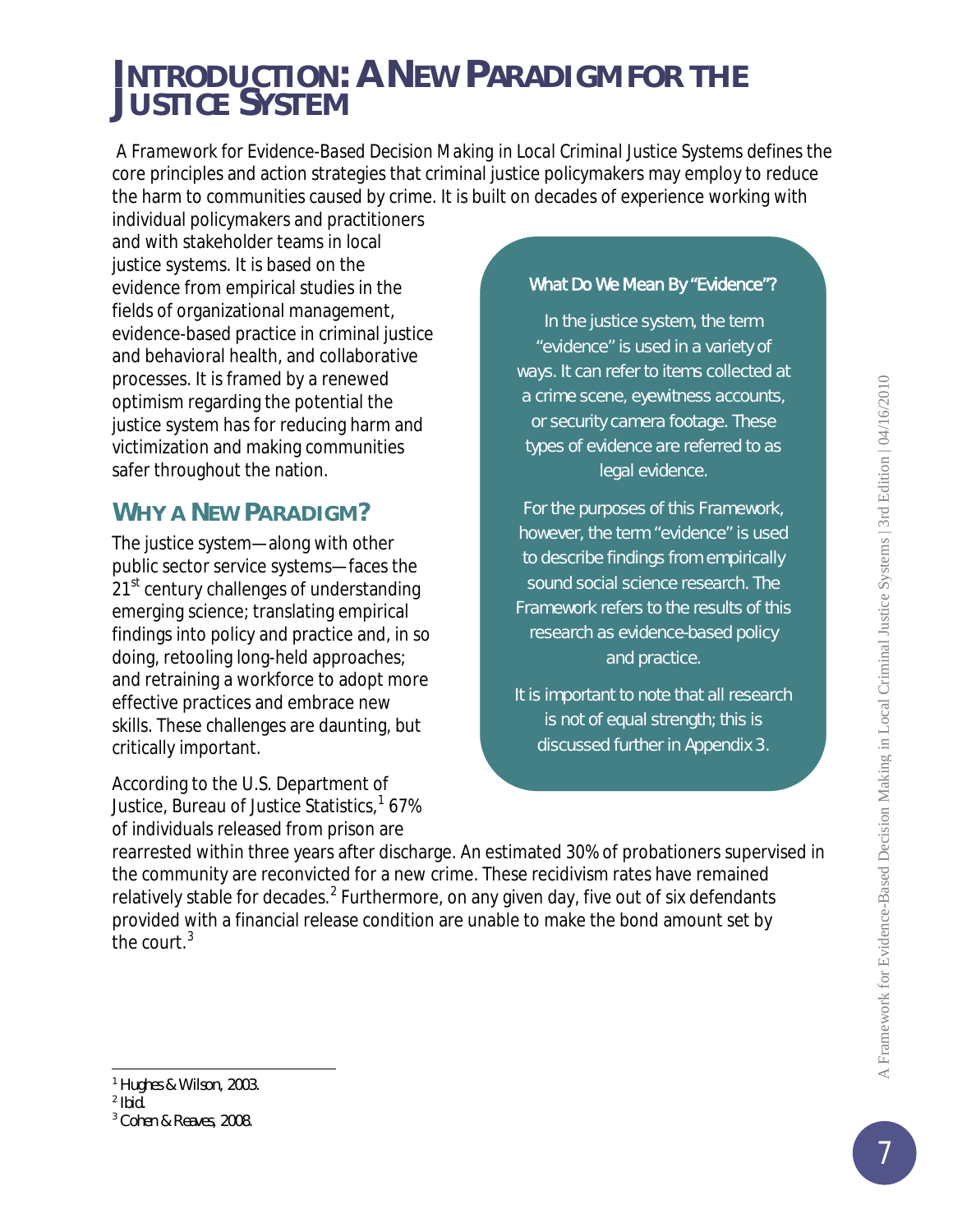# Introduction: A New Paradigm for the Justice System

*A Framework for Evidence-Based Decision Making in Local Criminal Justice Systems* defines the core principles and action strategies that criminal justice policymakers may employ to reduce the harm to communities caused by crime. It is built on decades of experience working with individual policymakers and practitioners and with stakeholder teams in local justice systems. It is based on the evidence from empirical studies in the fields of organizational management, evidence-based practice in criminal justice and behavioral health, and collaborative processes. It is framed by a renewed optimism regarding the potential the justice system has for reducing harm and victimization and making communities safer throughout the nation.

> **What Do We Mean By "Evidence"?**
>
> In the justice system, the term "evidence" is used in a variety of ways. It can refer to items collected at a crime scene, eyewitness accounts, or security camera footage. These types of evidence are referred to as legal evidence.
>
> For the purposes of this Framework, however, the term "evidence" is used to describe findings from empirically sound social science research. The Framework refers to the results of this research as evidence-based policy and practice.
>
> It is important to note that all research is not of equal strength; this is discussed further in Appendix 3.

## Why a New Paradigm?

The justice system—along with other public sector service systems—faces the 21st century challenges of understanding emerging science; translating empirical findings into policy and practice and, in so doing, retooling long-held approaches; and retraining a workforce to adopt more effective practices and embrace new skills. These challenges are daunting, but critically important.

According to the U.S. Department of Justice, Bureau of Justice Statistics,[1] 67% of individuals released from prison are rearrested within three years after discharge. An estimated 30% of probationers supervised in the community are reconvicted for a new crime. These recidivism rates have remained relatively stable for decades.[2] Furthermore, on any given day, five out of six defendants provided with a financial release condition are unable to make the bond amount set by the court.[3]

---

[1] Hughes & Wilson, 2003.

[2] Ibid.

[3] Cohen & Reaves, 2008.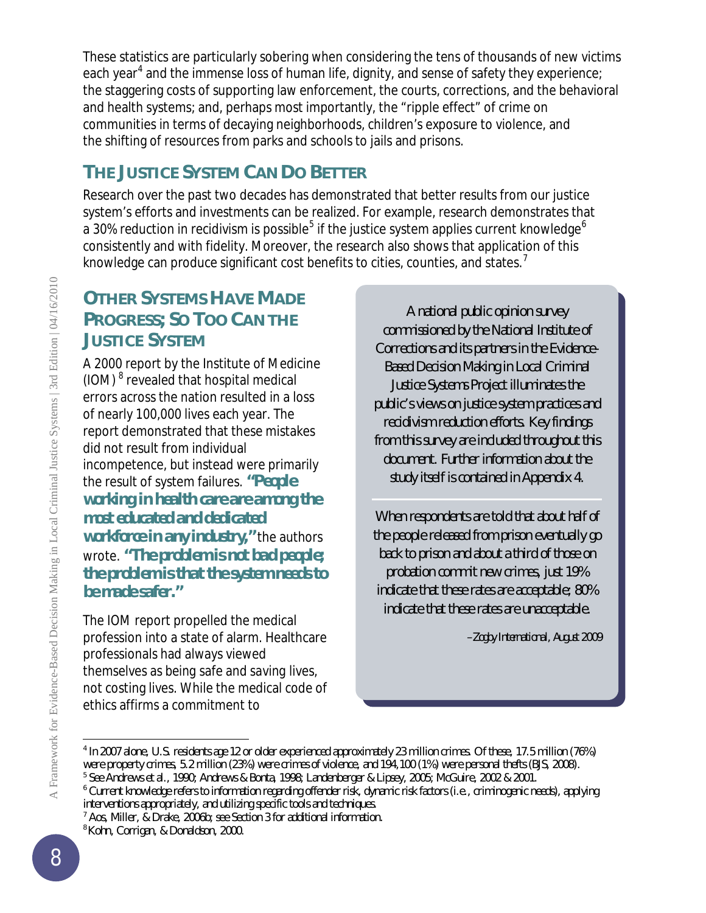These statistics are particularly sobering when considering the tens of thousands of new victims each year[4] and the immense loss of human life, dignity, and sense of safety they experience; the staggering costs of supporting law enforcement, the courts, corrections, and the behavioral and health systems; and, perhaps most importantly, the "ripple effect" of crime on communities in terms of decaying neighborhoods, children's exposure to violence, and the shifting of resources from parks and schools to jails and prisons.

## The Justice System Can Do Better

Research over the past two decades has demonstrated that better results from our justice system's efforts and investments can be realized. For example, research demonstrates that a 30% reduction in recidivism is possible[5] if the justice system applies current knowledge[6] consistently and with fidelity. Moreover, the research also shows that application of this knowledge can produce significant cost benefits to cities, counties, and states.[7]

## Other Systems Have Made Progress; So Too Can the Justice System

A 2000 report by the Institute of Medicine (IOM)[8] revealed that hospital medical errors across the nation resulted in a loss of nearly 100,000 lives each year. The report demonstrated that these mistakes did not result from individual incompetence, but instead were primarily the result of system failures. **"People working in health care are among the most educated and dedicated workforce in any industry,"** the authors wrote. **"The problem is not bad people; the problem is that the system needs to be made safer."**

The IOM report propelled the medical profession into a state of alarm. Healthcare professionals had always viewed themselves as being safe and saving lives, not costing lives. While the medical code of ethics affirms a commitment to

> A national public opinion survey commissioned by the National Institute of Corrections and its partners in the Evidence-Based Decision Making in Local Criminal Justice Systems Project illuminates the public's views on justice system practices and recidivism reduction efforts. Key findings from this survey are included throughout this document. Further information about the study itself is contained in Appendix 4.
>
> When respondents are told that about half of the people released from prison eventually go back to prison and about a third of those on probation commit new crimes, just 19% indicate that these rates are acceptable; 80% indicate that these rates are unacceptable.
>
> –Zogby International, August 2009

---

[4] In 2007 alone, U.S. residents age 12 or older experienced approximately 23 million crimes. Of these, 17.5 million (76%) were property crimes, 5.2 million (23%) were crimes of violence, and 194,100 (1%) were personal thefts (BJS, 2008).

[5] See Andrews et al., 1990; Andrews & Bonta, 1998; Landenberger & Lipsey, 2005; McGuire, 2002 & 2001.

[6] Current knowledge refers to information regarding offender risk, dynamic risk factors (i.e., criminogenic needs), applying interventions appropriately, and utilizing specific tools and techniques.

[7] Aos, Miller, & Drake, 2006b; see Section 3 for additional information.

[8] Kohn, Corrigan, & Donaldson, 2000.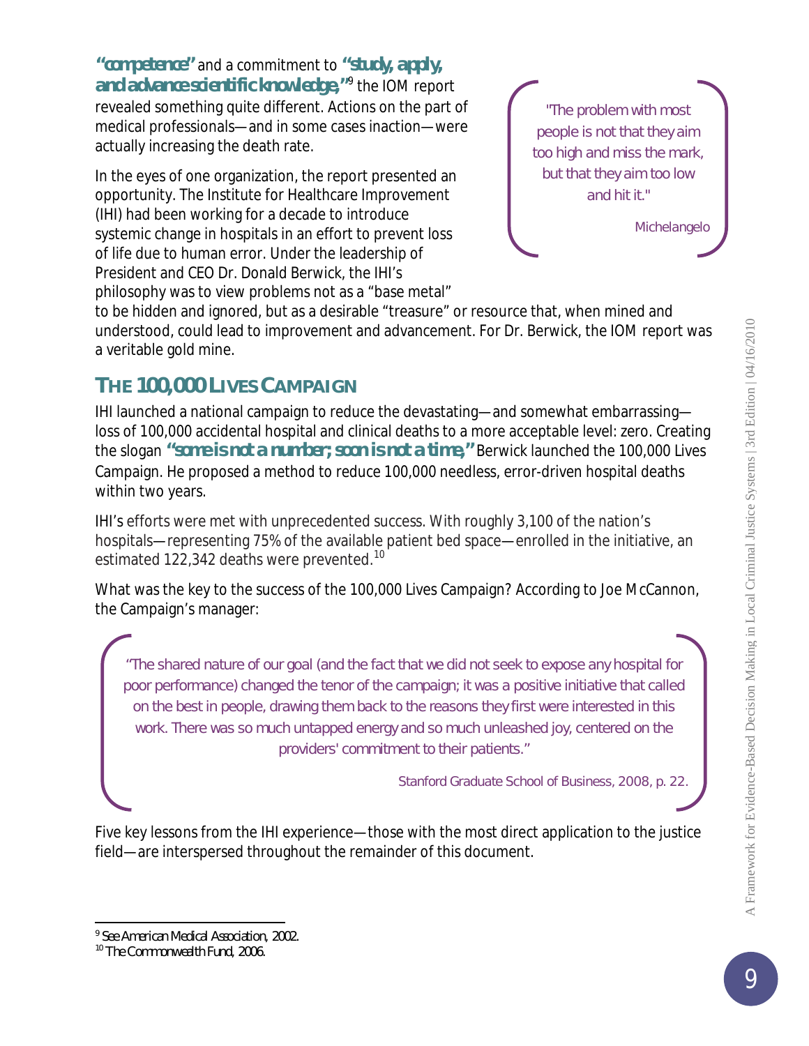**"competence"** and a commitment to **"study, apply, and advance scientific knowledge,"**[9] the IOM report revealed something quite different. Actions on the part of medical professionals—and in some cases inaction—were actually increasing the death rate.

> "The problem with most people is not that they aim too high and miss the mark, but that they aim too low and hit it."
>
> Michelangelo

In the eyes of one organization, the report presented an opportunity. The Institute for Healthcare Improvement (IHI) had been working for a decade to introduce systemic change in hospitals in an effort to prevent loss of life due to human error. Under the leadership of President and CEO Dr. Donald Berwick, the IHI's philosophy was to view problems not as a "base metal" to be hidden and ignored, but as a desirable "treasure" or resource that, when mined and understood, could lead to improvement and advancement. For Dr. Berwick, the IOM report was a veritable gold mine.

## THE 100,000 LIVES CAMPAIGN

IHI launched a national campaign to reduce the devastating—and somewhat embarrassing—loss of 100,000 accidental hospital and clinical deaths to a more acceptable level: zero. Creating the slogan **"some is not a number; soon is not a time,"** Berwick launched the 100,000 Lives Campaign. He proposed a method to reduce 100,000 needless, error-driven hospital deaths within two years.

IHI's efforts were met with unprecedented success. With roughly 3,100 of the nation's hospitals—representing 75% of the available patient bed space—enrolled in the initiative, an estimated 122,342 deaths were prevented.[10]

What was the key to the success of the 100,000 Lives Campaign? According to Joe McCannon, the Campaign's manager:

> "The shared nature of our goal (and the fact that we did not seek to expose any hospital for poor performance) changed the tenor of the campaign; it was a positive initiative that called on the best in people, drawing them back to the reasons they first were interested in this work. There was so much untapped energy and so much unleashed joy, centered on the providers' commitment to their patients."
>
> Stanford Graduate School of Business, 2008, p. 22.

Five key lessons from the IHI experience—those with the most direct application to the justice field—are interspersed throughout the remainder of this document.

---

[9] See American Medical Association, 2002.

[10] The Commonwealth Fund, 2006.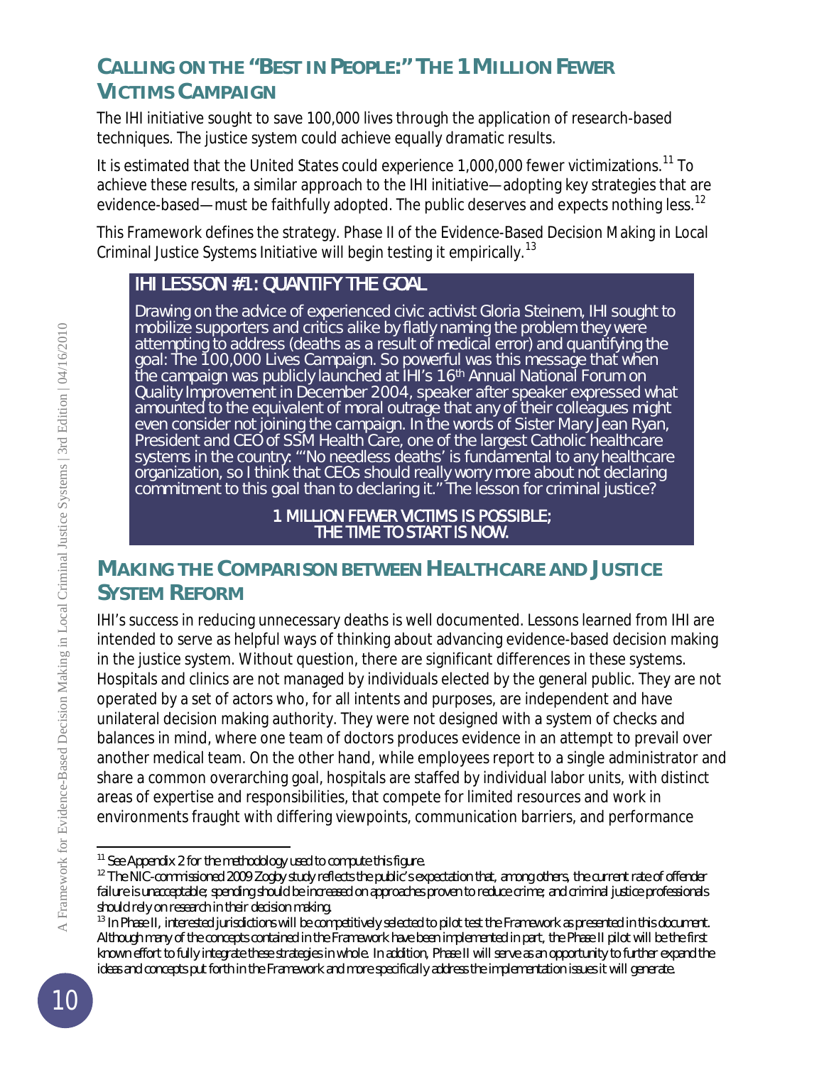## Calling on the "Best in People:" The 1 Million Fewer Victims Campaign

The IHI initiative sought to save 100,000 lives through the application of research-based techniques. The justice system could achieve equally dramatic results.

It is estimated that the United States could experience 1,000,000 fewer victimizations.[11] To achieve these results, a similar approach to the IHI initiative—adopting key strategies that are evidence-based—must be faithfully adopted. The public deserves and expects nothing less.[12]

This Framework defines the strategy. Phase II of the Evidence-Based Decision Making in Local Criminal Justice Systems Initiative will begin testing it empirically.[13]

### IHI Lesson #1: Quantify the Goal

Drawing on the advice of experienced civic activist Gloria Steinem, IHI sought to mobilize supporters and critics alike by flatly naming the problem they were attempting to address (deaths as a result of medical error) and quantifying the goal: The 100,000 Lives Campaign. So powerful was this message that when the campaign was publicly launched at IHI's 16th Annual National Forum on Quality Improvement in December 2004, speaker after speaker expressed what amounted to the equivalent of moral outrage that any of their colleagues might even consider not joining the campaign. In the words of Sister Mary Jean Ryan, President and CEO of SSM Health Care, one of the largest Catholic healthcare systems in the country: "'No needless deaths' is fundamental to any healthcare organization, so I think that CEOs should really worry more about not declaring commitment to this goal than to declaring it." The lesson for criminal justice?

**1 MILLION FEWER VICTIMS IS POSSIBLE;
THE TIME TO START IS NOW.**

## Making the Comparison between Healthcare and Justice System Reform

IHI's success in reducing unnecessary deaths is well documented. Lessons learned from IHI are intended to serve as helpful ways of thinking about advancing evidence-based decision making in the justice system. Without question, there are significant differences in these systems. Hospitals and clinics are not managed by individuals elected by the general public. They are not operated by a set of actors who, for all intents and purposes, are independent and have unilateral decision making authority. They were not designed with a system of checks and balances in mind, where one team of doctors produces evidence in an attempt to prevail over another medical team. On the other hand, while employees report to a single administrator and share a common overarching goal, hospitals are staffed by individual labor units, with distinct areas of expertise and responsibilities, that compete for limited resources and work in environments fraught with differing viewpoints, communication barriers, and performance

---

[11] See Appendix 2 for the methodology used to compute this figure.

[12] The NIC-commissioned 2009 Zogby study reflects the public's expectation that, among others, the current rate of offender failure is unacceptable; spending should be increased on approaches proven to reduce crime; and criminal justice professionals should rely on research in their decision making.

[13] In Phase II, interested jurisdictions will be competitively selected to pilot test the Framework as presented in this document. Although many of the concepts contained in the Framework have been implemented in part, the Phase II pilot will be the first known effort to fully integrate these strategies in whole. In addition, Phase II will serve as an opportunity to further expand the ideas and concepts put forth in the Framework and more specifically address the implementation issues it will generate.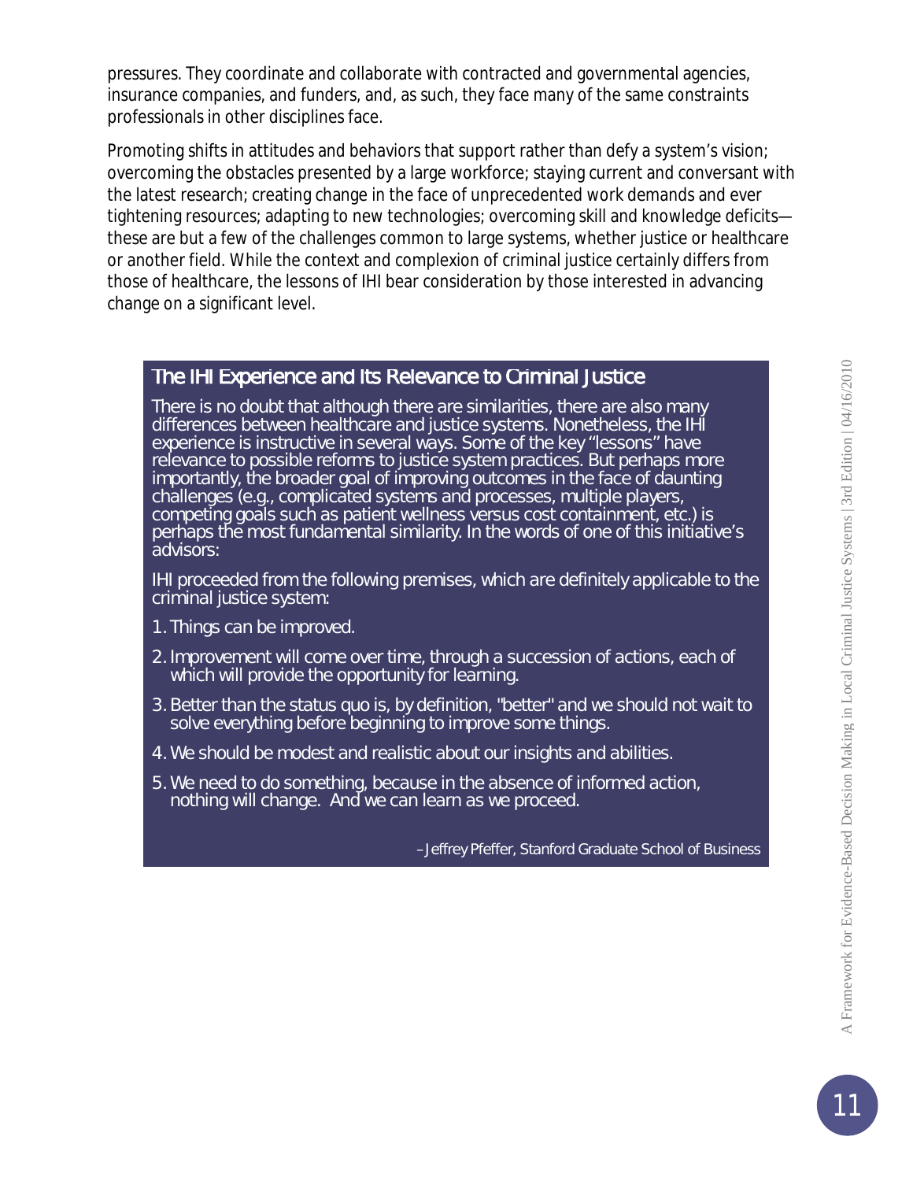pressures. They coordinate and collaborate with contracted and governmental agencies, insurance companies, and funders, and, as such, they face many of the same constraints professionals in other disciplines face.

Promoting shifts in attitudes and behaviors that support rather than defy a system's vision; overcoming the obstacles presented by a large workforce; staying current and conversant with the latest research; creating change in the face of unprecedented work demands and ever tightening resources; adapting to new technologies; overcoming skill and knowledge deficits—these are but a few of the challenges common to large systems, whether justice or healthcare or another field. While the context and complexion of criminal justice certainly differs from those of healthcare, the lessons of IHI bear consideration by those interested in advancing change on a significant level.

### The IHI Experience and Its Relevance to Criminal Justice

There is no doubt that although there are similarities, there are also many differences between healthcare and justice systems. Nonetheless, the IHI experience is instructive in several ways. Some of the key "lessons" have relevance to possible reforms to justice system practices. But perhaps more importantly, the broader goal of improving outcomes in the face of daunting challenges (e.g., complicated systems and processes, multiple players, competing goals such as patient wellness versus cost containment, etc.) is perhaps the most fundamental similarity. In the words of one of this initiative's advisors:

IHI proceeded from the following premises, which are definitely applicable to the criminal justice system:

1. Things can be improved.
2. Improvement will come over time, through a succession of actions, each of which will provide the opportunity for learning.
3. Better than the status quo is, by definition, "better" and we should not wait to solve everything before beginning to improve some things.
4. We should be modest and realistic about our insights and abilities.
5. We need to do something, because in the absence of informed action, nothing will change. And we can learn as we proceed.

– Jeffrey Pfeffer, Stanford Graduate School of Business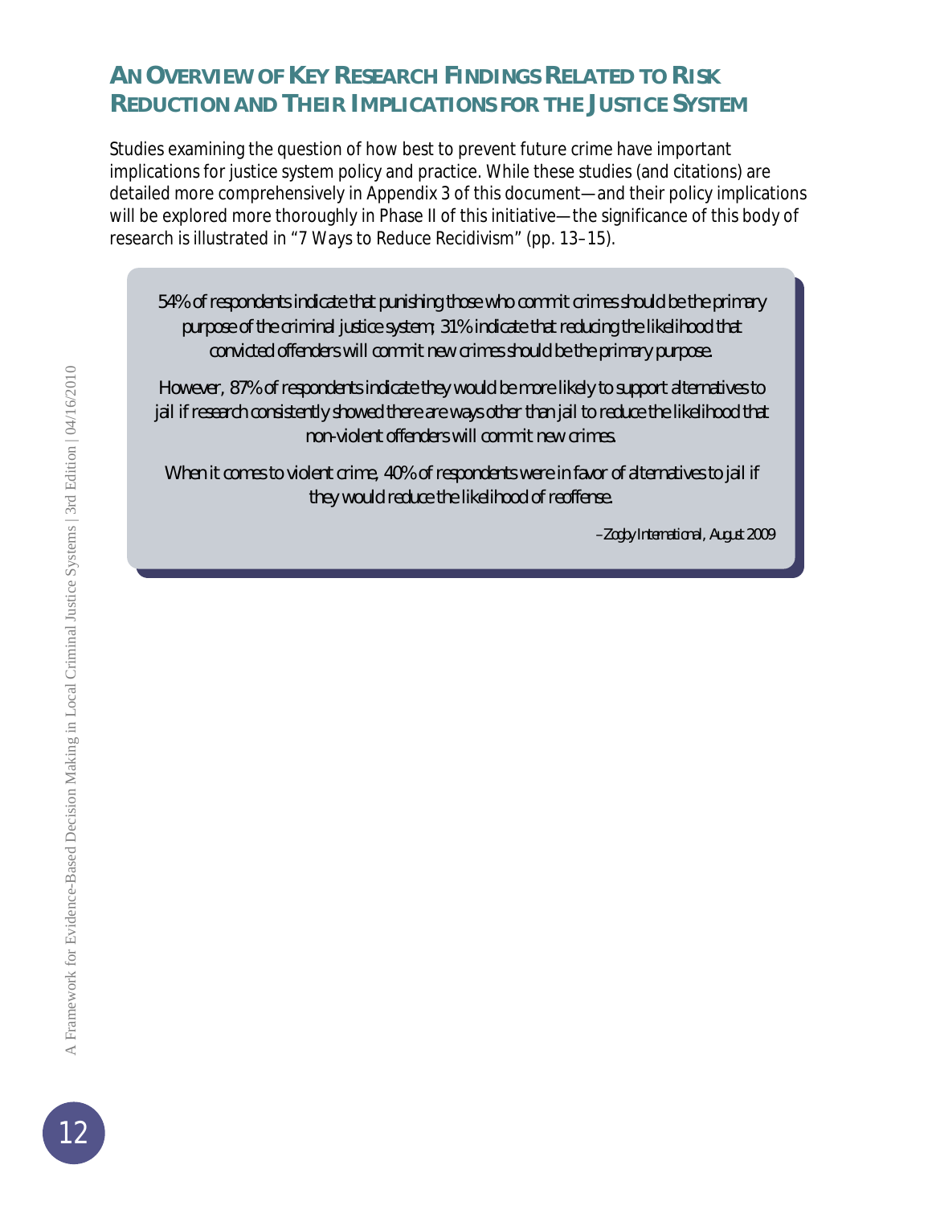## An Overview of Key Research Findings Related to Risk Reduction and Their Implications for the Justice System

Studies examining the question of how best to prevent future crime have important implications for justice system policy and practice. While these studies (and citations) are detailed more comprehensively in Appendix 3 of this document—and their policy implications will be explored more thoroughly in Phase II of this initiative—the significance of this body of research is illustrated in "7 Ways to Reduce Recidivism" (pp. 13–15).

> *54% of respondents indicate that punishing those who commit crimes should be the primary purpose of the criminal justice system; 31% indicate that reducing the likelihood that convicted offenders will commit new crimes should be the primary purpose.*
>
> *However, 87% of respondents indicate they would be more likely to support alternatives to jail if research consistently showed there are ways other than jail to reduce the likelihood that non-violent offenders will commit new crimes.*
>
> *When it comes to violent crime, 40% of respondents were in favor of alternatives to jail if they would reduce the likelihood of reoffense.*
>
> *–Zogby International, August 2009*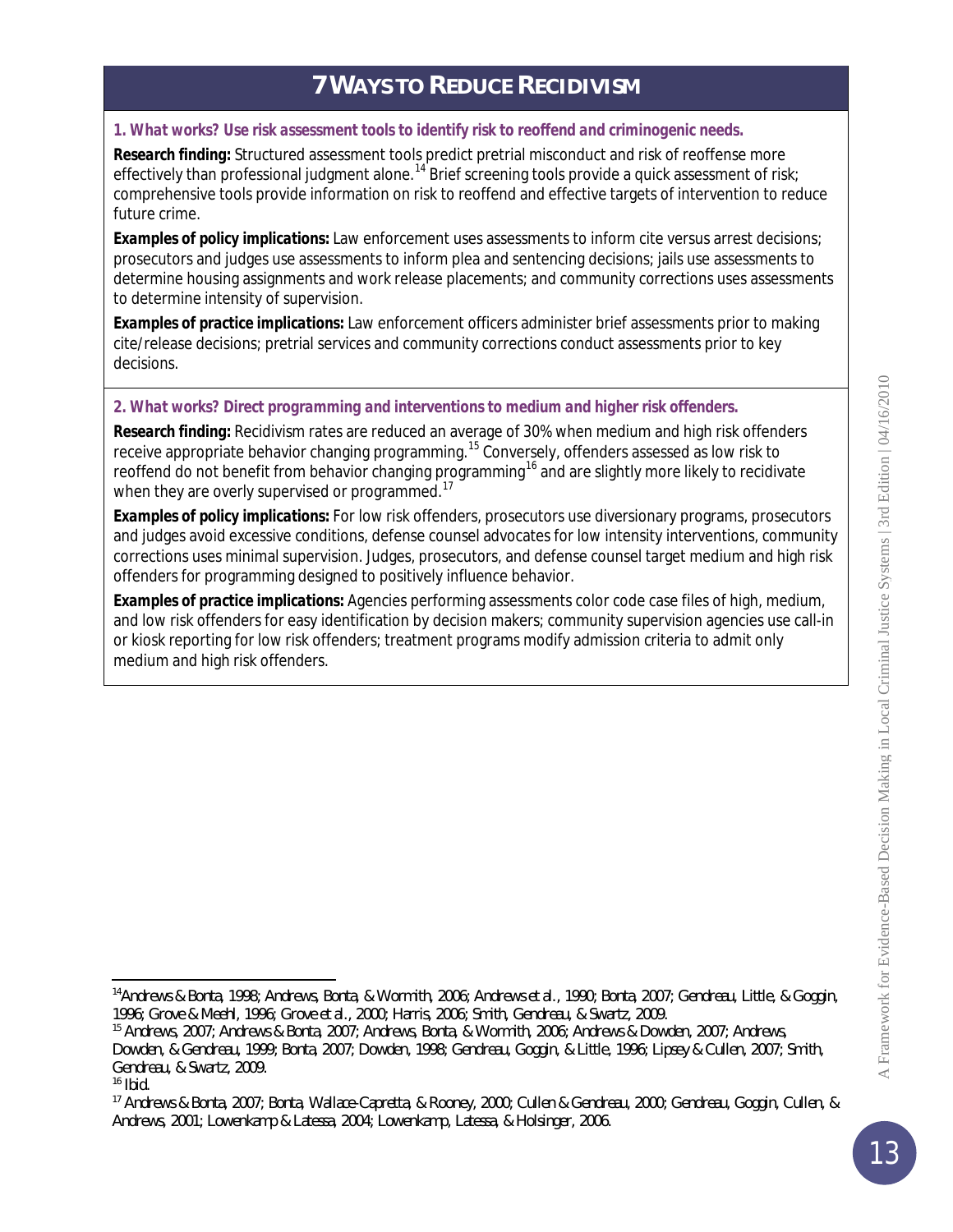# 7 Ways to Reduce Recidivism

***1. What works? Use risk assessment tools to identify risk to reoffend and criminogenic needs.***

***Research finding:*** Structured assessment tools predict pretrial misconduct and risk of reoffense more effectively than professional judgment alone.[14] Brief screening tools provide a quick assessment of risk; comprehensive tools provide information on risk to reoffend and effective targets of intervention to reduce future crime.

***Examples of policy implications:*** Law enforcement uses assessments to inform cite versus arrest decisions; prosecutors and judges use assessments to inform plea and sentencing decisions; jails use assessments to determine housing assignments and work release placements; and community corrections uses assessments to determine intensity of supervision.

***Examples of practice implications:*** Law enforcement officers administer brief assessments prior to making cite/release decisions; pretrial services and community corrections conduct assessments prior to key decisions.

***2. What works? Direct programming and interventions to medium and higher risk offenders.***

***Research finding:*** Recidivism rates are reduced an average of 30% when medium and high risk offenders receive appropriate behavior changing programming.[15] Conversely, offenders assessed as low risk to reoffend do not benefit from behavior changing programming[16] and are slightly more likely to recidivate when they are overly supervised or programmed.[17]

***Examples of policy implications:*** For low risk offenders, prosecutors use diversionary programs, prosecutors and judges avoid excessive conditions, defense counsel advocates for low intensity interventions, community corrections uses minimal supervision. Judges, prosecutors, and defense counsel target medium and high risk offenders for programming designed to positively influence behavior.

***Examples of practice implications:*** Agencies performing assessments color code case files of high, medium, and low risk offenders for easy identification by decision makers; community supervision agencies use call-in or kiosk reporting for low risk offenders; treatment programs modify admission criteria to admit only medium and high risk offenders.

---

[14] Andrews & Bonta, 1998; Andrews, Bonta, & Wormith, 2006; Andrews et al., 1990; Bonta, 2007; Gendreau, Little, & Goggin, 1996; Grove & Meehl, 1996; Grove et al., 2000; Harris, 2006; Smith, Gendreau, & Swartz, 2009.

[15] Andrews, 2007; Andrews & Bonta, 2007; Andrews, Bonta, & Wormith, 2006; Andrews & Dowden, 2007; Andrews, Dowden, & Gendreau, 1999; Bonta, 2007; Dowden, 1998; Gendreau, Goggin, & Little, 1996; Lipsey & Cullen, 2007; Smith, Gendreau, & Swartz, 2009.

[16] Ibid.

[17] Andrews & Bonta, 2007; Bonta, Wallace-Capretta, & Rooney, 2000; Cullen & Gendreau, 2000; Gendreau, Goggin, Cullen, & Andrews, 2001; Lowenkamp & Latessa, 2004; Lowenkamp, Latessa, & Holsinger, 2006.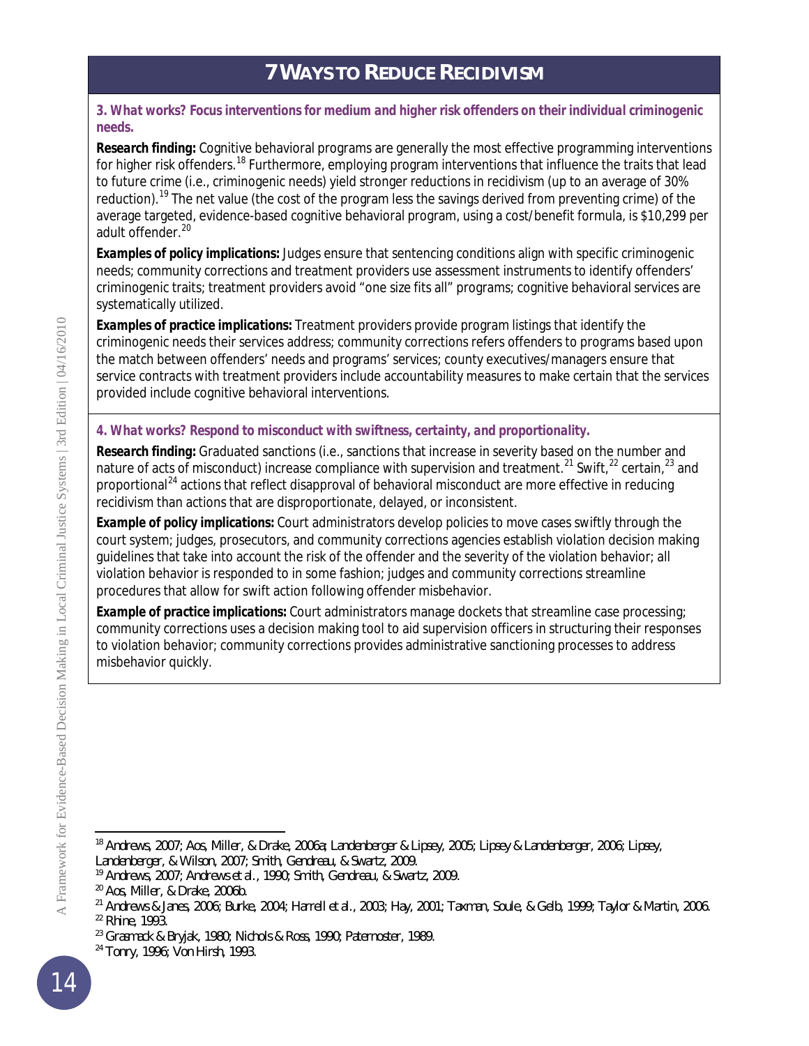## 7 WAYS TO REDUCE RECIDIVISM

***3. What works? Focus interventions for medium and higher risk offenders on their individual criminogenic needs.***

**Research finding:** Cognitive behavioral programs are generally the most effective programming interventions for higher risk offenders.[18] Furthermore, employing program interventions that influence the traits that lead to future crime (i.e., criminogenic needs) yield stronger reductions in recidivism (up to an average of 30% reduction).[19] The net value (the cost of the program less the savings derived from preventing crime) of the average targeted, evidence-based cognitive behavioral program, using a cost/benefit formula, is $10,299 per adult offender.[20]

**Examples of policy implications:** Judges ensure that sentencing conditions align with specific criminogenic needs; community corrections and treatment providers use assessment instruments to identify offenders' criminogenic traits; treatment providers avoid "one size fits all" programs; cognitive behavioral services are systematically utilized.

**Examples of practice implications:** Treatment providers provide program listings that identify the criminogenic needs their services address; community corrections refers offenders to programs based upon the match between offenders' needs and programs' services; county executives/managers ensure that service contracts with treatment providers include accountability measures to make certain that the services provided include cognitive behavioral interventions.

***4. What works? Respond to misconduct with swiftness, certainty, and proportionality.***

**Research finding:** Graduated sanctions (i.e., sanctions that increase in severity based on the number and nature of acts of misconduct) increase compliance with supervision and treatment.[21] Swift,[22] certain,[23] and proportional[24] actions that reflect disapproval of behavioral misconduct are more effective in reducing recidivism than actions that are disproportionate, delayed, or inconsistent.

**Example of policy implications:** Court administrators develop policies to move cases swiftly through the court system; judges, prosecutors, and community corrections agencies establish violation decision making guidelines that take into account the risk of the offender and the severity of the violation behavior; all violation behavior is responded to in some fashion; judges and community corrections streamline procedures that allow for swift action following offender misbehavior.

**Example of practice implications:** Court administrators manage dockets that streamline case processing; community corrections uses a decision making tool to aid supervision officers in structuring their responses to violation behavior; community corrections provides administrative sanctioning processes to address misbehavior quickly.

---

[18] Andrews, 2007; Aos, Miller, & Drake, 2006a; Landenberger & Lipsey, 2005; Lipsey & Landenberger, 2006; Lipsey, Landenberger, & Wilson, 2007; Smith, Gendreau, & Swartz, 2009.

[19] Andrews, 2007; Andrews et al., 1990; Smith, Gendreau, & Swartz, 2009.

[20] Aos, Miller, & Drake, 2006b.

[21] Andrews & Janes, 2006; Burke, 2004; Harrell et al., 2003; Hay, 2001; Taxman, Soule, & Gelb, 1999; Taylor & Martin, 2006.

[22] Rhine, 1993.

[23] Grasmack & Bryjak, 1980; Nichols & Ross, 1990; Paternoster, 1989.

[24] Tonry, 1996; Von Hirsh, 1993.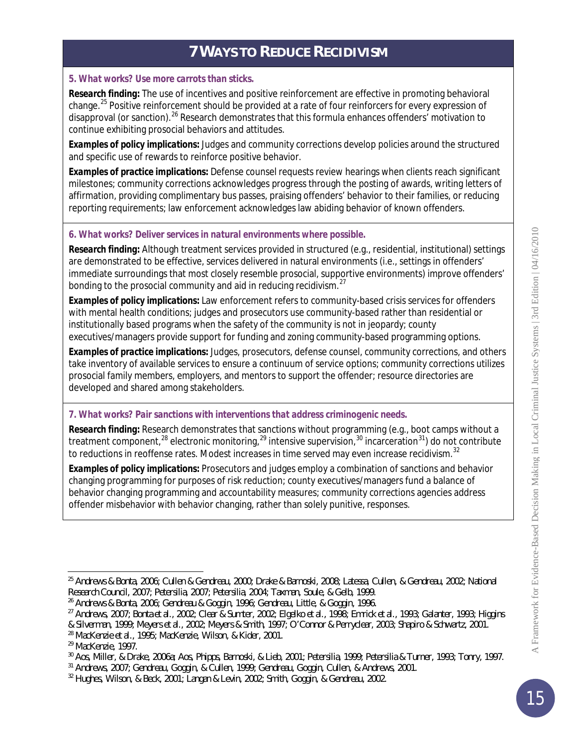# 7 WAYS TO REDUCE RECIDIVISM

**5. What works? Use more carrots than sticks.**

**Research finding:** The use of incentives and positive reinforcement are effective in promoting behavioral change.[25] Positive reinforcement should be provided at a rate of four reinforcers for every expression of disapproval (or sanction).[26] Research demonstrates that this formula enhances offenders' motivation to continue exhibiting prosocial behaviors and attitudes.

**Examples of policy implications:** Judges and community corrections develop policies around the structured and specific use of rewards to reinforce positive behavior.

**Examples of practice implications:** Defense counsel requests review hearings when clients reach significant milestones; community corrections acknowledges progress through the posting of awards, writing letters of affirmation, providing complimentary bus passes, praising offenders' behavior to their families, or reducing reporting requirements; law enforcement acknowledges law abiding behavior of known offenders.

**6. What works? Deliver services in natural environments where possible.**

**Research finding:** Although treatment services provided in structured (e.g., residential, institutional) settings are demonstrated to be effective, services delivered in natural environments (i.e., settings in offenders' immediate surroundings that most closely resemble prosocial, supportive environments) improve offenders' bonding to the prosocial community and aid in reducing recidivism.[27]

**Examples of policy implications:** Law enforcement refers to community-based crisis services for offenders with mental health conditions; judges and prosecutors use community-based rather than residential or institutionally based programs when the safety of the community is not in jeopardy; county executives/managers provide support for funding and zoning community-based programming options.

**Examples of practice implications:** Judges, prosecutors, defense counsel, community corrections, and others take inventory of available services to ensure a continuum of service options; community corrections utilizes prosocial family members, employers, and mentors to support the offender; resource directories are developed and shared among stakeholders.

**7. What works? Pair sanctions with interventions that address criminogenic needs.**

**Research finding:** Research demonstrates that sanctions without programming (e.g., boot camps without a treatment component,[28] electronic monitoring,[29] intensive supervision,[30] incarceration[31]) do not contribute to reductions in reoffense rates. Modest increases in time served may even increase recidivism.[32]

**Examples of policy implications:** Prosecutors and judges employ a combination of sanctions and behavior changing programming for purposes of risk reduction; county executives/managers fund a balance of behavior changing programming and accountability measures; community corrections agencies address offender misbehavior with behavior changing, rather than solely punitive, responses.

---

[25] Andrews & Bonta, 2006; Cullen & Gendreau, 2000; Drake & Barnoski, 2008; Latessa, Cullen, & Gendreau, 2002; National Research Council, 2007; Petersilia, 2007; Petersilia, 2004; Taxman, Soule, & Gelb, 1999.

[26] Andrews & Bonta, 2006; Gendreau & Goggin, 1996; Gendreau, Little, & Goggin, 1996.

[27] Andrews, 2007; Bonta et al., 2002; Clear & Sumter, 2002; Elgelko et al., 1998; Emrick et al., 1993; Galanter, 1993; Higgins & Silverman, 1999; Meyers et al., 2002; Meyers & Smith, 1997; O'Connor & Perryclear, 2003; Shapiro & Schwartz, 2001.

[28] MacKenzie et al., 1995; MacKenzie, Wilson, & Kider, 2001.

[29] MacKenzie, 1997.

[30] Aos, Miller, & Drake, 2006a; Aos, Phipps, Barnoski, & Lieb, 2001; Petersilia, 1999; Petersilia & Turner, 1993; Tonry, 1997.

[31] Andrews, 2007; Gendreau, Goggin, & Cullen, 1999; Gendreau, Goggin, Cullen, & Andrews, 2001.

[32] Hughes, Wilson, & Beck, 2001; Langan & Levin, 2002; Smith, Goggin, & Gendreau, 2002.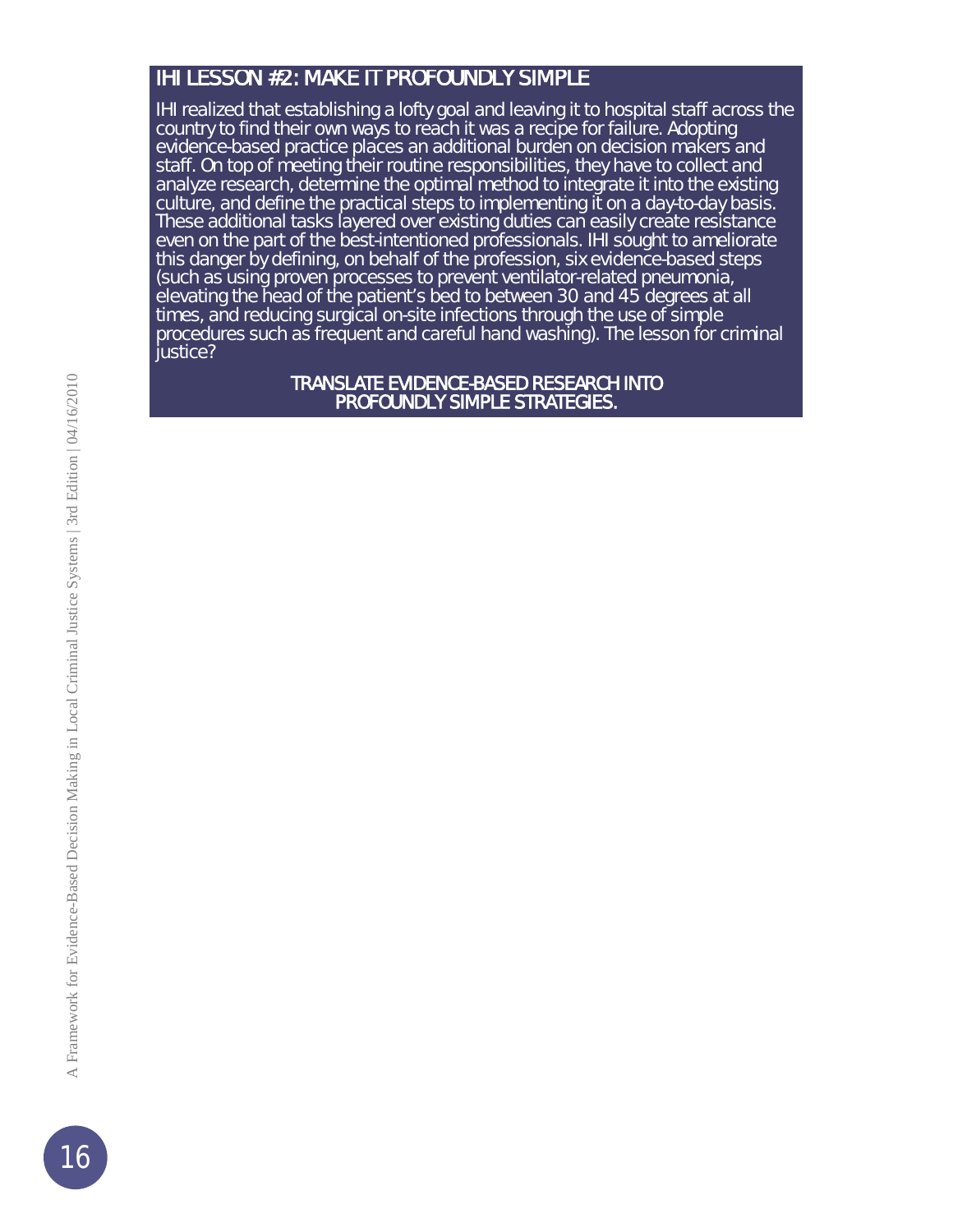## IHI LESSON #2: MAKE IT PROFOUNDLY SIMPLE

IHI realized that establishing a lofty goal and leaving it to hospital staff across the country to find their own ways to reach it was a recipe for failure. Adopting evidence-based practice places an additional burden on decision makers and staff. On top of meeting their routine responsibilities, they have to collect and analyze research, determine the optimal method to integrate it into the existing culture, and define the practical steps to implementing it on a day-to-day basis. These additional tasks layered over existing duties can easily create resistance even on the part of the best-intentioned professionals. IHI sought to ameliorate this danger by defining, on behalf of the profession, six evidence-based steps (such as using proven processes to prevent ventilator-related pneumonia, elevating the head of the patient's bed to between 30 and 45 degrees at all times, and reducing surgical on-site infections through the use of simple procedures such as frequent and careful hand washing). The lesson for criminal justice?

**TRANSLATE EVIDENCE-BASED RESEARCH INTO PROFOUNDLY SIMPLE STRATEGIES.**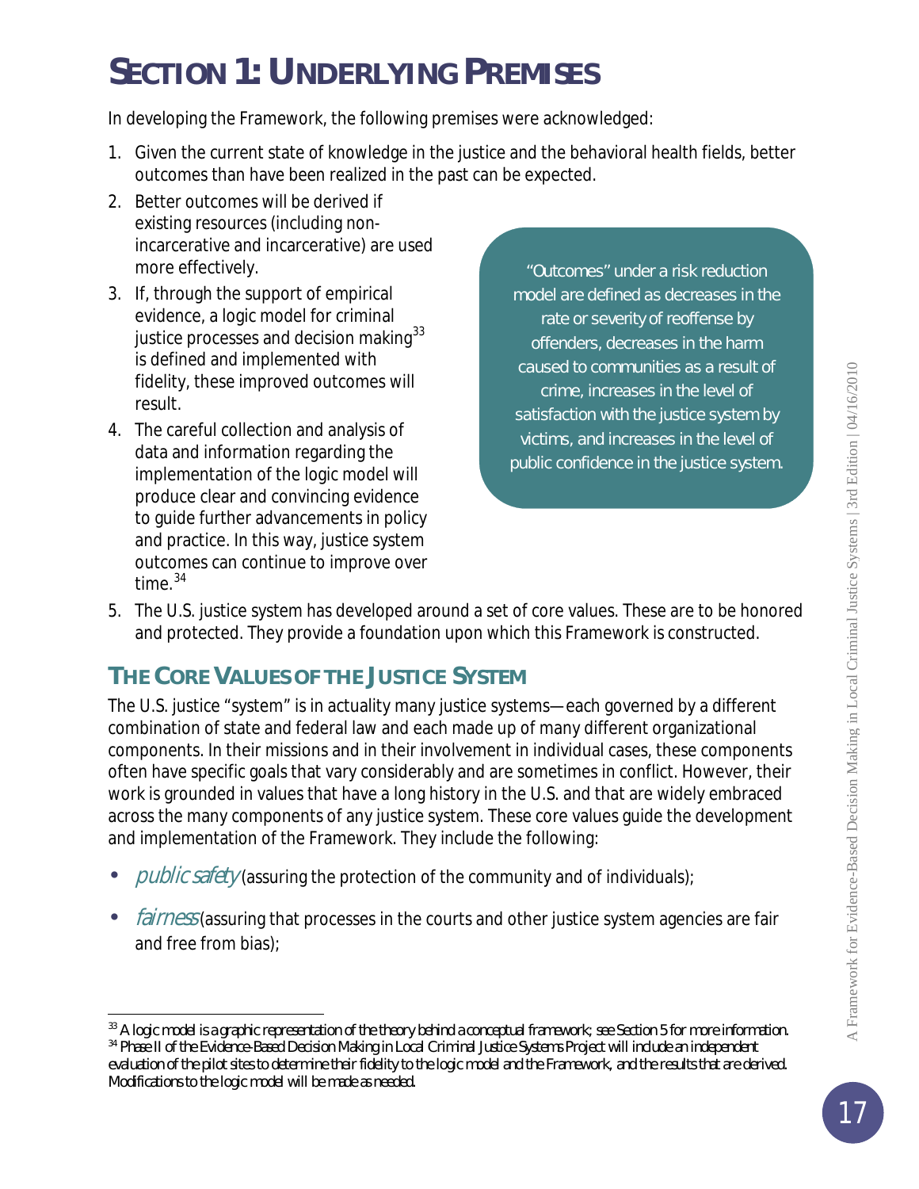# SECTION 1: UNDERLYING PREMISES

In developing the Framework, the following premises were acknowledged:

1. Given the current state of knowledge in the justice and the behavioral health fields, better outcomes than have been realized in the past can be expected.
2. Better outcomes will be derived if existing resources (including non-incarcerative and incarcerative) are used more effectively.
3. If, through the support of empirical evidence, a logic model for criminal justice processes and decision making[33] is defined and implemented with fidelity, these improved outcomes will result.
4. The careful collection and analysis of data and information regarding the implementation of the logic model will produce clear and convincing evidence to guide further advancements in policy and practice. In this way, justice system outcomes can continue to improve over time.[34]
5. The U.S. justice system has developed around a set of core values. These are to be honored and protected. They provide a foundation upon which this Framework is constructed.

> "Outcomes" under a risk reduction model are defined as decreases in the rate or severity of reoffense by offenders, decreases in the harm caused to communities as a result of crime, increases in the level of satisfaction with the justice system by victims, and increases in the level of public confidence in the justice system.

## THE CORE VALUES OF THE JUSTICE SYSTEM

The U.S. justice "system" is in actuality many justice systems—each governed by a different combination of state and federal law and each made up of many different organizational components. In their missions and in their involvement in individual cases, these components often have specific goals that vary considerably and are sometimes in conflict. However, their work is grounded in values that have a long history in the U.S. and that are widely embraced across the many components of any justice system. These core values guide the development and implementation of the Framework. They include the following:

- *public safety* (assuring the protection of the community and of individuals);
- *fairness* (assuring that processes in the courts and other justice system agencies are fair and free from bias);

---

[33] A logic model is a graphic representation of the theory behind a conceptual framework; see Section 5 for more information.

[34] Phase II of the Evidence-Based Decision Making in Local Criminal Justice Systems Project will include an independent evaluation of the pilot sites to determine their fidelity to the logic model and the Framework, and the results that are derived. Modifications to the logic model will be made as needed.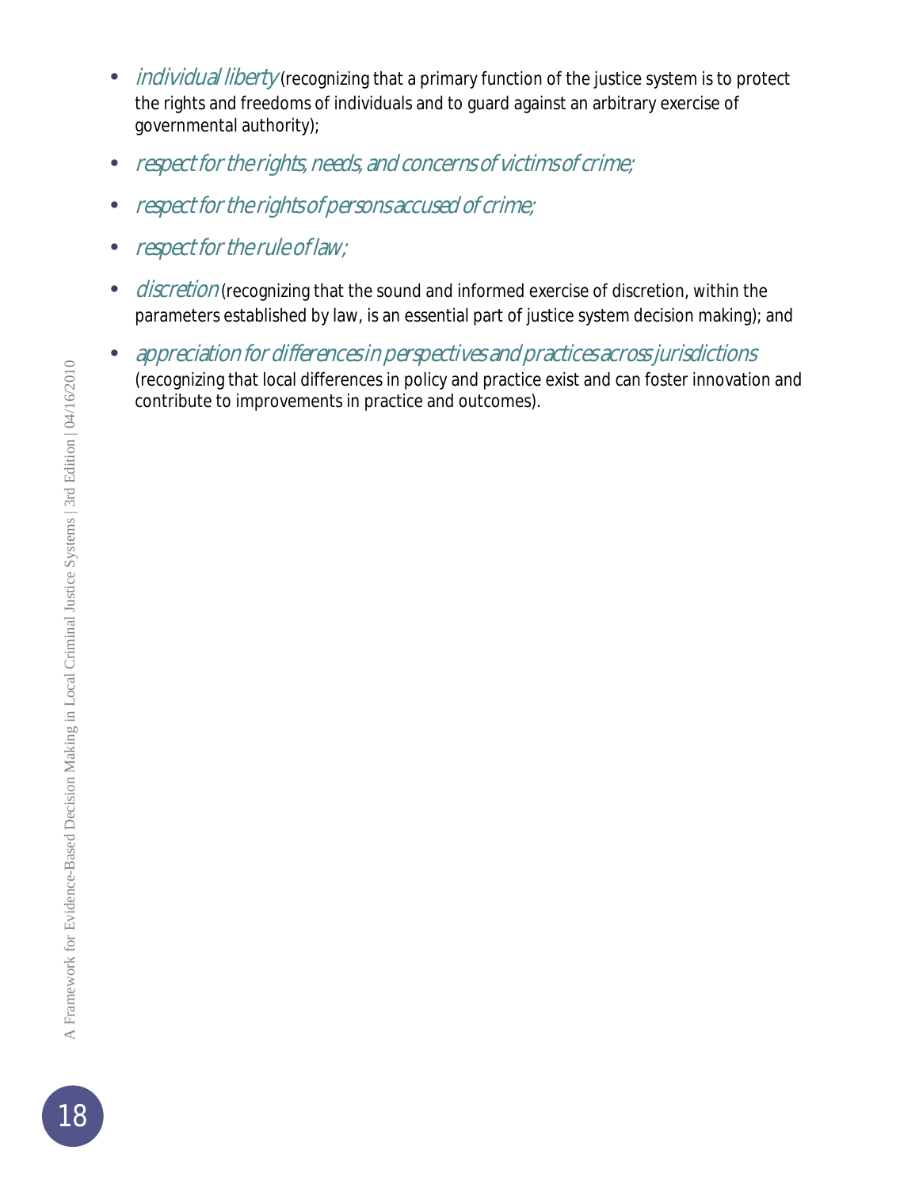- *individual liberty* (recognizing that a primary function of the justice system is to protect the rights and freedoms of individuals and to guard against an arbitrary exercise of governmental authority);
- *respect for the rights, needs, and concerns of victims of crime;*
- *respect for the rights of persons accused of crime;*
- *respect for the rule of law;*
- *discretion* (recognizing that the sound and informed exercise of discretion, within the parameters established by law, is an essential part of justice system decision making); and
- *appreciation for differences in perspectives and practices across jurisdictions* (recognizing that local differences in policy and practice exist and can foster innovation and contribute to improvements in practice and outcomes).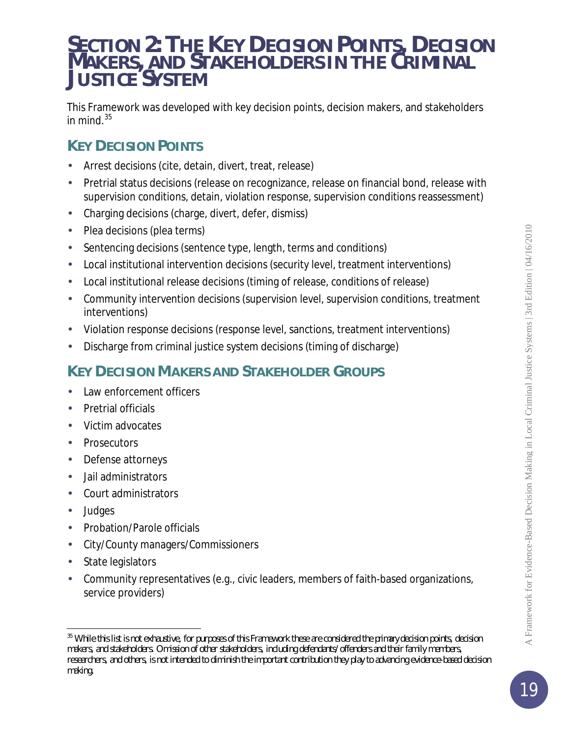# SECTION 2: THE KEY DECISION POINTS, DECISION MAKERS, AND STAKEHOLDERS IN THE CRIMINAL JUSTICE SYSTEM

This Framework was developed with key decision points, decision makers, and stakeholders in mind.[35]

## KEY DECISION POINTS

- Arrest decisions (cite, detain, divert, treat, release)
- Pretrial status decisions (release on recognizance, release on financial bond, release with supervision conditions, detain, violation response, supervision conditions reassessment)
- Charging decisions (charge, divert, defer, dismiss)
- Plea decisions (plea terms)
- Sentencing decisions (sentence type, length, terms and conditions)
- Local institutional intervention decisions (security level, treatment interventions)
- Local institutional release decisions (timing of release, conditions of release)
- Community intervention decisions (supervision level, supervision conditions, treatment interventions)
- Violation response decisions (response level, sanctions, treatment interventions)
- Discharge from criminal justice system decisions (timing of discharge)

## KEY DECISION MAKERS AND STAKEHOLDER GROUPS

- Law enforcement officers
- Pretrial officials
- Victim advocates
- Prosecutors
- Defense attorneys
- Jail administrators
- Court administrators
- Judges
- Probation/Parole officials
- City/County managers/Commissioners
- State legislators
- Community representatives (e.g., civic leaders, members of faith-based organizations, service providers)

---

[35] *While this list is not exhaustive, for purposes of this Framework these are considered the primary decision points, decision makers, and stakeholders. Omission of other stakeholders, including defendants/offenders and their family members, researchers, and others, is not intended to diminish the important contribution they play to advancing evidence-based decision making.*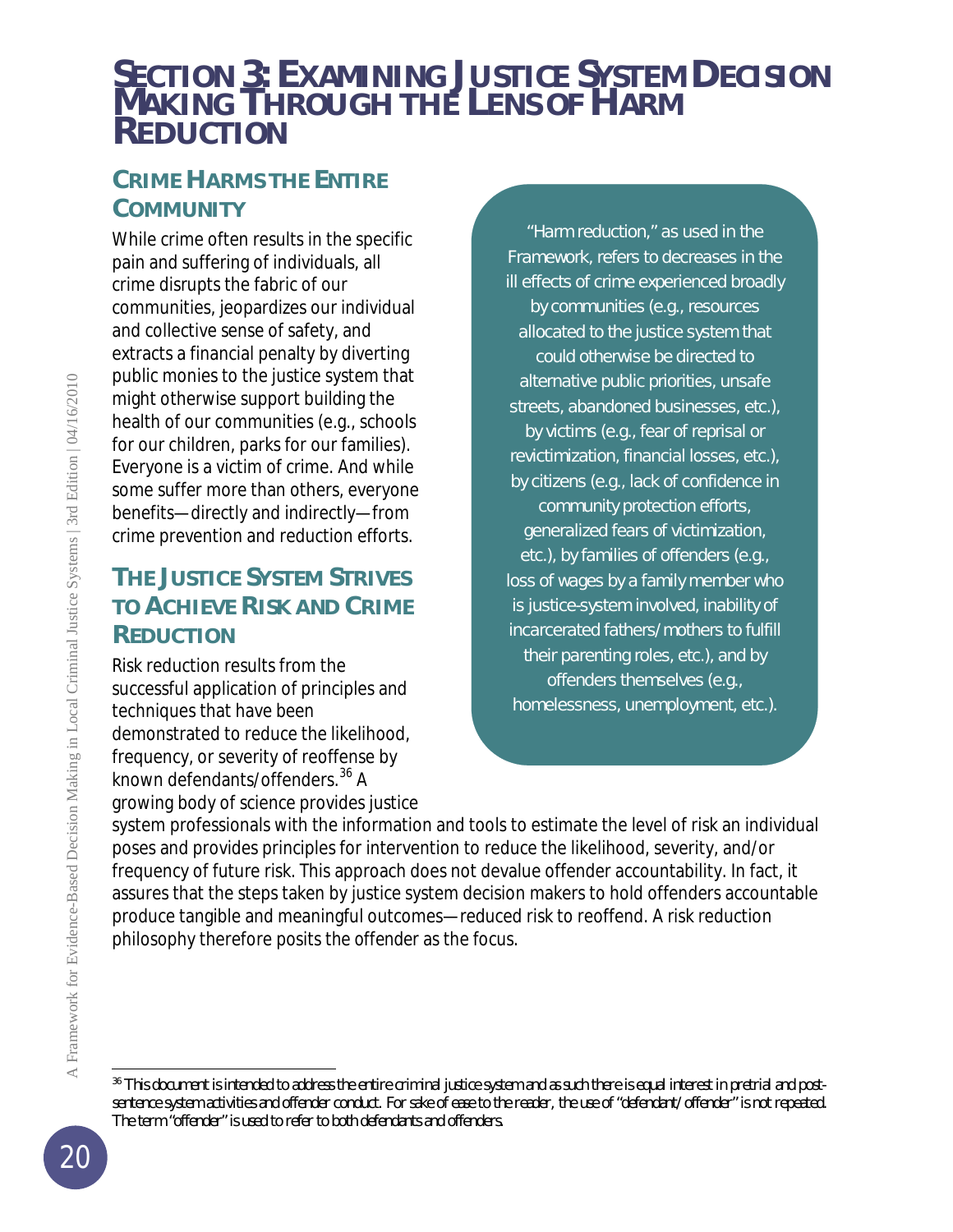# SECTION 3: EXAMINING JUSTICE SYSTEM DECISION MAKING THROUGH THE LENS OF HARM REDUCTION

## CRIME HARMS THE ENTIRE COMMUNITY

While crime often results in the specific pain and suffering of individuals, all crime disrupts the fabric of our communities, jeopardizes our individual and collective sense of safety, and extracts a financial penalty by diverting public monies to the justice system that might otherwise support building the health of our communities (e.g., schools for our children, parks for our families). Everyone is a victim of crime. And while some suffer more than others, everyone benefits—directly and indirectly—from crime prevention and reduction efforts.

> "Harm reduction," as used in the Framework, refers to decreases in the ill effects of crime experienced broadly by communities (e.g., resources allocated to the justice system that could otherwise be directed to alternative public priorities, unsafe streets, abandoned businesses, etc.), by victims (e.g., fear of reprisal or revictimization, financial losses, etc.), by citizens (e.g., lack of confidence in community protection efforts, generalized fears of victimization, etc.), by families of offenders (e.g., loss of wages by a family member who is justice-system involved, inability of incarcerated fathers/mothers to fulfill their parenting roles, etc.), and by offenders themselves (e.g., homelessness, unemployment, etc.).

## THE JUSTICE SYSTEM STRIVES TO ACHIEVE RISK AND CRIME REDUCTION

Risk reduction results from the successful application of principles and techniques that have been demonstrated to reduce the likelihood, frequency, or severity of reoffense by known defendants/offenders.[36] A growing body of science provides justice system professionals with the information and tools to estimate the level of risk an individual poses and provides principles for intervention to reduce the likelihood, severity, and/or frequency of future risk. This approach does not devalue offender accountability. In fact, it assures that the steps taken by justice system decision makers to hold offenders accountable produce tangible and meaningful outcomes—reduced risk to reoffend. A risk reduction philosophy therefore posits the offender as the focus.

---

[36] This document is intended to address the entire criminal justice system and as such there is equal interest in pretrial and post-sentence system activities and offender conduct. For sake of ease to the reader, the use of "defendant/offender" is not repeated. The term "offender" is used to refer to both defendants and offenders.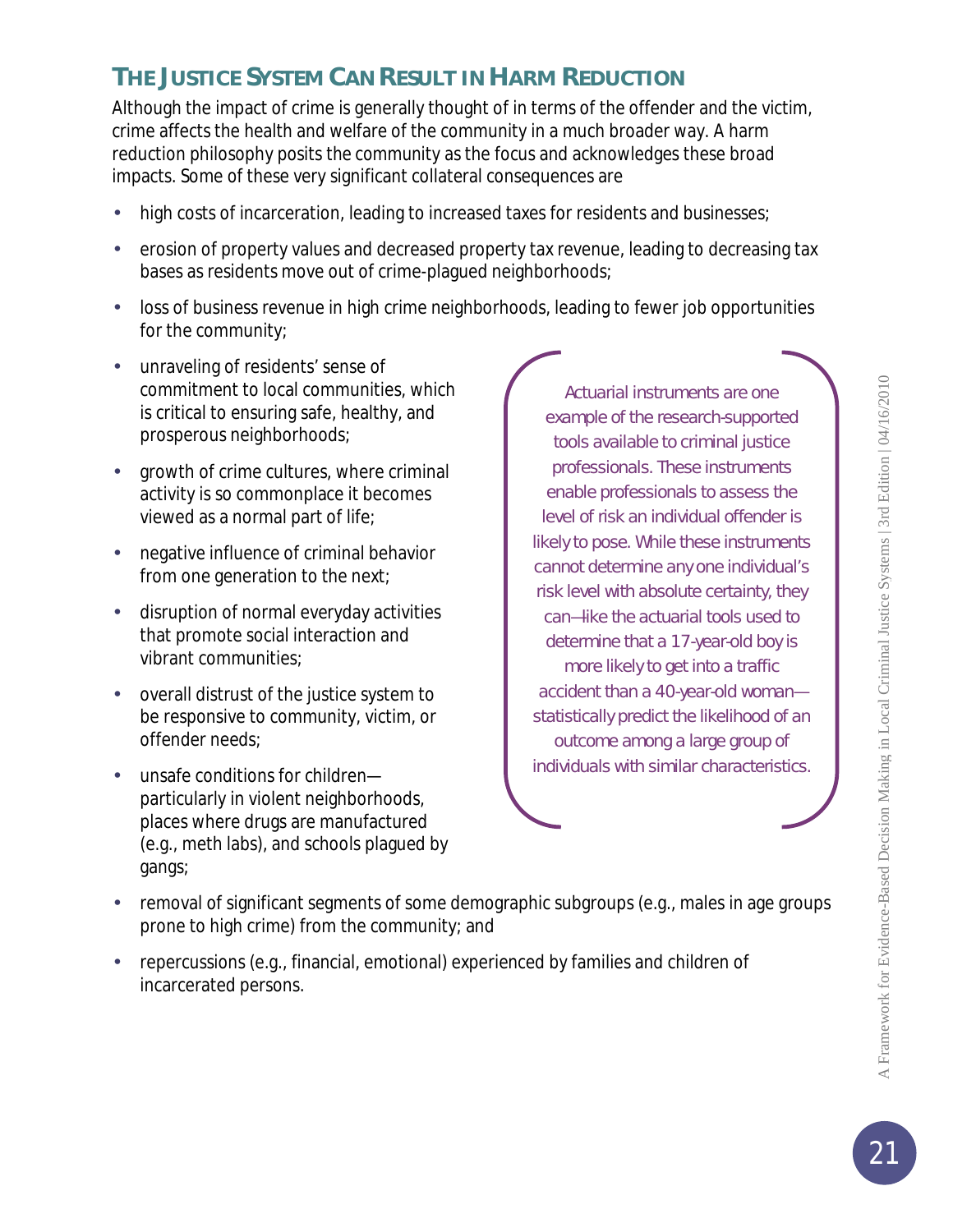## THE JUSTICE SYSTEM CAN RESULT IN HARM REDUCTION

Although the impact of crime is generally thought of in terms of the offender and the victim, crime affects the health and welfare of the community in a much broader way. A harm reduction philosophy posits the community as the focus and acknowledges these broad impacts. Some of these very significant collateral consequences are

- high costs of incarceration, leading to increased taxes for residents and businesses;
- erosion of property values and decreased property tax revenue, leading to decreasing tax bases as residents move out of crime-plagued neighborhoods;
- loss of business revenue in high crime neighborhoods, leading to fewer job opportunities for the community;
- unraveling of residents' sense of commitment to local communities, which is critical to ensuring safe, healthy, and prosperous neighborhoods;
- growth of crime cultures, where criminal activity is so commonplace it becomes viewed as a normal part of life;
- negative influence of criminal behavior from one generation to the next;
- disruption of normal everyday activities that promote social interaction and vibrant communities;
- overall distrust of the justice system to be responsive to community, victim, or offender needs;
- unsafe conditions for children—particularly in violent neighborhoods, places where drugs are manufactured (e.g., meth labs), and schools plagued by gangs;
- removal of significant segments of some demographic subgroups (e.g., males in age groups prone to high crime) from the community; and
- repercussions (e.g., financial, emotional) experienced by families and children of incarcerated persons.

> Actuarial instruments are one example of the research-supported tools available to criminal justice professionals. These instruments enable professionals to assess the level of risk an individual offender is likely to pose. While these instruments cannot determine any one individual's risk level with absolute certainty, they can—like the actuarial tools used to determine that a 17-year-old boy is more likely to get into a traffic accident than a 40-year-old woman—statistically predict the likelihood of an outcome among a large group of individuals with similar characteristics.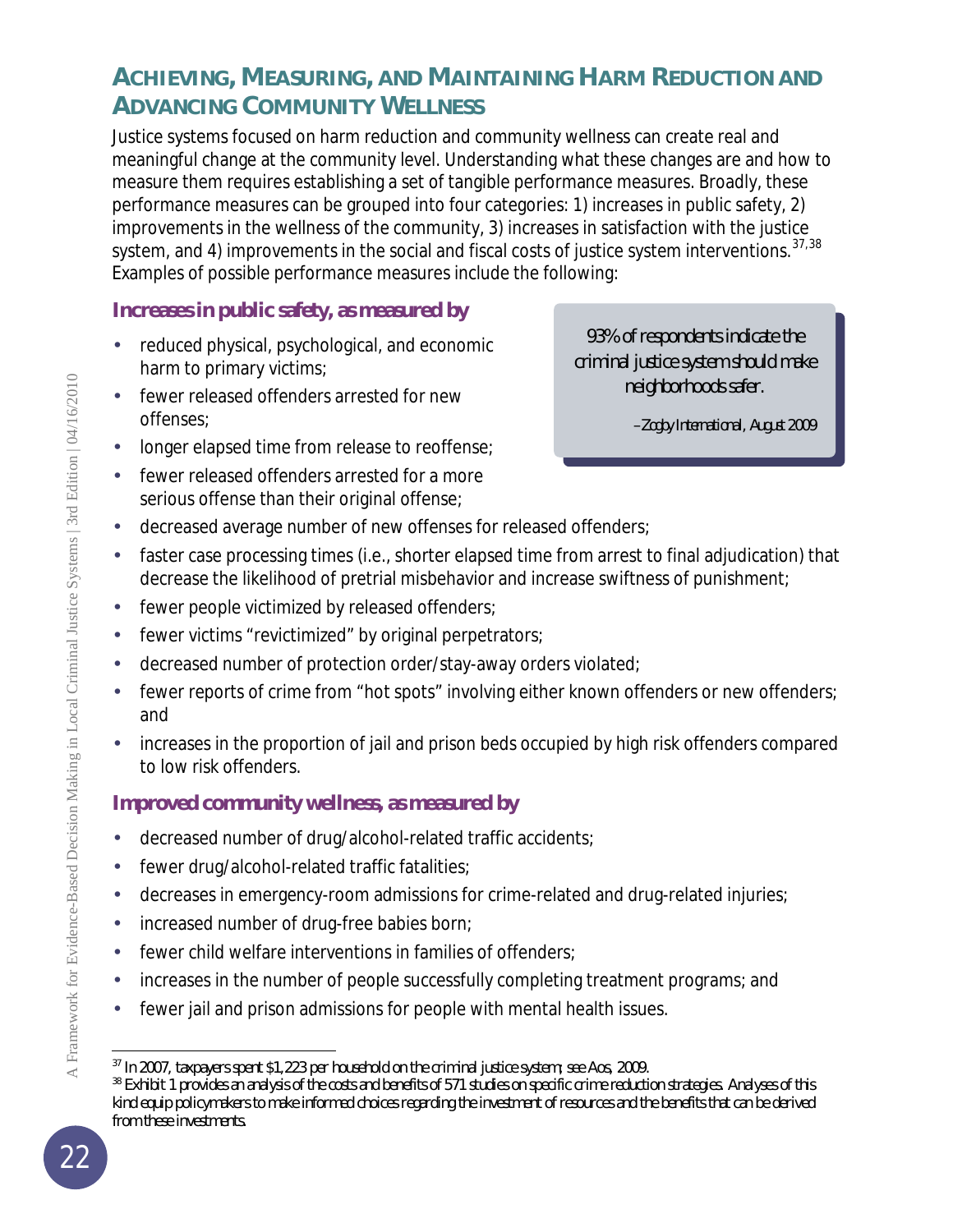## Achieving, Measuring, and Maintaining Harm Reduction and Advancing Community Wellness

Justice systems focused on harm reduction and community wellness can create real and meaningful change at the community level. Understanding what these changes are and how to measure them requires establishing a set of tangible performance measures. Broadly, these performance measures can be grouped into four categories: 1) increases in public safety, 2) improvements in the wellness of the community, 3) increases in satisfaction with the justice system, and 4) improvements in the social and fiscal costs of justice system interventions.[37,38] Examples of possible performance measures include the following:

### Increases in public safety, as measured by

> *93% of respondents indicate the criminal justice system should make neighborhoods safer.*
>
> *–Zogby International, August 2009*

- reduced physical, psychological, and economic harm to primary victims;
- fewer released offenders arrested for new offenses;
- longer elapsed time from release to reoffense;
- fewer released offenders arrested for a more serious offense than their original offense;
- decreased average number of new offenses for released offenders;
- faster case processing times (i.e., shorter elapsed time from arrest to final adjudication) that decrease the likelihood of pretrial misbehavior and increase swiftness of punishment;
- fewer people victimized by released offenders;
- fewer victims "revictimized" by original perpetrators;
- decreased number of protection order/stay-away orders violated;
- fewer reports of crime from "hot spots" involving either known offenders or new offenders; and
- increases in the proportion of jail and prison beds occupied by high risk offenders compared to low risk offenders.

### Improved community wellness, as measured by

- decreased number of drug/alcohol-related traffic accidents;
- fewer drug/alcohol-related traffic fatalities;
- decreases in emergency-room admissions for crime-related and drug-related injuries;
- increased number of drug-free babies born;
- fewer child welfare interventions in families of offenders;
- increases in the number of people successfully completing treatment programs; and
- fewer jail and prison admissions for people with mental health issues.

---

[37] In 2007, taxpayers spent $1,223 per household on the criminal justice system; see Aos, 2009.

[38] Exhibit 1 provides an analysis of the costs and benefits of 571 studies on specific crime reduction strategies. Analyses of this kind equip policymakers to make informed choices regarding the investment of resources and the benefits that can be derived from these investments.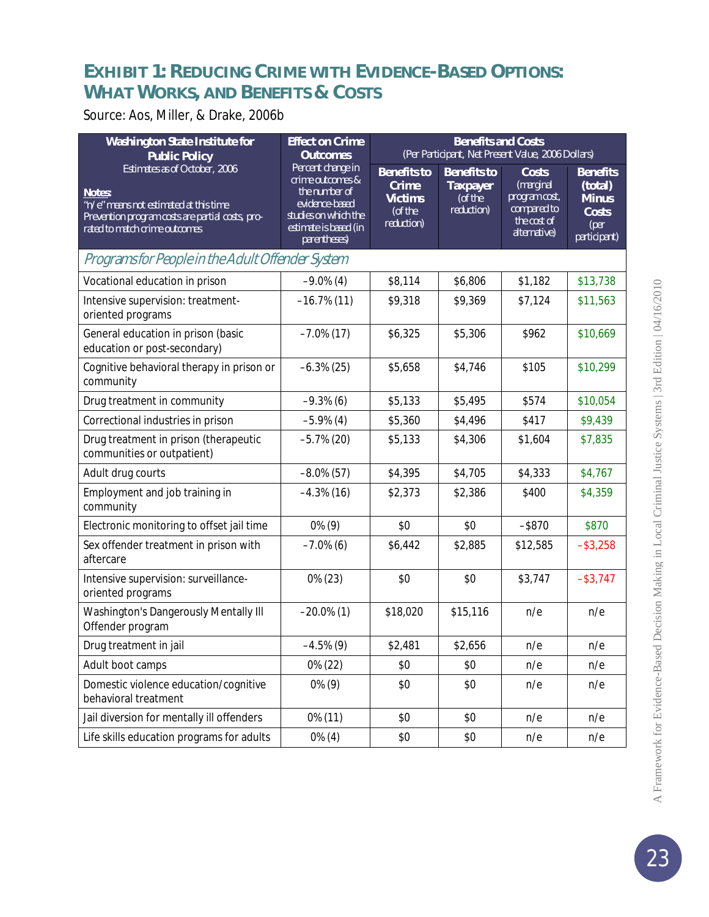## EXHIBIT 1: REDUCING CRIME WITH EVIDENCE-BASED OPTIONS: WHAT WORKS, AND BENEFITS & COSTS

Source: Aos, Miller, & Drake, 2006b

| **Washington State Institute for Public Policy** Estimates as of October, 2006 **Notes:** "n/e" means not estimated at this time. Prevention program costs are partial costs, pro-rated to match crime outcomes | **Effect on Crime Outcomes** Percent change in crime outcomes & the number of evidence-based studies on which the estimate is based (in parentheses) | **Benefits and Costs** (Per Participant, Net Present Value, 2006 Dollars) | | | |
|---|---|---|---|---|---|
| | | **Benefits to Crime Victims** (of the reduction) | **Benefits to Taxpayer** (of the reduction) | **Costs** (marginal program cost, compared to the cost of alternative) | **Benefits (total) Minus Costs** (per participant) |
| *Programs for People in the Adult Offender System* | | | | | |
| Vocational education in prison | –9.0% (4) | $8,114 | $6,806 | $1,182 | $13,738 |
| Intensive supervision: treatment-oriented programs | –16.7% (11) | $9,318 | $9,369 | $7,124 | $11,563 |
| General education in prison (basic education or post-secondary) | –7.0% (17) | $6,325 | $5,306 | $962 | $10,669 |
| Cognitive behavioral therapy in prison or community | –6.3% (25) | $5,658 | $4,746 | $105 | $10,299 |
| Drug treatment in community | –9.3% (6) | $5,133 | $5,495 | $574 | $10,054 |
| Correctional industries in prison | –5.9% (4) | $5,360 | $4,496 | $417 | $9,439 |
| Drug treatment in prison (therapeutic communities or outpatient) | –5.7% (20) | $5,133 | $4,306 | $1,604 | $7,835 |
| Adult drug courts | –8.0% (57) | $4,395 | $4,705 | $4,333 | $4,767 |
| Employment and job training in community | –4.3% (16) | $2,373 | $2,386 | $400 | $4,359 |
| Electronic monitoring to offset jail time | 0% (9) | $0 | $0 | –$870 | $870 |
| Sex offender treatment in prison with aftercare | –7.0% (6) | $6,442 | $2,885 | $12,585 | –$3,258 |
| Intensive supervision: surveillance-oriented programs | 0% (23) | $0 | $0 | $3,747 | –$3,747 |
| Washington's Dangerously Mentally Ill Offender program | –20.0% (1) | $18,020 | $15,116 | n/e | n/e |
| Drug treatment in jail | –4.5% (9) | $2,481 | $2,656 | n/e | n/e |
| Adult boot camps | 0% (22) | $0 | $0 | n/e | n/e |
| Domestic violence education/cognitive behavioral treatment | 0% (9) | $0 | $0 | n/e | n/e |
| Jail diversion for mentally ill offenders | 0% (11) | $0 | $0 | n/e | n/e |
| Life skills education programs for adults | 0% (4) | $0 | $0 | n/e | n/e |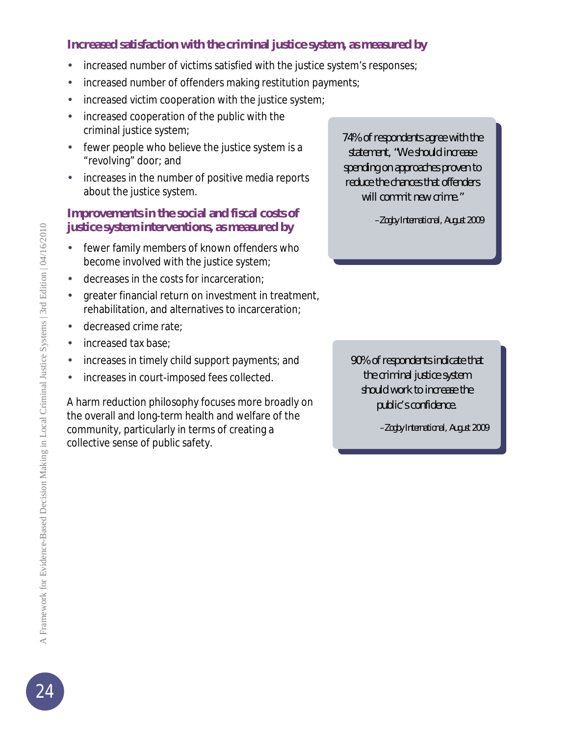**Increased satisfaction with the criminal justice system, as measured by**

- increased number of victims satisfied with the justice system's responses;
- increased number of offenders making restitution payments;
- increased victim cooperation with the justice system;
- increased cooperation of the public with the criminal justice system;
- fewer people who believe the justice system is a "revolving" door; and
- increases in the number of positive media reports about the justice system.

**Improvements in the social and fiscal costs of justice system interventions, as measured by**

- fewer family members of known offenders who become involved with the justice system;
- decreases in the costs for incarceration;
- greater financial return on investment in treatment, rehabilitation, and alternatives to incarceration;
- decreased crime rate;
- increased tax base;
- increases in timely child support payments; and
- increases in court-imposed fees collected.

A harm reduction philosophy focuses more broadly on the overall and long-term health and welfare of the community, particularly in terms of creating a collective sense of public safety.

> *74% of respondents agree with the statement, "We should increase spending on approaches proven to reduce the chances that offenders will commit new crime."*
>
> *–Zogby International, August 2009*

> *90% of respondents indicate that the criminal justice system should work to increase the public's confidence.*
>
> *–Zogby International, August 2009*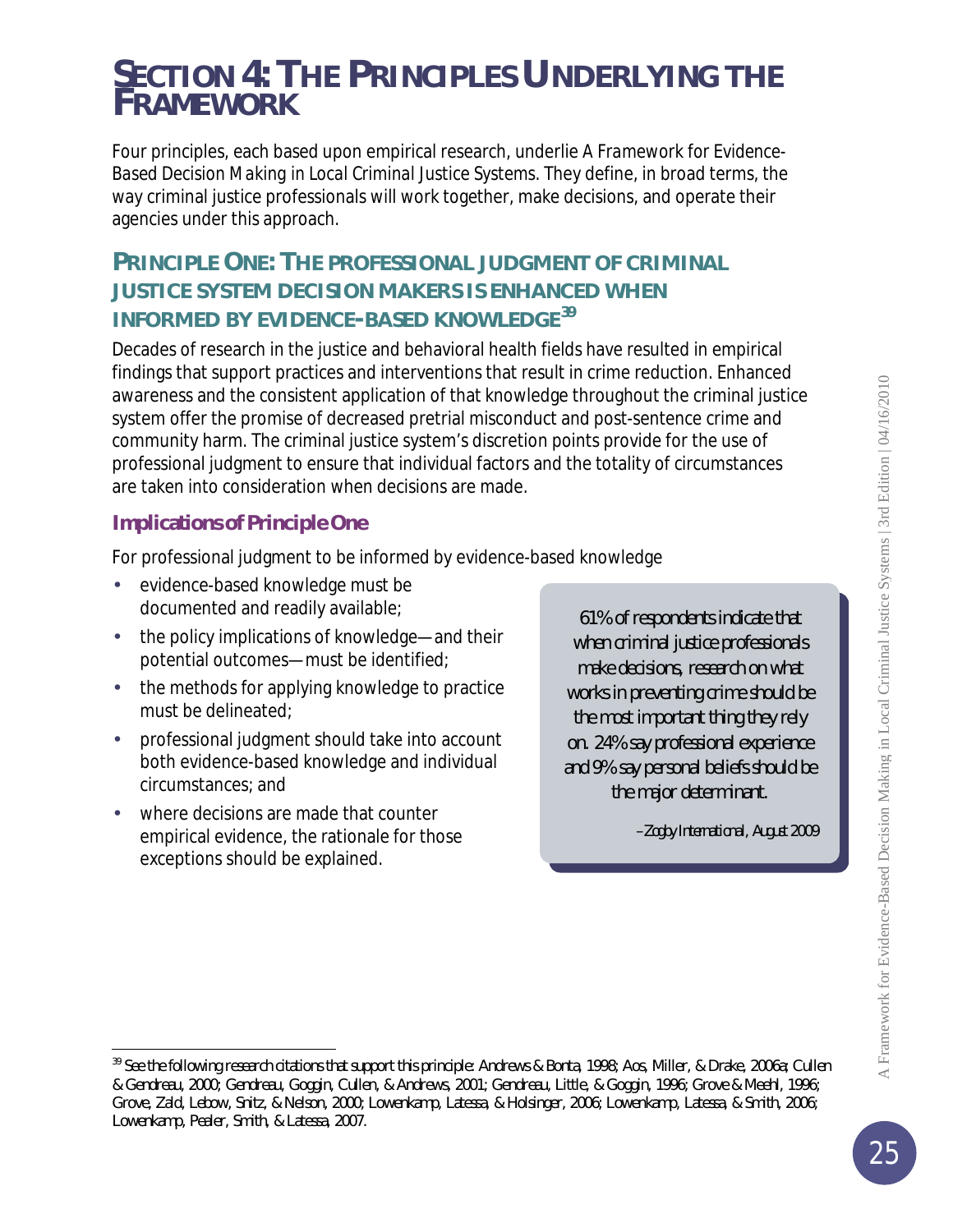# SECTION 4: THE PRINCIPLES UNDERLYING THE FRAMEWORK

Four principles, each based upon empirical research, underlie *A Framework for Evidence-Based Decision Making in Local Criminal Justice Systems*. They define, in broad terms, the way criminal justice professionals will work together, make decisions, and operate their agencies under this approach.

## PRINCIPLE ONE: THE PROFESSIONAL JUDGMENT OF CRIMINAL JUSTICE SYSTEM DECISION MAKERS IS ENHANCED WHEN INFORMED BY EVIDENCE-BASED KNOWLEDGE[39]

Decades of research in the justice and behavioral health fields have resulted in empirical findings that support practices and interventions that result in crime reduction. Enhanced awareness and the consistent application of that knowledge throughout the criminal justice system offer the promise of decreased pretrial misconduct and post-sentence crime and community harm. The criminal justice system's discretion points provide for the use of professional judgment to ensure that individual factors and the totality of circumstances are taken into consideration when decisions are made.

### Implications of Principle One

For professional judgment to be informed by evidence-based knowledge

- evidence-based knowledge must be documented and readily available;
- the policy implications of knowledge—and their potential outcomes—must be identified;
- the methods for applying knowledge to practice must be delineated;
- professional judgment should take into account both evidence-based knowledge and individual circumstances; and
- where decisions are made that counter empirical evidence, the rationale for those exceptions should be explained.

> *61% of respondents indicate that when criminal justice professionals make decisions, research on what works in preventing crime should be the most important thing they rely on. 24% say professional experience and 9% say personal beliefs should be the major determinant.*
>
> *–Zogby International, August 2009*

---

[39] See the following research citations that support this principle: Andrews & Bonta, 1998; Aos, Miller, & Drake, 2006a; Cullen & Gendreau, 2000; Gendreau, Goggin, Cullen, & Andrews, 2001; Gendreau, Little, & Goggin, 1996; Grove & Meehl, 1996; Grove, Zald, Lebow, Snitz, & Nelson, 2000; Lowenkamp, Latessa, & Holsinger, 2006; Lowenkamp, Latessa, & Smith, 2006; Lowenkamp, Pealer, Smith, & Latessa, 2007.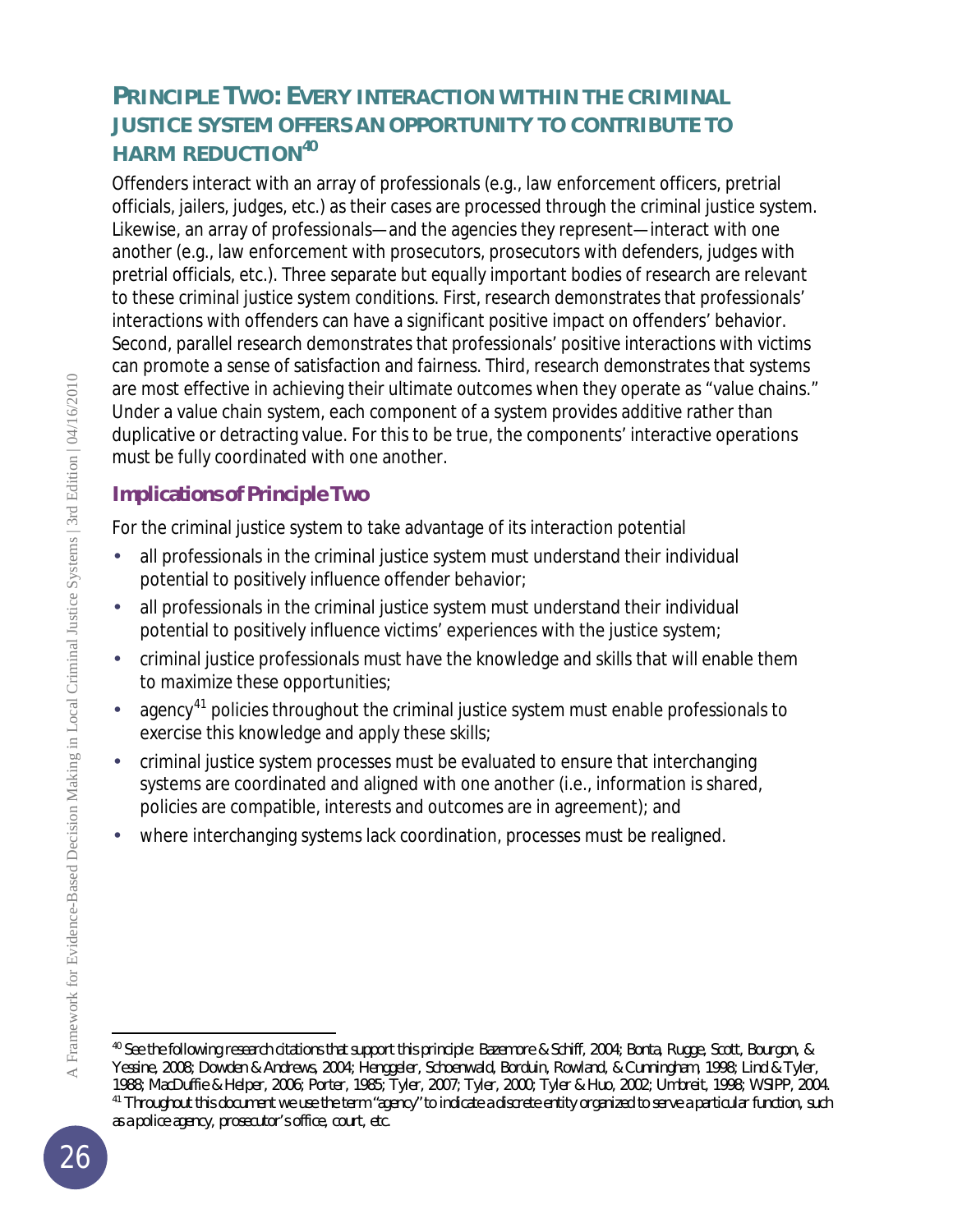## PRINCIPLE TWO: EVERY INTERACTION WITHIN THE CRIMINAL JUSTICE SYSTEM OFFERS AN OPPORTUNITY TO CONTRIBUTE TO HARM REDUCTION[40]

Offenders interact with an array of professionals (e.g., law enforcement officers, pretrial officials, jailers, judges, etc.) as their cases are processed through the criminal justice system. Likewise, an array of professionals—and the agencies they represent—interact with one another (e.g., law enforcement with prosecutors, prosecutors with defenders, judges with pretrial officials, etc.). Three separate but equally important bodies of research are relevant to these criminal justice system conditions. First, research demonstrates that professionals' interactions with offenders can have a significant positive impact on offenders' behavior. Second, parallel research demonstrates that professionals' positive interactions with victims can promote a sense of satisfaction and fairness. Third, research demonstrates that systems are most effective in achieving their ultimate outcomes when they operate as "value chains." Under a value chain system, each component of a system provides additive rather than duplicative or detracting value. For this to be true, the components' interactive operations must be fully coordinated with one another.

### Implications of Principle Two

For the criminal justice system to take advantage of its interaction potential

- all professionals in the criminal justice system must understand their individual potential to positively influence offender behavior;
- all professionals in the criminal justice system must understand their individual potential to positively influence victims' experiences with the justice system;
- criminal justice professionals must have the knowledge and skills that will enable them to maximize these opportunities;
- agency[41] policies throughout the criminal justice system must enable professionals to exercise this knowledge and apply these skills;
- criminal justice system processes must be evaluated to ensure that interchanging systems are coordinated and aligned with one another (i.e., information is shared, policies are compatible, interests and outcomes are in agreement); and
- where interchanging systems lack coordination, processes must be realigned.

---

[40] *See the following research citations that support this principle: Bazemore & Schiff, 2004; Bonta, Rugge, Scott, Bourgon, & Yessine, 2008; Dowden & Andrews, 2004; Henggeler, Schoenwald, Borduin, Rowland, & Cunningham, 1998; Lind & Tyler, 1988; MacDuffie & Helper, 2006; Porter, 1985; Tyler, 2007; Tyler, 2000; Tyler & Huo, 2002; Umbreit, 1998; WSIPP, 2004.*

[41] *Throughout this document we use the term "agency" to indicate a discrete entity organized to serve a particular function, such as a police agency, prosecutor's office, court, etc.*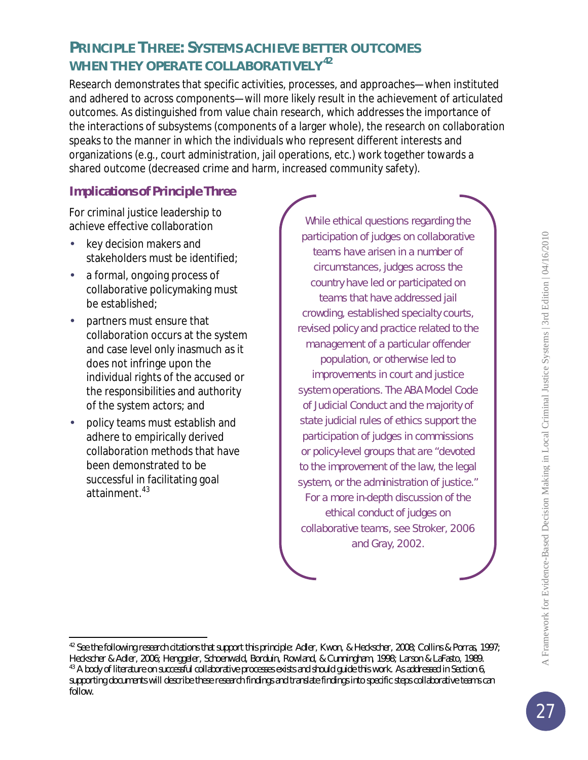## PRINCIPLE THREE: SYSTEMS ACHIEVE BETTER OUTCOMES WHEN THEY OPERATE COLLABORATIVELY[42]

Research demonstrates that specific activities, processes, and approaches—when instituted and adhered to across components—will more likely result in the achievement of articulated outcomes. As distinguished from value chain research, which addresses the importance of the interactions of subsystems (components of a larger whole), the research on collaboration speaks to the manner in which the individuals who represent different interests and organizations (e.g., court administration, jail operations, etc.) work together towards a shared outcome (decreased crime and harm, increased community safety).

### Implications of Principle Three

For criminal justice leadership to achieve effective collaboration

- key decision makers and stakeholders must be identified;
- a formal, ongoing process of collaborative policymaking must be established;
- partners must ensure that collaboration occurs at the system and case level only inasmuch as it does not infringe upon the individual rights of the accused or the responsibilities and authority of the system actors; and
- policy teams must establish and adhere to empirically derived collaboration methods that have been demonstrated to be successful in facilitating goal attainment.[43]

While ethical questions regarding the participation of judges on collaborative teams have arisen in a number of circumstances, judges across the country have led or participated on teams that have addressed jail crowding, established specialty courts, revised policy and practice related to the management of a particular offender population, or otherwise led to improvements in court and justice system operations. The ABA Model Code of Judicial Conduct and the majority of state judicial rules of ethics support the participation of judges in commissions or policy-level groups that are "devoted to the improvement of the law, the legal system, or the administration of justice." For a more in-depth discussion of the ethical conduct of judges on collaborative teams, see Stroker, 2006 and Gray, 2002.

---

[42] See the following research citations that support this principle: Adler, Kwon, & Heckscher, 2008; Collins & Porras, 1997; Heckscher & Adler, 2006; Henggeler, Schoenwald, Borduin, Rowland, & Cunningham, 1998; Larson & LaFasto, 1989.

[43] A body of literature on successful collaborative processes exists and should guide this work. As addressed in Section 6, supporting documents will describe these research findings and translate findings into specific steps collaborative teams can follow.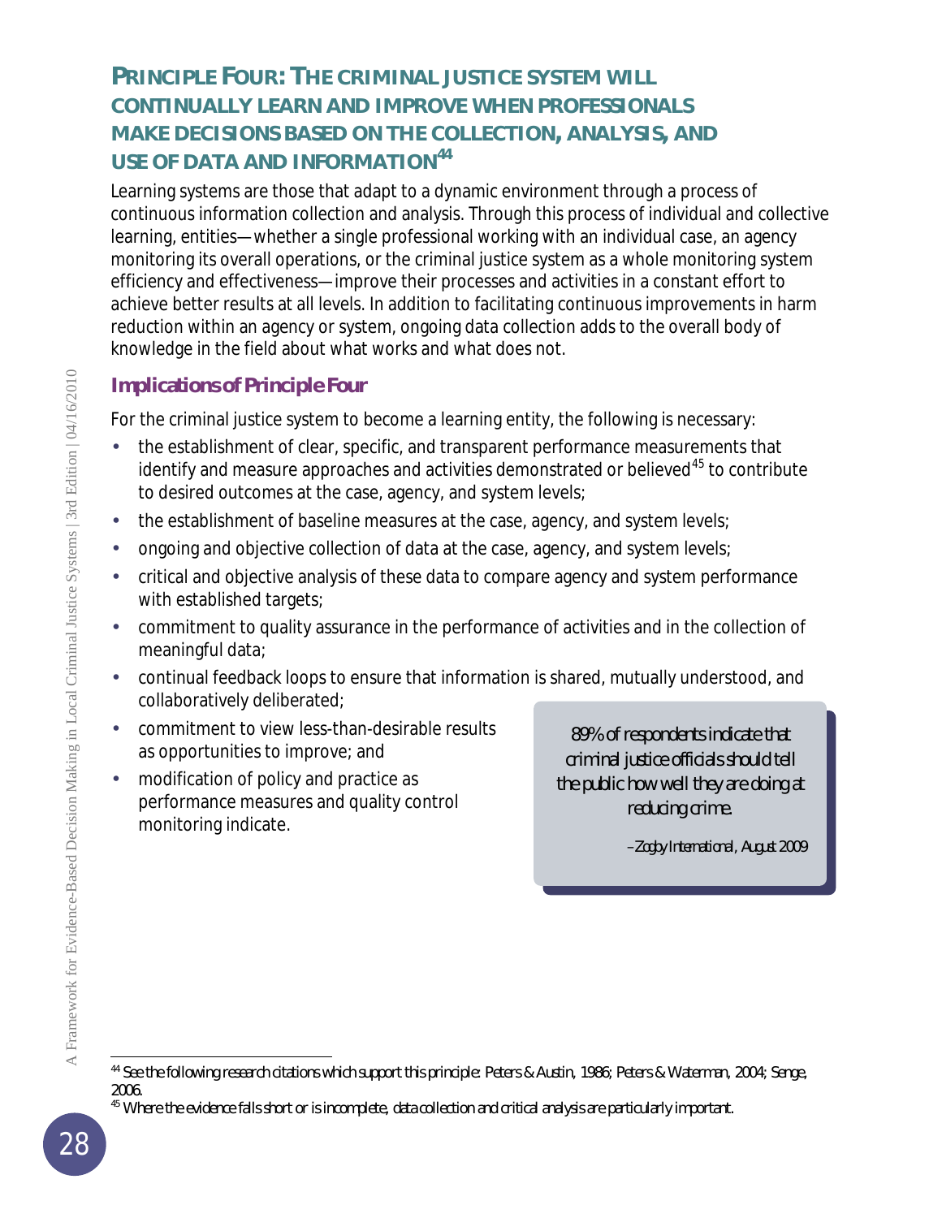## PRINCIPLE FOUR: THE CRIMINAL JUSTICE SYSTEM WILL CONTINUALLY LEARN AND IMPROVE WHEN PROFESSIONALS MAKE DECISIONS BASED ON THE COLLECTION, ANALYSIS, AND USE OF DATA AND INFORMATION[44]

Learning systems are those that adapt to a dynamic environment through a process of continuous information collection and analysis. Through this process of individual and collective learning, entities—whether a single professional working with an individual case, an agency monitoring its overall operations, or the criminal justice system as a whole monitoring system efficiency and effectiveness—improve their processes and activities in a constant effort to achieve better results at all levels. In addition to facilitating continuous improvements in harm reduction within an agency or system, ongoing data collection adds to the overall body of knowledge in the field about what works and what does not.

### Implications of Principle Four

For the criminal justice system to become a learning entity, the following is necessary:

- the establishment of clear, specific, and transparent performance measurements that identify and measure approaches and activities demonstrated or believed[45] to contribute to desired outcomes at the case, agency, and system levels;
- the establishment of baseline measures at the case, agency, and system levels;
- ongoing and objective collection of data at the case, agency, and system levels;
- critical and objective analysis of these data to compare agency and system performance with established targets;
- commitment to quality assurance in the performance of activities and in the collection of meaningful data;
- continual feedback loops to ensure that information is shared, mutually understood, and collaboratively deliberated;
- commitment to view less-than-desirable results as opportunities to improve; and
- modification of policy and practice as performance measures and quality control monitoring indicate.

> *89% of respondents indicate that criminal justice officials should tell the public how well they are doing at reducing crime.*
>
> *–Zogby International, August 2009*

---

[44] See the following research citations which support this principle: Peters & Austin, 1986; Peters & Waterman, 2004; Senge, 2006.

[45] Where the evidence falls short or is incomplete, data collection and critical analysis are particularly important.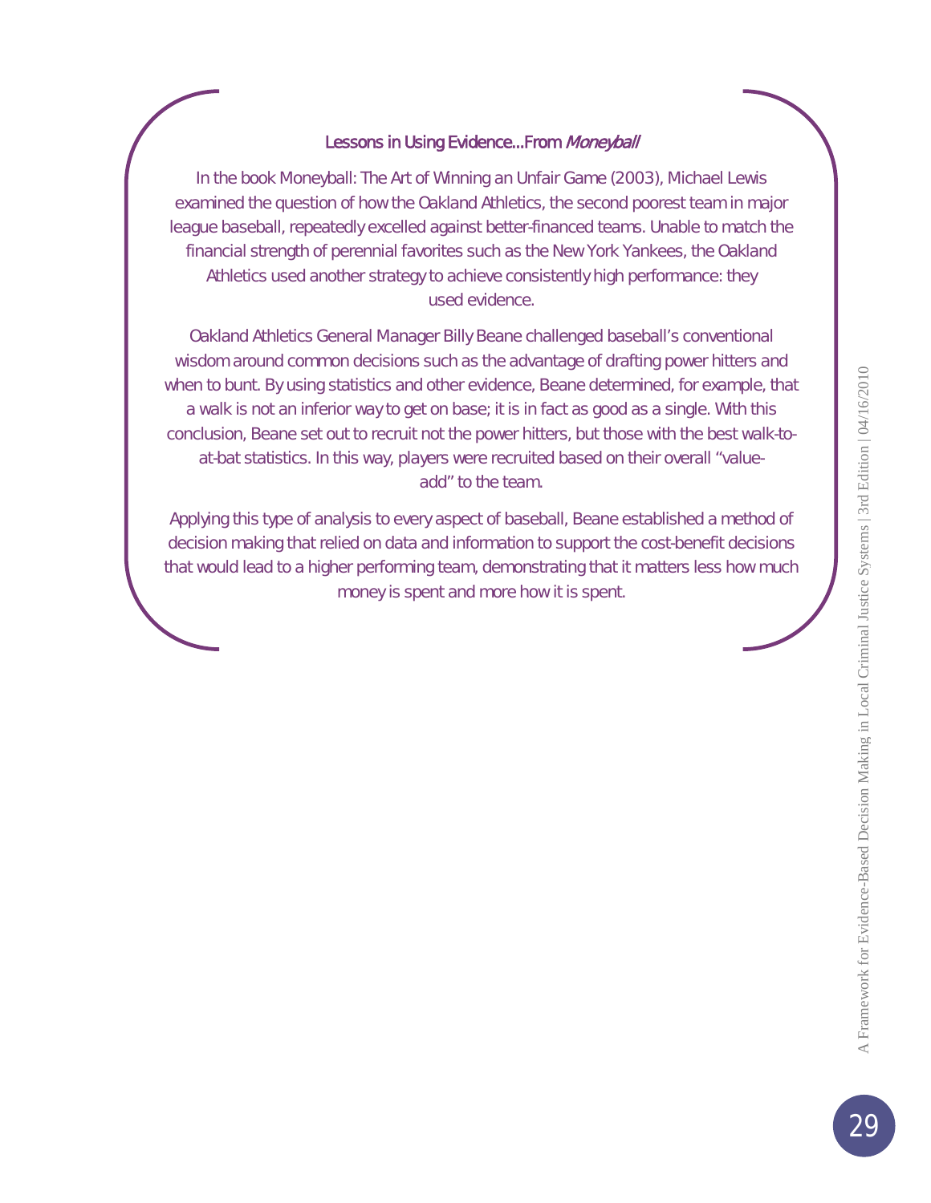### Lessons in Using Evidence...From *Moneyball*

In the book Moneyball: The Art of Winning an Unfair Game (2003), Michael Lewis examined the question of how the Oakland Athletics, the second poorest team in major league baseball, repeatedly excelled against better-financed teams. Unable to match the financial strength of perennial favorites such as the New York Yankees, the Oakland Athletics used another strategy to achieve consistently high performance: they used evidence.

Oakland Athletics General Manager Billy Beane challenged baseball's conventional wisdom around common decisions such as the advantage of drafting power hitters and when to bunt. By using statistics and other evidence, Beane determined, for example, that a walk is not an inferior way to get on base; it is in fact as good as a single. With this conclusion, Beane set out to recruit not the power hitters, but those with the best walk-to-at-bat statistics. In this way, players were recruited based on their overall "value-add" to the team.

Applying this type of analysis to every aspect of baseball, Beane established a method of decision making that relied on data and information to support the cost-benefit decisions that would lead to a higher performing team, demonstrating that it matters less how much money is spent and more how it is spent.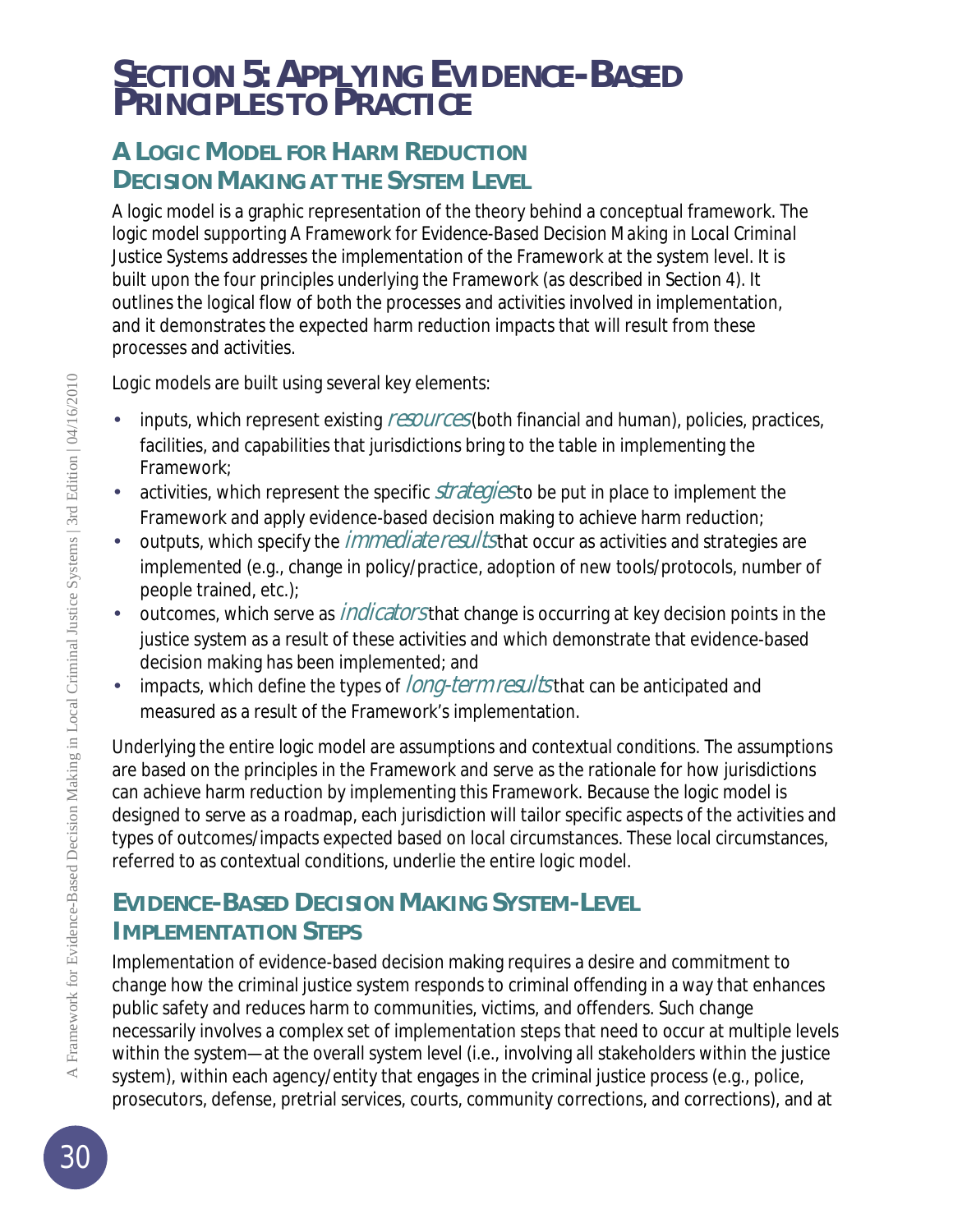# SECTION 5: APPLYING EVIDENCE-BASED PRINCIPLES TO PRACTICE

## A LOGIC MODEL FOR HARM REDUCTION DECISION MAKING AT THE SYSTEM LEVEL

A logic model is a graphic representation of the theory behind a conceptual framework. The logic model supporting *A Framework for Evidence-Based Decision Making in Local Criminal Justice Systems* addresses the implementation of the Framework at the system level. It is built upon the four principles underlying the Framework (as described in Section 4). It outlines the logical flow of both the processes and activities involved in implementation, and it demonstrates the expected harm reduction impacts that will result from these processes and activities.

Logic models are built using several key elements:

- inputs, which represent existing *resources* (both financial and human), policies, practices, facilities, and capabilities that jurisdictions bring to the table in implementing the Framework;
- activities, which represent the specific *strategies* to be put in place to implement the Framework and apply evidence-based decision making to achieve harm reduction;
- outputs, which specify the *immediate results* that occur as activities and strategies are implemented (e.g., change in policy/practice, adoption of new tools/protocols, number of people trained, etc.);
- outcomes, which serve as *indicators* that change is occurring at key decision points in the justice system as a result of these activities and which demonstrate that evidence-based decision making has been implemented; and
- impacts, which define the types of *long-term results* that can be anticipated and measured as a result of the Framework's implementation.

Underlying the entire logic model are assumptions and contextual conditions. The assumptions are based on the principles in the Framework and serve as the rationale for how jurisdictions can achieve harm reduction by implementing this Framework. Because the logic model is designed to serve as a roadmap, each jurisdiction will tailor specific aspects of the activities and types of outcomes/impacts expected based on local circumstances. These local circumstances, referred to as contextual conditions, underlie the entire logic model.

## EVIDENCE-BASED DECISION MAKING SYSTEM-LEVEL IMPLEMENTATION STEPS

Implementation of evidence-based decision making requires a desire and commitment to change how the criminal justice system responds to criminal offending in a way that enhances public safety and reduces harm to communities, victims, and offenders. Such change necessarily involves a complex set of implementation steps that need to occur at multiple levels within the system—at the overall system level (i.e., involving all stakeholders within the justice system), within each agency/entity that engages in the criminal justice process (e.g., police, prosecutors, defense, pretrial services, courts, community corrections, and corrections), and at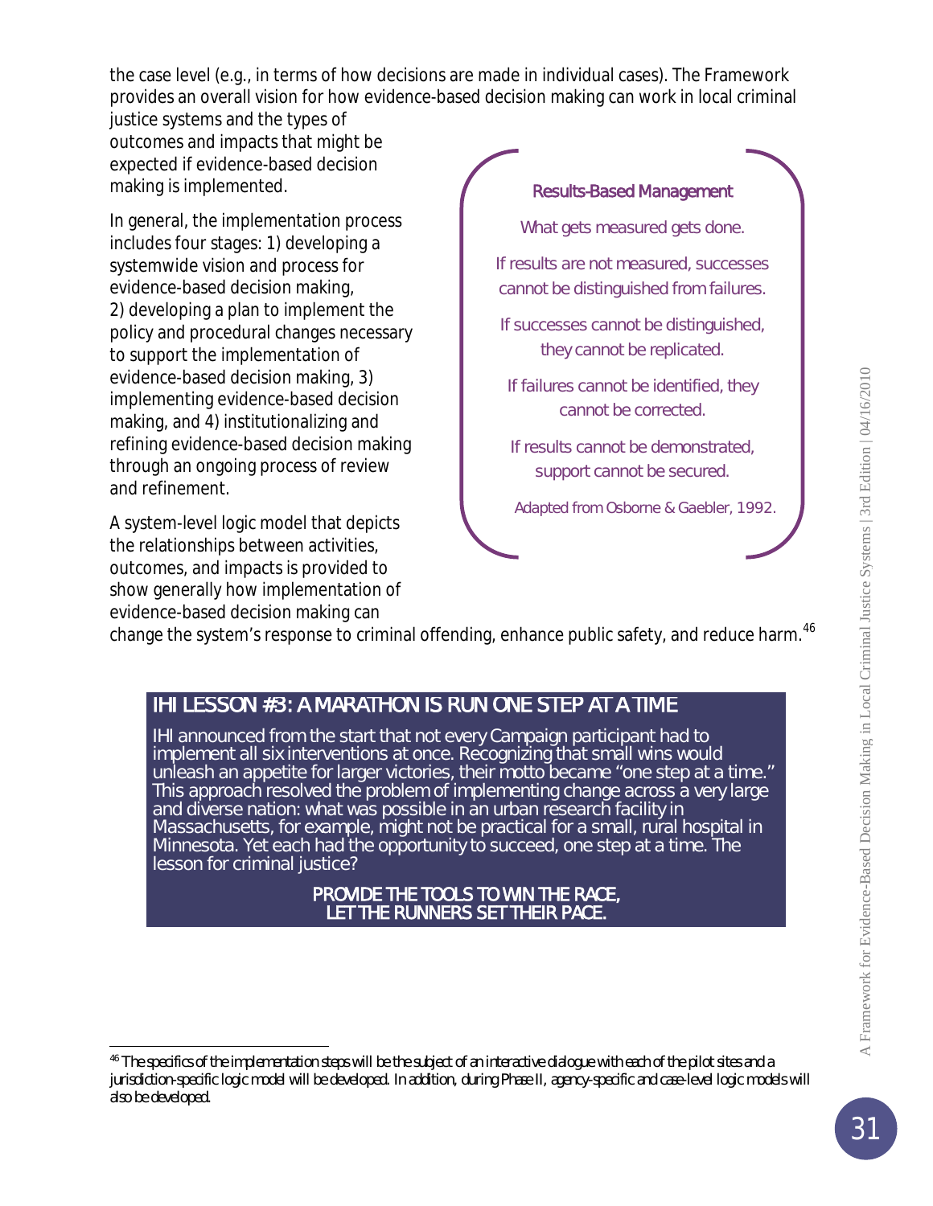the case level (e.g., in terms of how decisions are made in individual cases). The Framework provides an overall vision for how evidence-based decision making can work in local criminal justice systems and the types of outcomes and impacts that might be expected if evidence-based decision making is implemented.

In general, the implementation process includes four stages: 1) developing a systemwide vision and process for evidence-based decision making, 2) developing a plan to implement the policy and procedural changes necessary to support the implementation of evidence-based decision making, 3) implementing evidence-based decision making, and 4) institutionalizing and refining evidence-based decision making through an ongoing process of review and refinement.

A system-level logic model that depicts the relationships between activities, outcomes, and impacts is provided to show generally how implementation of evidence-based decision making can change the system's response to criminal offending, enhance public safety, and reduce harm.[46]

> **Results-Based Management**
>
> What gets measured gets done.
>
> If results are not measured, successes cannot be distinguished from failures.
>
> If successes cannot be distinguished, they cannot be replicated.
>
> If failures cannot be identified, they cannot be corrected.
>
> If results cannot be demonstrated, support cannot be secured.
>
> Adapted from Osborne & Gaebler, 1992.

### IHI LESSON #3: A MARATHON IS RUN ONE STEP AT A TIME

IHI announced from the start that not every Campaign participant had to implement all six interventions at once. Recognizing that small wins would unleash an appetite for larger victories, their motto became "one step at a time." This approach resolved the problem of implementing change across a very large and diverse nation: what was possible in an urban research facility in Massachusetts, for example, might not be practical for a small, rural hospital in Minnesota. Yet each had the opportunity to succeed, one step at a time. The lesson for criminal justice?

**PROVIDE THE TOOLS TO WIN THE RACE, LET THE RUNNERS SET THEIR PACE.**

---

[46] The specifics of the implementation steps will be the subject of an interactive dialogue with each of the pilot sites and a jurisdiction-specific logic model will be developed. In addition, during Phase II, agency-specific and case-level logic models will also be developed.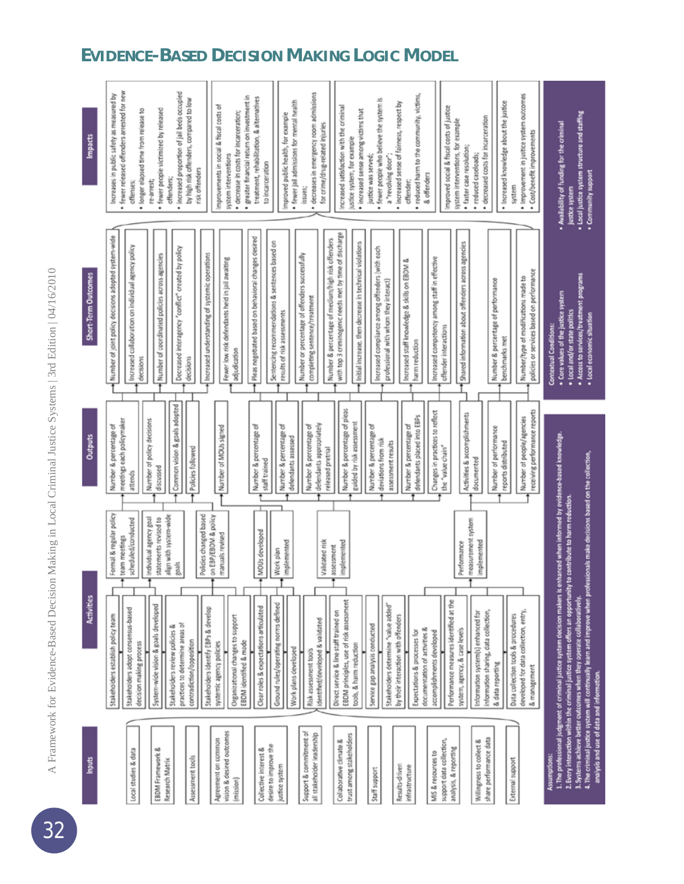# EVIDENCE-BASED DECISION MAKING LOGIC MODEL

## Inputs

- Local studies & data
- EBDM Framework & Research Matrix
- Assessment tools
- Agreement on common vision & desired outcomes (mission)
- Collective interest & desire to improve the justice system
- Support & commitment of all stakeholder leadership
- Collaborative climate & trust among stakeholders
- Staff support
- Results-driven infrastructure
- MIS & resources to support data collection, analysis, & reporting
- Willingness to collect & share performance data
- External support

## Activities

- Stakeholders establish policy team
- Stakeholders adopt consensus-based decision making process
- System-wide vision & goals developed
- Stakeholders review policies & practices to determine areas of contradiction/opposition
- Stakeholders identify EBPs & develop systemic agency policies
- Organizational changes to support EBDM identified & made
- Clear roles & expectations articulated
- Ground rules/operating norms defined
- Work plans developed
- Risk assessment tools identified/developed & validated
- Direct service & line staff trained on EBDM principles, use of risk assessment tools, & harm reduction
- Service gap analysis conducted
- Stakeholders determine "value added" by their interaction with offenders
- Expectations & processes for documentation of activities & accomplishments developed
- Performance measures identified at the system, agency, & case levels
- Information system(s) enhanced for information sharing, data collection, & data reporting
- Data collection tools & procedures developed for data collection, entry, & management

Intermediate results:

- Formal & regular policy team meetings scheduled/conducted
- Individual agency goal statements revised to align with system-wide goals
- Policies changed based on EBP/EBDM & policy manuals revised
- MOUs developed
- Work plan implemented
- Validated risk assessment implemented
- Performance measurement system implemented

## Outputs

- Number & percentage of meetings each policymaker attends
- Number of policy decisions discussed
- Common vision & goals adopted
- Policies followed
- Number of MOUs signed
- Number & percentage of staff trained
- Number & percentage of defendants assessed
- Number & percentage of defendants appropriately released pretrial
- Number & percentage of pleas guided by risk assessment
- Number & percentage of deviations from risk assessment results
- Number & percentage of defendants placed into EBPs
- Changes in practices to reflect the "value chain"
- Activities & accomplishments documented
- Number of performance reports distributed
- Number of people/agencies receiving performance reports

## Short-Term Outcomes

- Number of joint policy decisions adopted system-wide
- Increased collaboration on individual agency policy decisions
- Number of coordinated policies across agencies
- Decreased interagency "conflict" created by policy decisions
- Increased understanding of systemic operations
- Fewer low risk defendants held in jail awaiting adjudication
- Pleas negotiated based on behavioral changes desired
- Sentencing recommendations & sentences based on results of risk assessments
- Number or percentage of offenders successfully completing supervision/treatment
- Number & percentage of medium/high risk offenders with top 3 criminogenic needs met by time of discharge
- Initial increase, then decrease in technical violations
- Increased compliance among offenders (with each professional with whom they interact)
- Increased staff knowledge & skills on EBDM & harm reduction
- Increased competency among staff in effective offender interactions
- Shared information about offenders across agencies
- Number & percentage of performance benchmarks met
- Number/type of modifications made to policies or services based on performance

## Impacts

Increases in public safety as measured by
- fewer released offenders arrested for new offenses;
- longer elapsed time from release to re-arrest;
- fewer people victimized by released offenders;
- increased proportion of jail beds occupied by high risk offenders, compared to low risk offenders

Improvements in social & fiscal costs of system interventions
- decrease in costs for incarceration;
- greater financial return on investment in treatment, rehabilitation, & alternatives to incarceration

Improved public health, for example
- fewer jail admissions for mental health issues;
- decreases in emergency room admissions for crime/drug-related injuries

Increased satisfaction with the criminal justice system, for example
- increased sense among victims that justice was served;
- fewer people who believe the system is a "revolving door";
- increased sense of fairness, respect by offender;
- reduced harm to the community, victims, & offenders

Improved social & fiscal costs of justice system interventions, for example
- faster case resolution;
- reduced caseloads;
- decreased costs for incarceration

- Increased knowledge about the justice system
- Improvement in justice system outcomes
- Cost/benefit improvements

## Assumptions:

1. The professional judgment of criminal justice system decision makers is enhanced when informed by evidence-based knowledge.
2. Every interaction within the criminal justice system offers an opportunity to contribute to harm reduction.
3. Systems achieve better outcomes when they operate collaboratively.
4. The criminal justice system will continually learn and improve when professionals make decisions based on the collection, analysis and use of data and information.

## Contextual Conditions:

- Core values of the justice system
- Local and/or state politics
- Access to services/treatment programs
- Local economic situation

- Availability of funding for the criminal justice system
- Local justice system structure and staffing
- Community support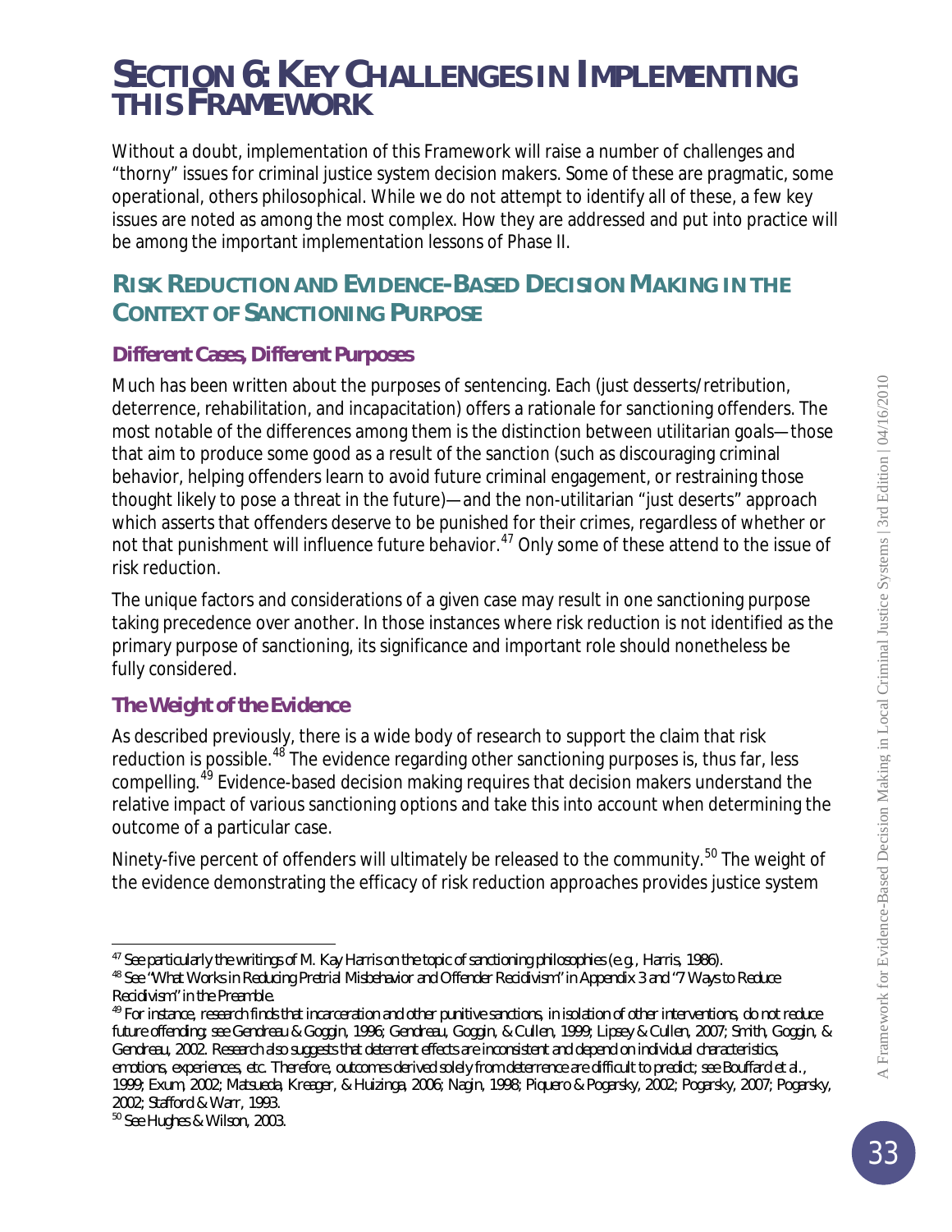# Section 6: Key Challenges in Implementing This Framework

Without a doubt, implementation of this Framework will raise a number of challenges and "thorny" issues for criminal justice system decision makers. Some of these are pragmatic, some operational, others philosophical. While we do not attempt to identify all of these, a few key issues are noted as among the most complex. How they are addressed and put into practice will be among the important implementation lessons of Phase II.

## Risk Reduction and Evidence-Based Decision Making in the Context of Sanctioning Purpose

### Different Cases, Different Purposes

Much has been written about the purposes of sentencing. Each (just desserts/retribution, deterrence, rehabilitation, and incapacitation) offers a rationale for sanctioning offenders. The most notable of the differences among them is the distinction between utilitarian goals—those that aim to produce some good as a result of the sanction (such as discouraging criminal behavior, helping offenders learn to avoid future criminal engagement, or restraining those thought likely to pose a threat in the future)—and the non-utilitarian "just deserts" approach which asserts that offenders deserve to be punished for their crimes, regardless of whether or not that punishment will influence future behavior.[47] Only some of these attend to the issue of risk reduction.

The unique factors and considerations of a given case may result in one sanctioning purpose taking precedence over another. In those instances where risk reduction is not identified as the primary purpose of sanctioning, its significance and important role should nonetheless be fully considered.

### The Weight of the Evidence

As described previously, there is a wide body of research to support the claim that risk reduction is possible.[48] The evidence regarding other sanctioning purposes is, thus far, less compelling.[49] Evidence-based decision making requires that decision makers understand the relative impact of various sanctioning options and take this into account when determining the outcome of a particular case.

Ninety-five percent of offenders will ultimately be released to the community.[50] The weight of the evidence demonstrating the efficacy of risk reduction approaches provides justice system

---

[47] See particularly the writings of M. Kay Harris on the topic of sanctioning philosophies (e.g., Harris, 1986).

[48] See "What Works in Reducing Pretrial Misbehavior and Offender Recidivism" in Appendix 3 and "7 Ways to Reduce Recidivism" in the Preamble.

[49] For instance, research finds that incarceration and other punitive sanctions, in isolation of other interventions, do not reduce future offending; see Gendreau & Goggin, 1996; Gendreau, Goggin, & Cullen, 1999; Lipsey & Cullen, 2007; Smith, Goggin, & Gendreau, 2002. Research also suggests that deterrent effects are inconsistent and depend on individual characteristics, emotions, experiences, etc. Therefore, outcomes derived solely from deterrence are difficult to predict; see Bouffard et al., 1999; Exum, 2002; Matsueda, Kreager, & Huizinga, 2006; Nagin, 1998; Piquero & Pogarsky, 2002; Pogarsky, 2007; Pogarsky, 2002; Stafford & Warr, 1993.

[50] See Hughes & Wilson, 2003.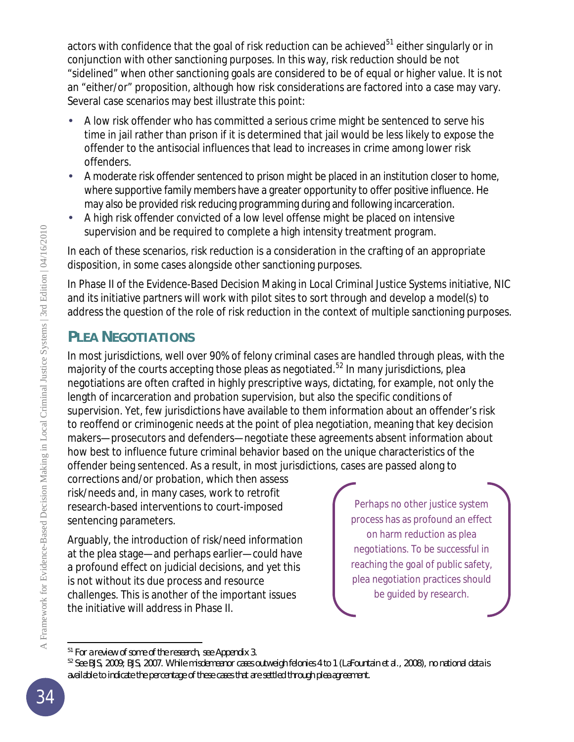actors with confidence that the goal of risk reduction can be achieved[51] either singularly or in conjunction with other sanctioning purposes. In this way, risk reduction should be not "sidelined" when other sanctioning goals are considered to be of equal or higher value. It is not an "either/or" proposition, although how risk considerations are factored into a case may vary. Several case scenarios may best illustrate this point:

- A low risk offender who has committed a serious crime might be sentenced to serve his time in jail rather than prison if it is determined that jail would be less likely to expose the offender to the antisocial influences that lead to increases in crime among lower risk offenders.
- A moderate risk offender sentenced to prison might be placed in an institution closer to home, where supportive family members have a greater opportunity to offer positive influence. He may also be provided risk reducing programming during and following incarceration.
- A high risk offender convicted of a low level offense might be placed on intensive supervision and be required to complete a high intensity treatment program.

In each of these scenarios, risk reduction is a consideration in the crafting of an appropriate disposition, in some cases alongside other sanctioning purposes.

In Phase II of the Evidence-Based Decision Making in Local Criminal Justice Systems initiative, NIC and its initiative partners will work with pilot sites to sort through and develop a model(s) to address the question of the role of risk reduction in the context of multiple sanctioning purposes.

## PLEA NEGOTIATIONS

In most jurisdictions, well over 90% of felony criminal cases are handled through pleas, with the majority of the courts accepting those pleas as negotiated.[52] In many jurisdictions, plea negotiations are often crafted in highly prescriptive ways, dictating, for example, not only the length of incarceration and probation supervision, but also the specific conditions of supervision. Yet, few jurisdictions have available to them information about an offender's risk to reoffend or criminogenic needs at the point of plea negotiation, meaning that key decision makers—prosecutors and defenders—negotiate these agreements absent information about how best to influence future criminal behavior based on the unique characteristics of the offender being sentenced. As a result, in most jurisdictions, cases are passed along to corrections and/or probation, which then assess risk/needs and, in many cases, work to retrofit research-based interventions to court-imposed sentencing parameters.

Arguably, the introduction of risk/need information at the plea stage—and perhaps earlier—could have a profound effect on judicial decisions, and yet this is not without its due process and resource challenges. This is another of the important issues the initiative will address in Phase II.

> Perhaps no other justice system process has as profound an effect on harm reduction as plea negotiations. To be successful in reaching the goal of public safety, plea negotiation practices should be guided by research.

---

[51] *For a review of some of the research, see Appendix 3.*

[52] *See BJS, 2009; BJS, 2007. While misdemeanor cases outweigh felonies 4 to 1 (LaFountain et al., 2008), no national data is available to indicate the percentage of these cases that are settled through plea agreement.*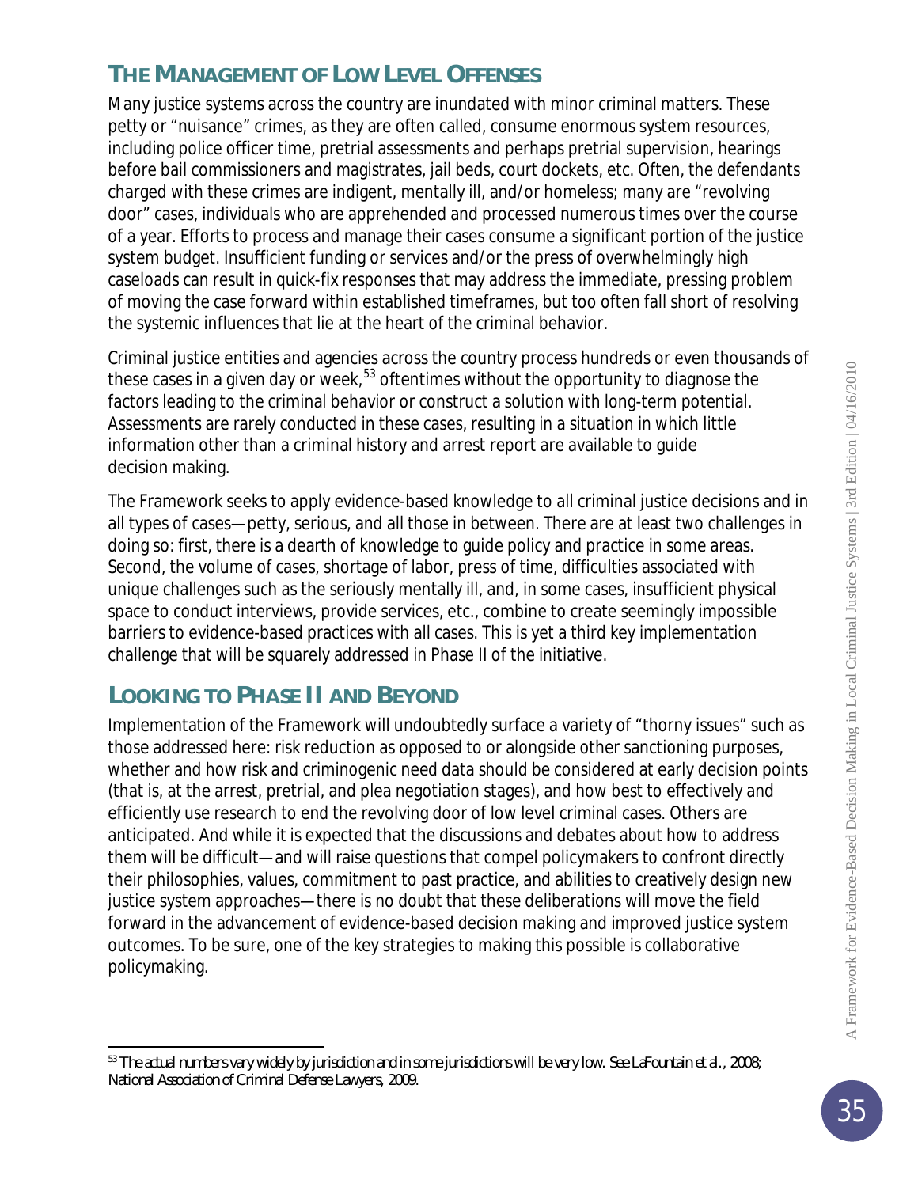## THE MANAGEMENT OF LOW LEVEL OFFENSES

Many justice systems across the country are inundated with minor criminal matters. These petty or "nuisance" crimes, as they are often called, consume enormous system resources, including police officer time, pretrial assessments and perhaps pretrial supervision, hearings before bail commissioners and magistrates, jail beds, court dockets, etc. Often, the defendants charged with these crimes are indigent, mentally ill, and/or homeless; many are "revolving door" cases, individuals who are apprehended and processed numerous times over the course of a year. Efforts to process and manage their cases consume a significant portion of the justice system budget. Insufficient funding or services and/or the press of overwhelmingly high caseloads can result in quick-fix responses that may address the immediate, pressing problem of moving the case forward within established timeframes, but too often fall short of resolving the systemic influences that lie at the heart of the criminal behavior.

Criminal justice entities and agencies across the country process hundreds or even thousands of these cases in a given day or week,[53] oftentimes without the opportunity to diagnose the factors leading to the criminal behavior or construct a solution with long-term potential. Assessments are rarely conducted in these cases, resulting in a situation in which little information other than a criminal history and arrest report are available to guide decision making.

The Framework seeks to apply evidence-based knowledge to all criminal justice decisions and in all types of cases—petty, serious, and all those in between. There are at least two challenges in doing so: first, there is a dearth of knowledge to guide policy and practice in some areas. Second, the volume of cases, shortage of labor, press of time, difficulties associated with unique challenges such as the seriously mentally ill, and, in some cases, insufficient physical space to conduct interviews, provide services, etc., combine to create seemingly impossible barriers to evidence-based practices with all cases. This is yet a third key implementation challenge that will be squarely addressed in Phase II of the initiative.

## LOOKING TO PHASE II AND BEYOND

Implementation of the Framework will undoubtedly surface a variety of "thorny issues" such as those addressed here: risk reduction as opposed to or alongside other sanctioning purposes, whether and how risk and criminogenic need data should be considered at early decision points (that is, at the arrest, pretrial, and plea negotiation stages), and how best to effectively and efficiently use research to end the revolving door of low level criminal cases. Others are anticipated. And while it is expected that the discussions and debates about how to address them will be difficult—and will raise questions that compel policymakers to confront directly their philosophies, values, commitment to past practice, and abilities to creatively design new justice system approaches—there is no doubt that these deliberations will move the field forward in the advancement of evidence-based decision making and improved justice system outcomes. To be sure, one of the key strategies to making this possible is collaborative policymaking.

---

[53] *The actual numbers vary widely by jurisdiction and in some jurisdictions will be very low. See LaFountain et al., 2008; National Association of Criminal Defense Lawyers, 2009.*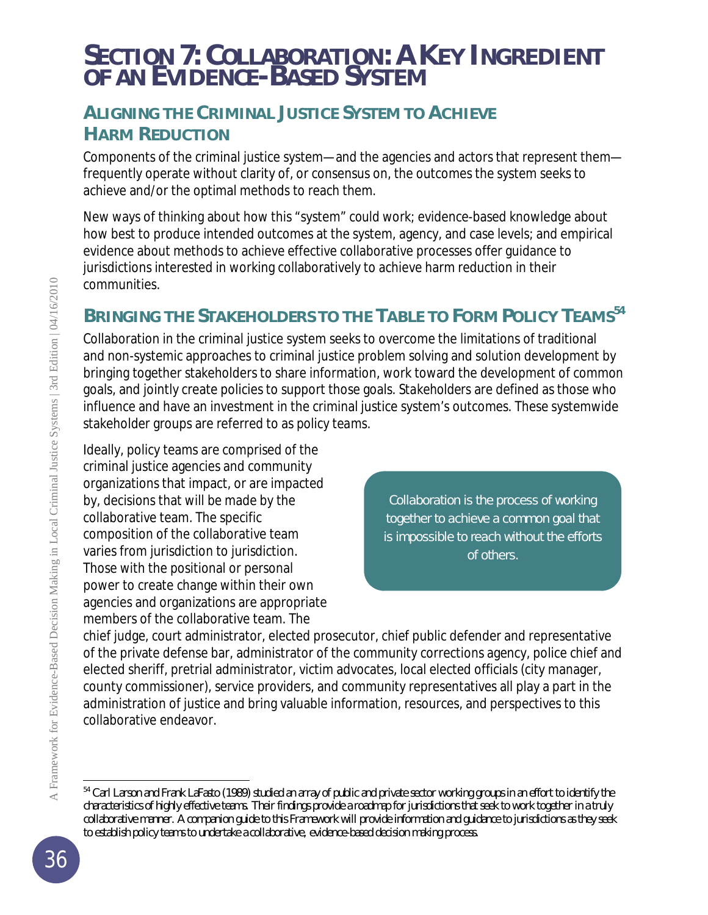# Section 7: Collaboration: A Key Ingredient of an Evidence-Based System

## Aligning the Criminal Justice System to Achieve Harm Reduction

Components of the criminal justice system—and the agencies and actors that represent them—frequently operate without clarity of, or consensus on, the outcomes the system seeks to achieve and/or the optimal methods to reach them.

New ways of thinking about how this "system" could work; evidence-based knowledge about how best to produce intended outcomes at the system, agency, and case levels; and empirical evidence about methods to achieve effective collaborative processes offer guidance to jurisdictions interested in working collaboratively to achieve harm reduction in their communities.

## Bringing the Stakeholders to the Table to Form Policy Teams[54]

Collaboration in the criminal justice system seeks to overcome the limitations of traditional and non-systemic approaches to criminal justice problem solving and solution development by bringing together stakeholders to share information, work toward the development of common goals, and jointly create policies to support those goals. Stakeholders are defined as those who influence and have an investment in the criminal justice system's outcomes. These systemwide stakeholder groups are referred to as policy teams.

> Collaboration is the process of working together to achieve a common goal that is impossible to reach without the efforts of others.

Ideally, policy teams are comprised of the criminal justice agencies and community organizations that impact, or are impacted by, decisions that will be made by the collaborative team. The specific composition of the collaborative team varies from jurisdiction to jurisdiction. Those with the positional or personal power to create change within their own agencies and organizations are appropriate members of the collaborative team. The chief judge, court administrator, elected prosecutor, chief public defender and representative of the private defense bar, administrator of the community corrections agency, police chief and elected sheriff, pretrial administrator, victim advocates, local elected officials (city manager, county commissioner), service providers, and community representatives all play a part in the administration of justice and bring valuable information, resources, and perspectives to this collaborative endeavor.

---

[54] Carl Larson and Frank LaFasto (1989) studied an array of public and private sector working groups in an effort to identify the characteristics of highly effective teams. Their findings provide a roadmap for jurisdictions that seek to work together in a truly collaborative manner. A companion guide to this Framework will provide information and guidance to jurisdictions as they seek to establish policy teams to undertake a collaborative, evidence-based decision making process.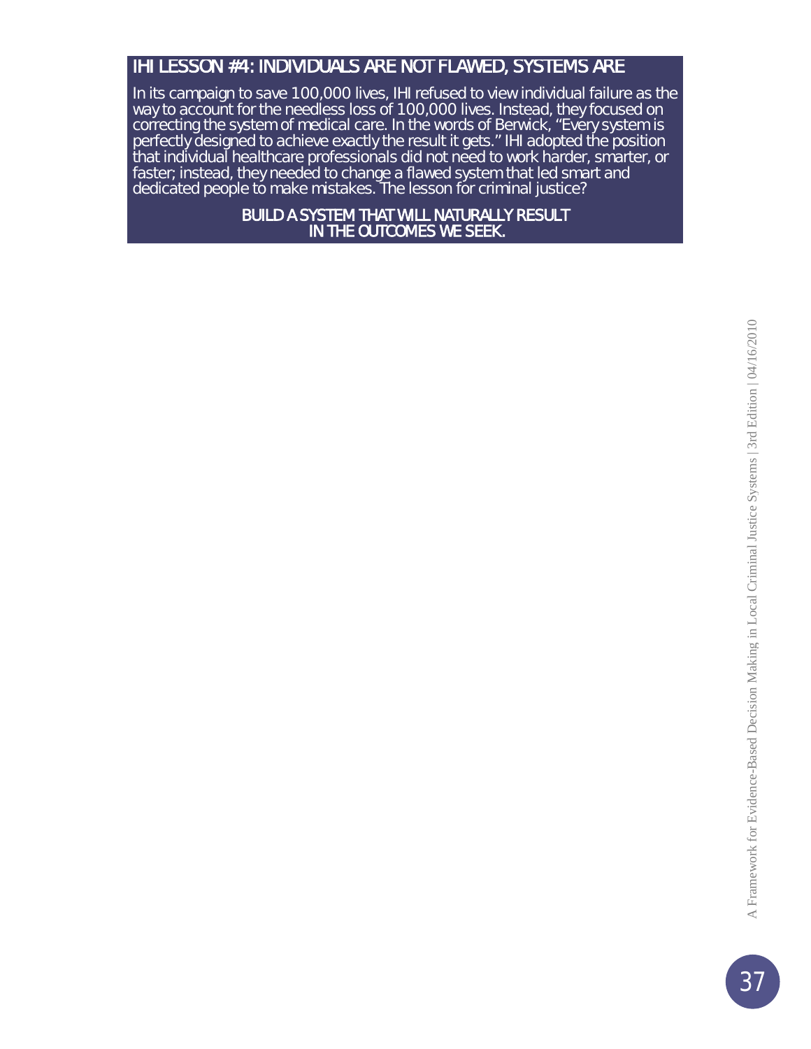## IHI LESSON #4: INDIVIDUALS ARE NOT FLAWED, SYSTEMS ARE

In its campaign to save 100,000 lives, IHI refused to view individual failure as the way to account for the needless loss of 100,000 lives. Instead, they focused on correcting the system of medical care. In the words of Berwick, "Every system is perfectly designed to achieve exactly the result it gets." IHI adopted the position that individual healthcare professionals did not need to work harder, smarter, or faster; instead, they needed to change a flawed system that led smart and dedicated people to make mistakes. The lesson for criminal justice?

**BUILD A SYSTEM THAT WILL NATURALLY RESULT IN THE OUTCOMES WE SEEK.**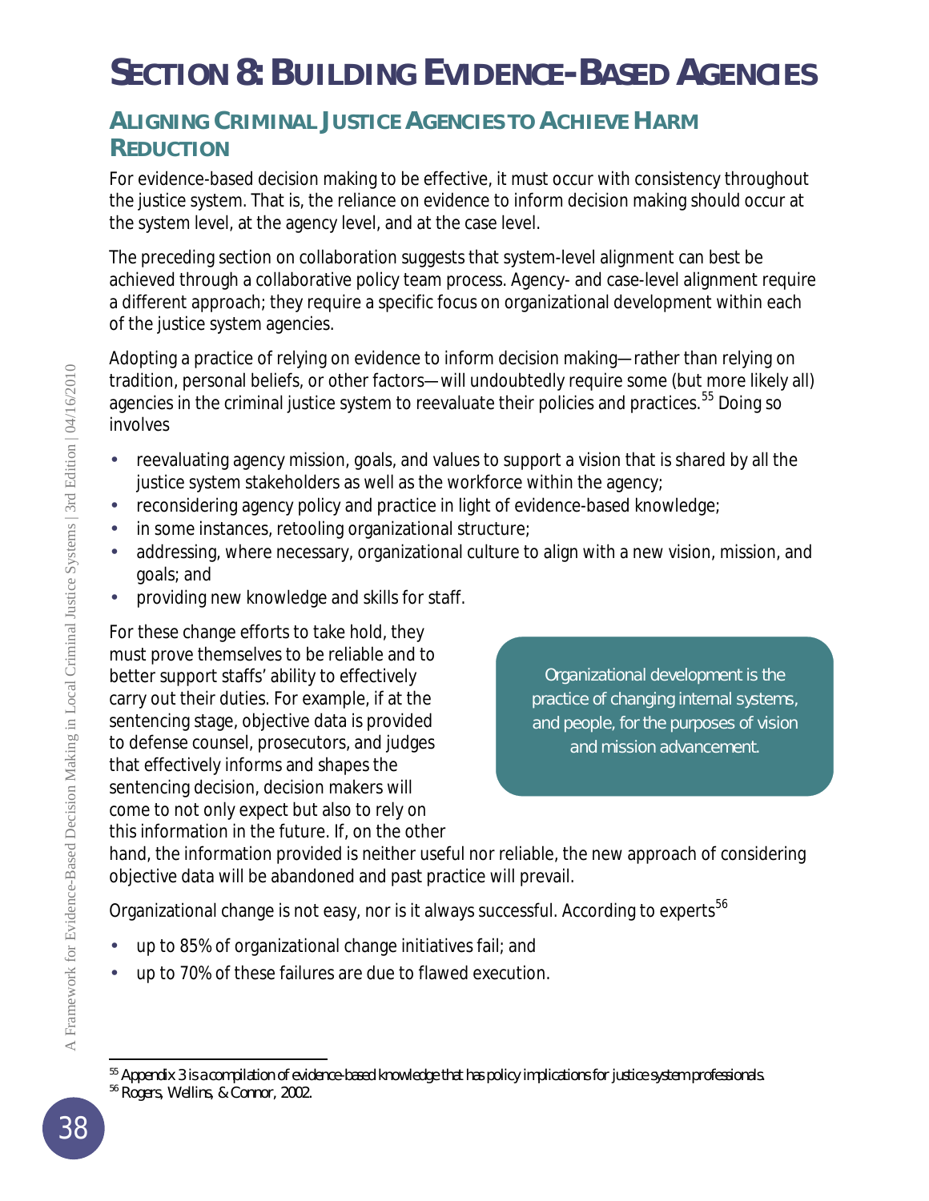# Section 8: Building Evidence-Based Agencies

## Aligning Criminal Justice Agencies to Achieve Harm Reduction

For evidence-based decision making to be effective, it must occur with consistency throughout the justice system. That is, the reliance on evidence to inform decision making should occur at the system level, at the agency level, and at the case level.

The preceding section on collaboration suggests that system-level alignment can best be achieved through a collaborative policy team process. Agency- and case-level alignment require a different approach; they require a specific focus on organizational development within each of the justice system agencies.

Adopting a practice of relying on evidence to inform decision making—rather than relying on tradition, personal beliefs, or other factors—will undoubtedly require some (but more likely all) agencies in the criminal justice system to reevaluate their policies and practices.[55] Doing so involves

- reevaluating agency mission, goals, and values to support a vision that is shared by all the justice system stakeholders as well as the workforce within the agency;
- reconsidering agency policy and practice in light of evidence-based knowledge;
- in some instances, retooling organizational structure;
- addressing, where necessary, organizational culture to align with a new vision, mission, and goals; and
- providing new knowledge and skills for staff.

For these change efforts to take hold, they must prove themselves to be reliable and to better support staffs' ability to effectively carry out their duties. For example, if at the sentencing stage, objective data is provided to defense counsel, prosecutors, and judges that effectively informs and shapes the sentencing decision, decision makers will come to not only expect but also to rely on this information in the future. If, on the other hand, the information provided is neither useful nor reliable, the new approach of considering objective data will be abandoned and past practice will prevail.

> Organizational development is the practice of changing internal systems, and people, for the purposes of vision and mission advancement.

Organizational change is not easy, nor is it always successful. According to experts[56]

- up to 85% of organizational change initiatives fail; and
- up to 70% of these failures are due to flawed execution.

---

[55] Appendix 3 is a compilation of evidence-based knowledge that has policy implications for justice system professionals.

[56] Rogers, Wellins, & Connor, 2002.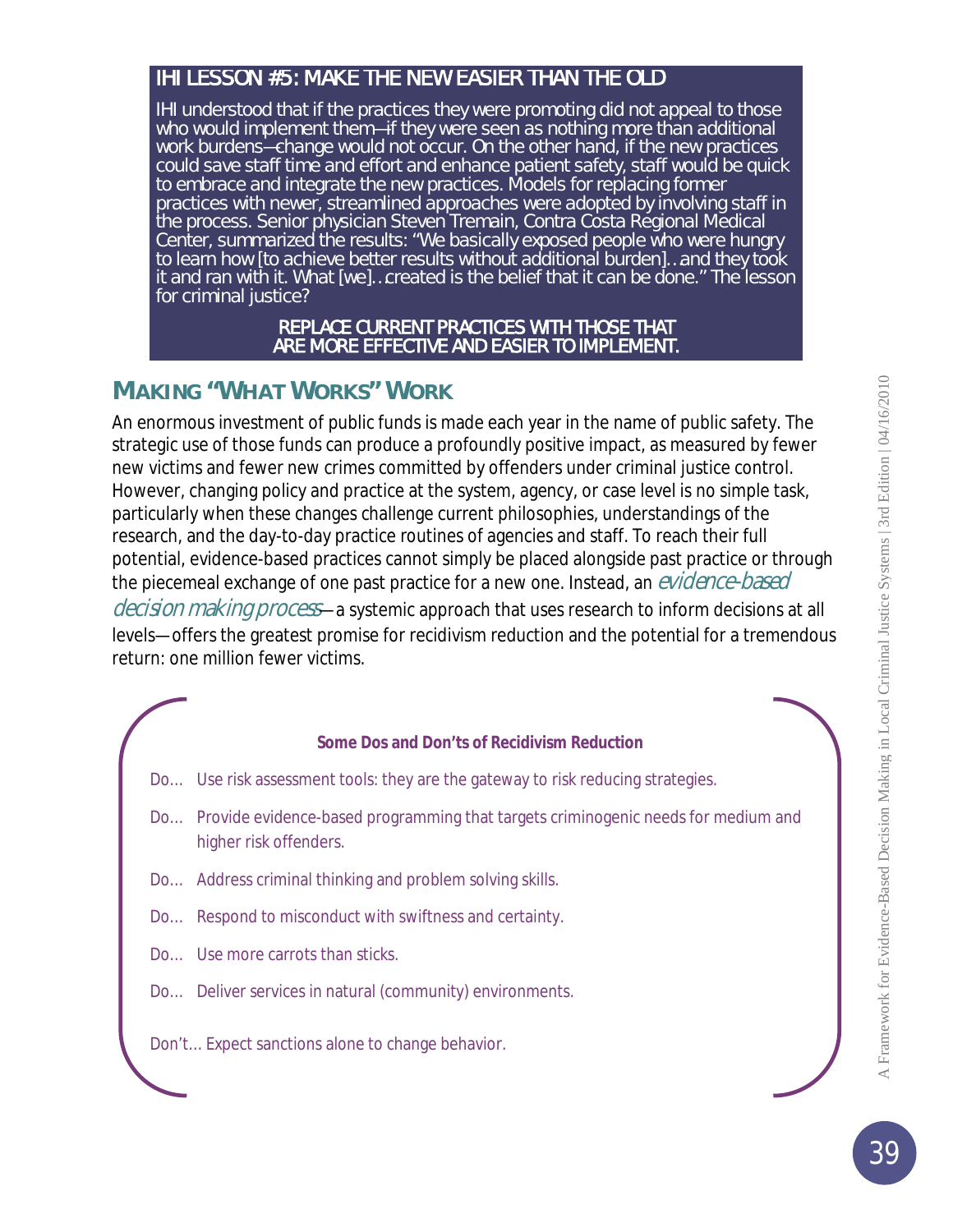## IHI LESSON #5: MAKE THE NEW EASIER THAN THE OLD

IHI understood that if the practices they were promoting did not appeal to those who would implement them—if they were seen as nothing more than additional work burdens—change would not occur. On the other hand, if the new practices could save staff time and effort and enhance patient safety, staff would be quick to embrace and integrate the new practices. Models for replacing former practices with newer, streamlined approaches were adopted by involving staff in the process. Senior physician Steven Tremain, Contra Costa Regional Medical Center, summarized the results: "We basically exposed people who were hungry to learn how [to achieve better results without additional burden]…and they took it and ran with it. What [we]…created is the belief that it can be done." The lesson for criminal justice?

**REPLACE CURRENT PRACTICES WITH THOSE THAT ARE MORE EFFECTIVE AND EASIER TO IMPLEMENT.**

## MAKING "WHAT WORKS" WORK

An enormous investment of public funds is made each year in the name of public safety. The strategic use of those funds can produce a profoundly positive impact, as measured by fewer new victims and fewer new crimes committed by offenders under criminal justice control. However, changing policy and practice at the system, agency, or case level is no simple task, particularly when these changes challenge current philosophies, understandings of the research, and the day-to-day practice routines of agencies and staff. To reach their full potential, evidence-based practices cannot simply be placed alongside past practice or through the piecemeal exchange of one past practice for a new one. Instead, an *evidence-based decision making process*—a systemic approach that uses research to inform decisions at all levels—offers the greatest promise for recidivism reduction and the potential for a tremendous return: one million fewer victims.

**Some Dos and Don'ts of Recidivism Reduction**

- Do… Use risk assessment tools: they are the gateway to risk reducing strategies.
- Do… Provide evidence-based programming that targets criminogenic needs for medium and higher risk offenders.
- Do… Address criminal thinking and problem solving skills.
- Do… Respond to misconduct with swiftness and certainty.
- Do… Use more carrots than sticks.
- Do… Deliver services in natural (community) environments.

Don't… Expect sanctions alone to change behavior.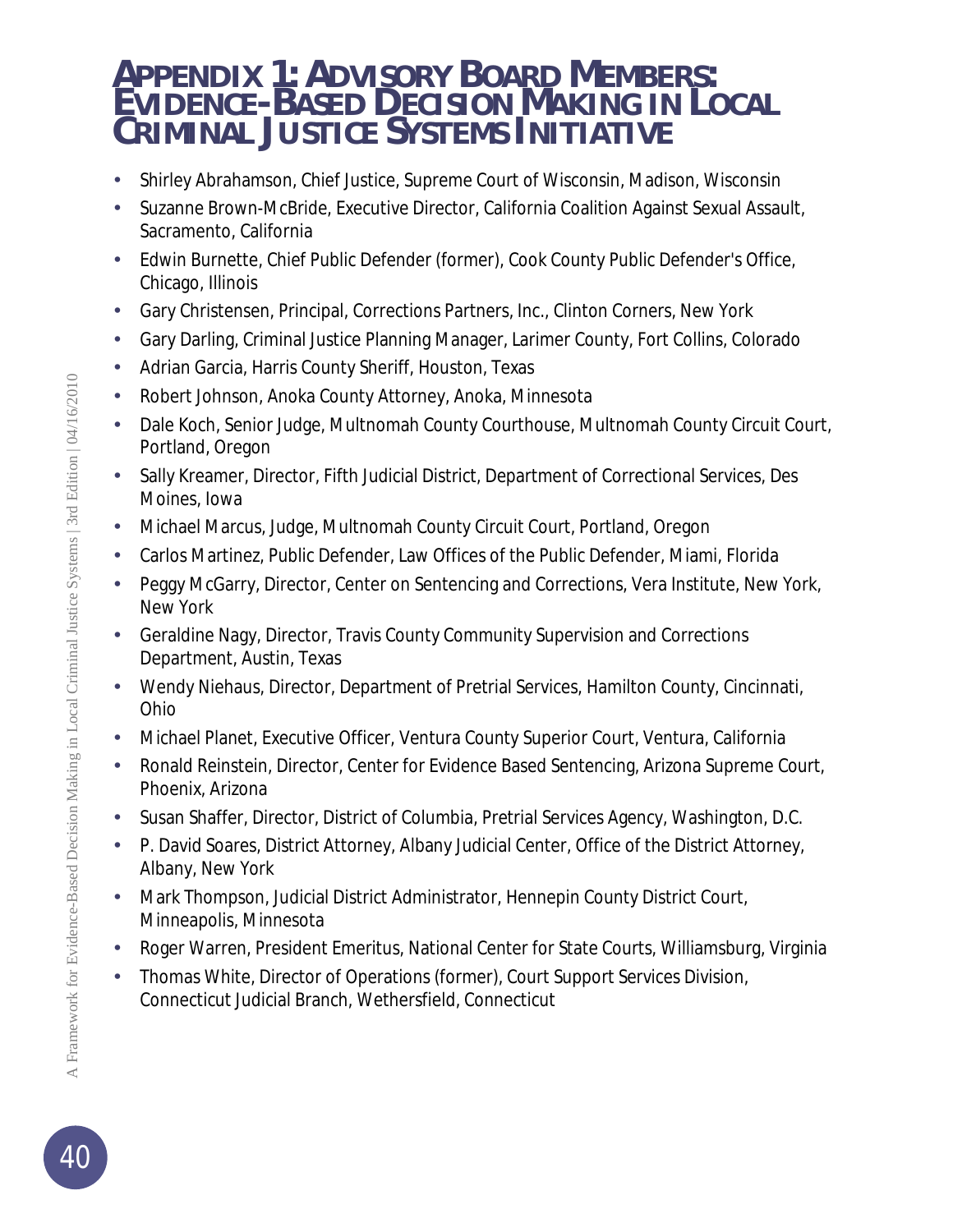# Appendix 1: Advisory Board Members: Evidence-Based Decision Making in Local Criminal Justice Systems Initiative

- Shirley Abrahamson, Chief Justice, Supreme Court of Wisconsin, Madison, Wisconsin
- Suzanne Brown-McBride, Executive Director, California Coalition Against Sexual Assault, Sacramento, California
- Edwin Burnette, Chief Public Defender (former), Cook County Public Defender's Office, Chicago, Illinois
- Gary Christensen, Principal, Corrections Partners, Inc., Clinton Corners, New York
- Gary Darling, Criminal Justice Planning Manager, Larimer County, Fort Collins, Colorado
- Adrian Garcia, Harris County Sheriff, Houston, Texas
- Robert Johnson, Anoka County Attorney, Anoka, Minnesota
- Dale Koch, Senior Judge, Multnomah County Courthouse, Multnomah County Circuit Court, Portland, Oregon
- Sally Kreamer, Director, Fifth Judicial District, Department of Correctional Services, Des Moines, Iowa
- Michael Marcus, Judge, Multnomah County Circuit Court, Portland, Oregon
- Carlos Martinez, Public Defender, Law Offices of the Public Defender, Miami, Florida
- Peggy McGarry, Director, Center on Sentencing and Corrections, Vera Institute, New York, New York
- Geraldine Nagy, Director, Travis County Community Supervision and Corrections Department, Austin, Texas
- Wendy Niehaus, Director, Department of Pretrial Services, Hamilton County, Cincinnati, Ohio
- Michael Planet, Executive Officer, Ventura County Superior Court, Ventura, California
- Ronald Reinstein, Director, Center for Evidence Based Sentencing, Arizona Supreme Court, Phoenix, Arizona
- Susan Shaffer, Director, District of Columbia, Pretrial Services Agency, Washington, D.C.
- P. David Soares, District Attorney, Albany Judicial Center, Office of the District Attorney, Albany, New York
- Mark Thompson, Judicial District Administrator, Hennepin County District Court, Minneapolis, Minnesota
- Roger Warren, President Emeritus, National Center for State Courts, Williamsburg, Virginia
- Thomas White, Director of Operations (former), Court Support Services Division, Connecticut Judicial Branch, Wethersfield, Connecticut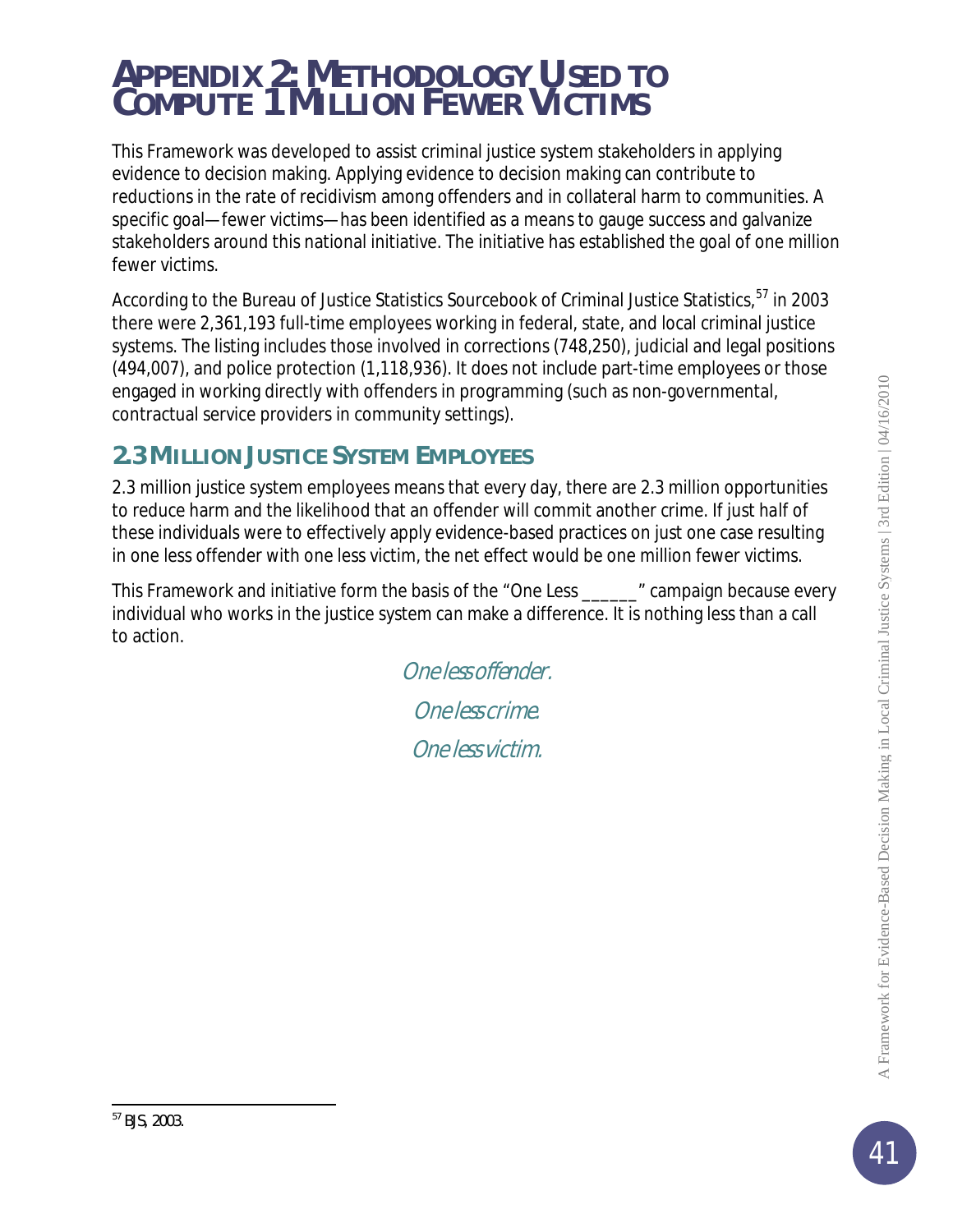# Appendix 2: Methodology Used to Compute 1 Million Fewer Victims

This Framework was developed to assist criminal justice system stakeholders in applying evidence to decision making. Applying evidence to decision making can contribute to reductions in the rate of recidivism among offenders and in collateral harm to communities. A specific goal—fewer victims—has been identified as a means to gauge success and galvanize stakeholders around this national initiative. The initiative has established the goal of one million fewer victims.

According to the Bureau of Justice Statistics Sourcebook of Criminal Justice Statistics,[57] in 2003 there were 2,361,193 full-time employees working in federal, state, and local criminal justice systems. The listing includes those involved in corrections (748,250), judicial and legal positions (494,007), and police protection (1,118,936). It does not include part-time employees or those engaged in working directly with offenders in programming (such as non-governmental, contractual service providers in community settings).

## 2.3 Million Justice System Employees

2.3 million justice system employees means that every day, there are 2.3 million opportunities to reduce harm and the likelihood that an offender will commit another crime. If just half of these individuals were to effectively apply evidence-based practices on just one case resulting in one less offender with one less victim, the net effect would be one million fewer victims.

This Framework and initiative form the basis of the "One Less ______" campaign because every individual who works in the justice system can make a difference. It is nothing less than a call to action.

*One less offender.*

*One less crime.*

*One less victim.*

[57] BJS, 2003.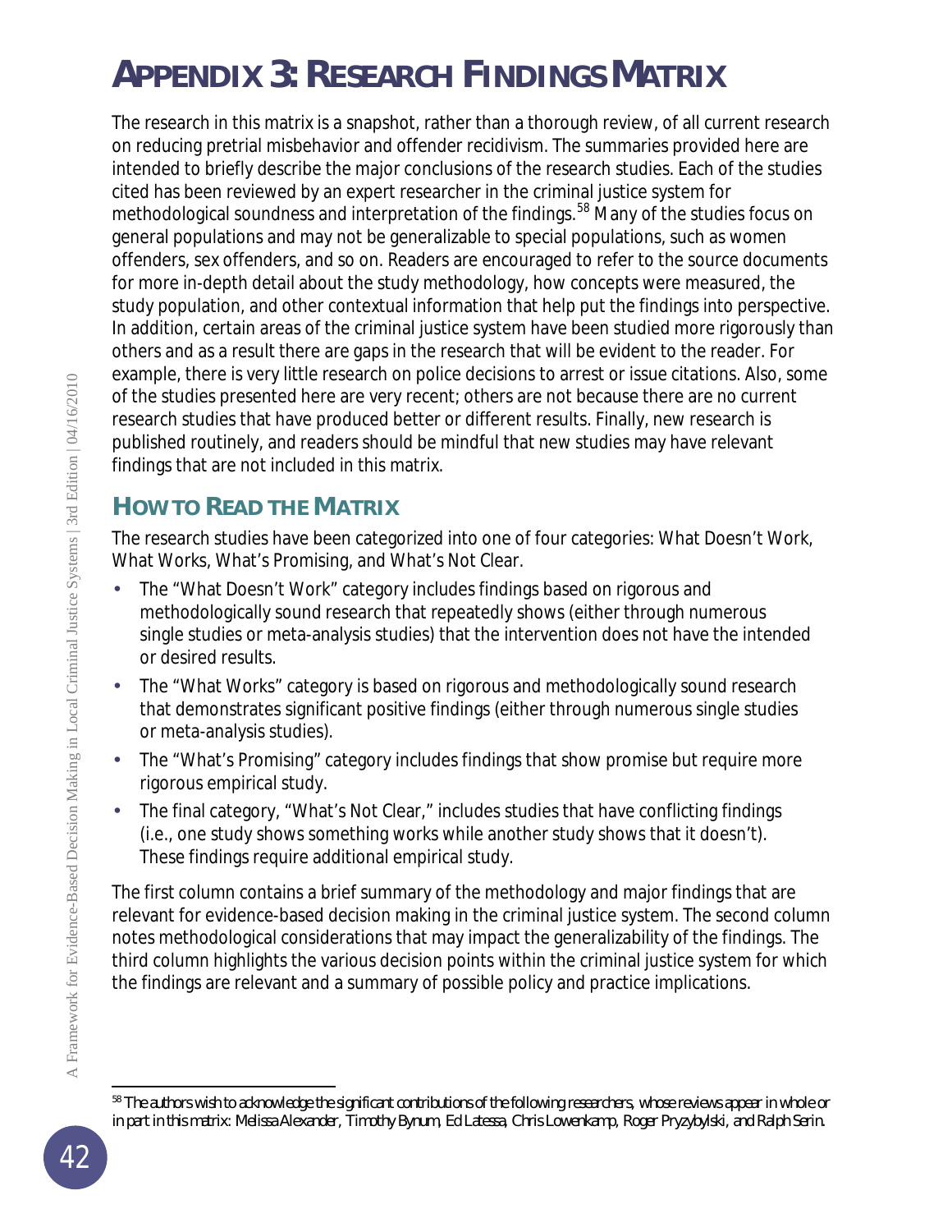# APPENDIX 3: RESEARCH FINDINGS MATRIX

The research in this matrix is a snapshot, rather than a thorough review, of all current research on reducing pretrial misbehavior and offender recidivism. The summaries provided here are intended to briefly describe the major conclusions of the research studies. Each of the studies cited has been reviewed by an expert researcher in the criminal justice system for methodological soundness and interpretation of the findings.[58] Many of the studies focus on general populations and may not be generalizable to special populations, such as women offenders, sex offenders, and so on. Readers are encouraged to refer to the source documents for more in-depth detail about the study methodology, how concepts were measured, the study population, and other contextual information that help put the findings into perspective. In addition, certain areas of the criminal justice system have been studied more rigorously than others and as a result there are gaps in the research that will be evident to the reader. For example, there is very little research on police decisions to arrest or issue citations. Also, some of the studies presented here are very recent; others are not because there are no current research studies that have produced better or different results. Finally, new research is published routinely, and readers should be mindful that new studies may have relevant findings that are not included in this matrix.

## HOW TO READ THE MATRIX

The research studies have been categorized into one of four categories: What Doesn't Work, What Works, What's Promising, and What's Not Clear.

- The "What Doesn't Work" category includes findings based on rigorous and methodologically sound research that repeatedly shows (either through numerous single studies or meta-analysis studies) that the intervention does not have the intended or desired results.
- The "What Works" category is based on rigorous and methodologically sound research that demonstrates significant positive findings (either through numerous single studies or meta-analysis studies).
- The "What's Promising" category includes findings that show promise but require more rigorous empirical study.
- The final category, "What's Not Clear," includes studies that have conflicting findings (i.e., one study shows something works while another study shows that it doesn't). These findings require additional empirical study.

The first column contains a brief summary of the methodology and major findings that are relevant for evidence-based decision making in the criminal justice system. The second column notes methodological considerations that may impact the generalizability of the findings. The third column highlights the various decision points within the criminal justice system for which the findings are relevant and a summary of possible policy and practice implications.

[58] The authors wish to acknowledge the significant contributions of the following researchers, whose reviews appear in whole or in part in this matrix: Melissa Alexander, Timothy Bynum, Ed Latessa, Chris Lowenkamp, Roger Pryzybylski, and Ralph Serin.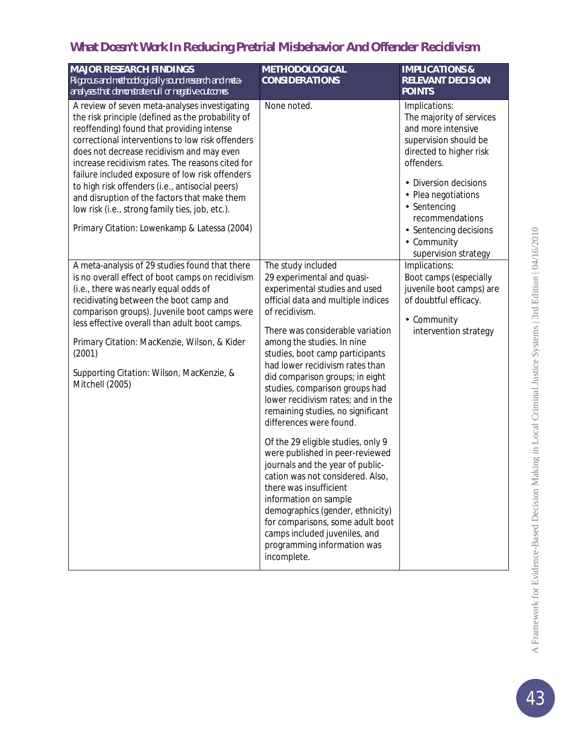## What Doesn't Work In Reducing Pretrial Misbehavior And Offender Recidivism

| **MAJOR RESEARCH FINDINGS**<br>*Rigorous and methodologically sound research and meta-analyses that demonstrate null or negative outcomes* | **METHODOLOGICAL CONSIDERATIONS** | **IMPLICATIONS & RELEVANT DECISION POINTS** |
|---|---|---|
| A review of seven meta-analyses investigating the risk principle (defined as the probability of reoffending) found that providing intense correctional interventions to low risk offenders does not decrease recidivism and may even increase recidivism rates. The reasons cited for failure included exposure of low risk offenders to high risk offenders (i.e., antisocial peers) and disruption of the factors that make them low risk (i.e., strong family ties, job, etc.).<br><br>Primary Citation: Lowenkamp & Latessa (2004) | None noted. | Implications:<br>The majority of services and more intensive supervision should be directed to higher risk offenders.<br><br>• Diversion decisions<br>• Plea negotiations<br>• Sentencing recommendations<br>• Sentencing decisions<br>• Community supervision strategy |
| A meta-analysis of 29 studies found that there is no overall effect of boot camps on recidivism (i.e., there was nearly equal odds of recidivating between the boot camp and comparison groups). Juvenile boot camps were less effective overall than adult boot camps.<br><br>Primary Citation: MacKenzie, Wilson, & Kider (2001)<br><br>Supporting Citation: Wilson, MacKenzie, & Mitchell (2005) | The study included 29 experimental and quasi-experimental studies and used official data and multiple indices of recidivism.<br><br>There was considerable variation among the studies. In nine studies, boot camp participants had lower recidivism rates than did comparison groups; in eight studies, comparison groups had lower recidivism rates; and in the remaining studies, no significant differences were found.<br><br>Of the 29 eligible studies, only 9 were published in peer-reviewed journals and the year of publication was not considered. Also, there was insufficient information on sample demographics (gender, ethnicity) for comparisons, some adult boot camps included juveniles, and programming information was incomplete. | Implications:<br>Boot camps (especially juvenile boot camps) are of doubtful efficacy.<br><br>• Community intervention strategy |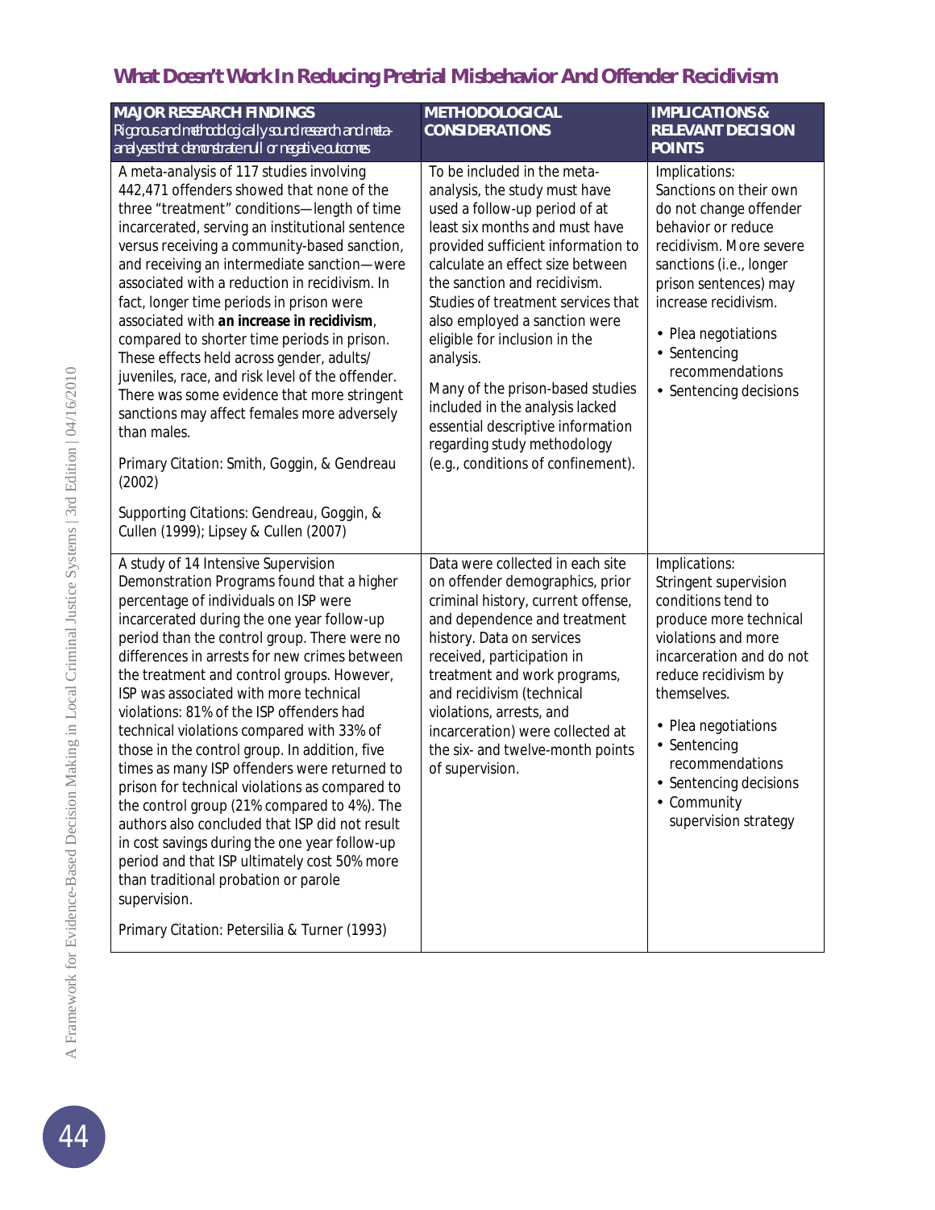## What Doesn't Work In Reducing Pretrial Misbehavior And Offender Recidivism

| MAJOR RESEARCH FINDINGS *Rigorous and methodologically sound research and meta-analyses that demonstrate null or negative outcomes* | METHODOLOGICAL CONSIDERATIONS | IMPLICATIONS & RELEVANT DECISION POINTS |
|---|---|---|
| A meta-analysis of 117 studies involving 442,471 offenders showed that none of the three "treatment" conditions—length of time incarcerated, serving an institutional sentence versus receiving a community-based sanction, and receiving an intermediate sanction—were associated with a reduction in recidivism. In fact, longer time periods in prison were associated with **an increase in recidivism**, compared to shorter time periods in prison. These effects held across gender, adults/juveniles, race, and risk level of the offender. There was some evidence that more stringent sanctions may affect females more adversely than males.<br><br>Primary Citation: Smith, Goggin, & Gendreau (2002)<br><br>Supporting Citations: Gendreau, Goggin, & Cullen (1999); Lipsey & Cullen (2007) | To be included in the meta-analysis, the study must have used a follow-up period of at least six months and must have provided sufficient information to calculate an effect size between the sanction and recidivism. Studies of treatment services that also employed a sanction were eligible for inclusion in the analysis.<br><br>Many of the prison-based studies included in the analysis lacked essential descriptive information regarding study methodology (e.g., conditions of confinement). | Implications:<br>Sanctions on their own do not change offender behavior or reduce recidivism. More severe sanctions (i.e., longer prison sentences) may increase recidivism.<br><br>• Plea negotiations<br>• Sentencing recommendations<br>• Sentencing decisions |
| A study of 14 Intensive Supervision Demonstration Programs found that a higher percentage of individuals on ISP were incarcerated during the one year follow-up period than the control group. There were no differences in arrests for new crimes between the treatment and control groups. However, ISP was associated with more technical violations: 81% of the ISP offenders had technical violations compared with 33% of those in the control group. In addition, five times as many ISP offenders were returned to prison for technical violations as compared to the control group (21% compared to 4%). The authors also concluded that ISP did not result in cost savings during the one year follow-up period and that ISP ultimately cost 50% more than traditional probation or parole supervision.<br><br>Primary Citation: Petersilia & Turner (1993) | Data were collected in each site on offender demographics, prior criminal history, current offense, and dependence and treatment history. Data on services received, participation in treatment and work programs, and recidivism (technical violations, arrests, and incarceration) were collected at the six- and twelve-month points of supervision. | Implications:<br>Stringent supervision conditions tend to produce more technical violations and more incarceration and do not reduce recidivism by themselves.<br><br>• Plea negotiations<br>• Sentencing recommendations<br>• Sentencing decisions<br>• Community supervision strategy |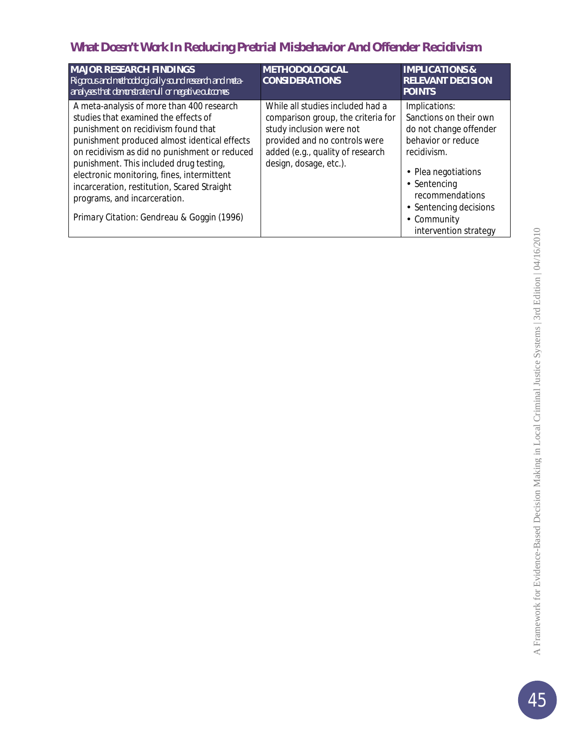## What Doesn't Work In Reducing Pretrial Misbehavior And Offender Recidivism

| MAJOR RESEARCH FINDINGS<br>*Rigorous and methodologically sound research and meta-analyses that demonstrate null or negative outcomes* | METHODOLOGICAL CONSIDERATIONS | IMPLICATIONS & RELEVANT DECISION POINTS |
|---|---|---|
| A meta-analysis of more than 400 research studies that examined the effects of punishment on recidivism found that punishment produced almost identical effects on recidivism as did no punishment or reduced punishment. This included drug testing, electronic monitoring, fines, intermittent incarceration, restitution, Scared Straight programs, and incarceration.<br><br>Primary Citation: Gendreau & Goggin (1996) | While all studies included had a comparison group, the criteria for study inclusion were not provided and no controls were added (e.g., quality of research design, dosage, etc.). | Implications:<br>Sanctions on their own do not change offender behavior or reduce recidivism.<br><br>• Plea negotiations<br>• Sentencing recommendations<br>• Sentencing decisions<br>• Community intervention strategy |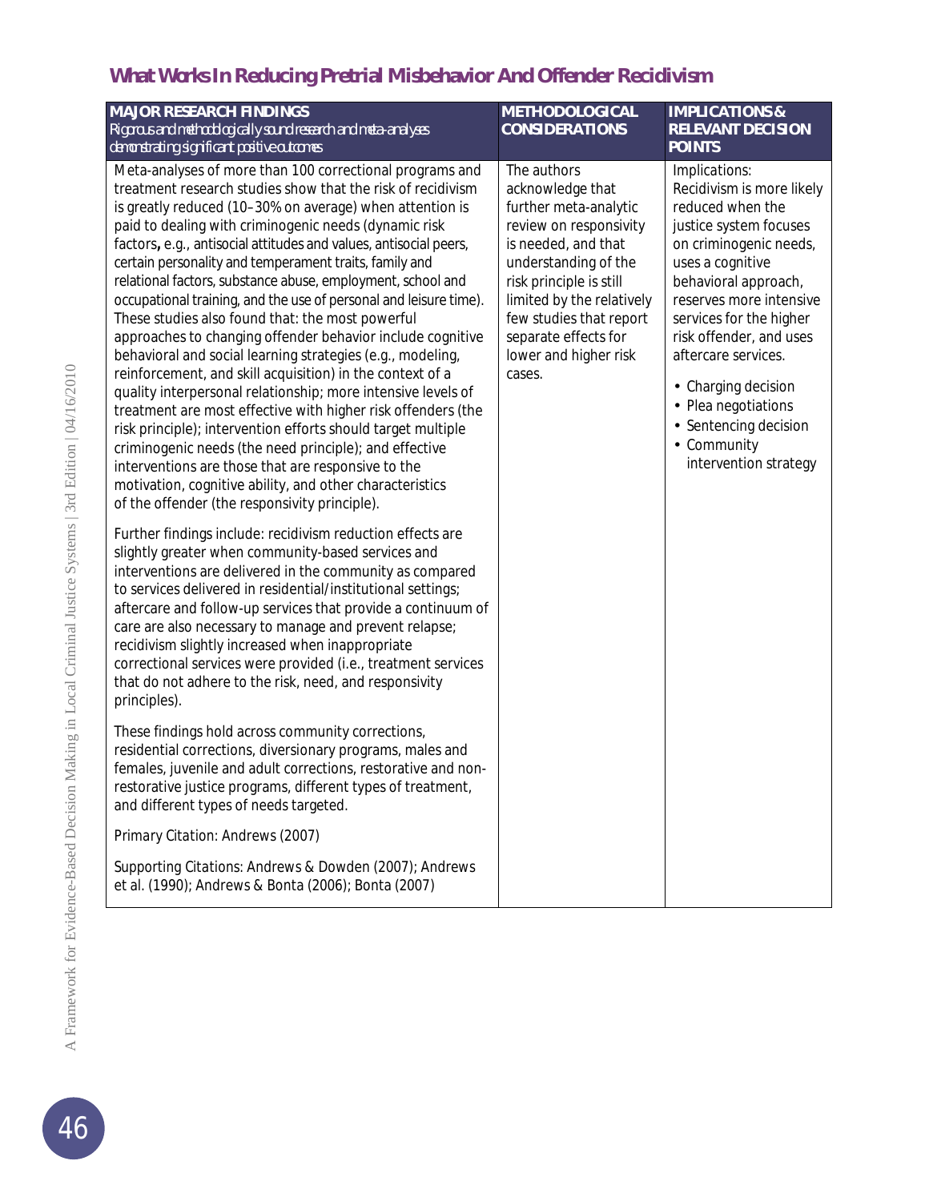## What Works In Reducing Pretrial Misbehavior And Offender Recidivism

| **MAJOR RESEARCH FINDINGS** *Rigorous and methodologically sound research and meta-analyses demonstrating significant positive outcomes* | **METHODOLOGICAL CONSIDERATIONS** | **IMPLICATIONS & RELEVANT DECISION POINTS** |
|---|---|---|
| Meta-analyses of more than 100 correctional programs and treatment research studies show that the risk of recidivism is greatly reduced (10–30% on average) when attention is paid to dealing with criminogenic needs (dynamic risk factors, e.g., antisocial attitudes and values, antisocial peers, certain personality and temperament traits, family and relational factors, substance abuse, employment, school and occupational training, and the use of personal and leisure time). These studies also found that: the most powerful approaches to changing offender behavior include cognitive behavioral and social learning strategies (e.g., modeling, reinforcement, and skill acquisition) in the context of a quality interpersonal relationship; more intensive levels of treatment are most effective with higher risk offenders (the risk principle); intervention efforts should target multiple criminogenic needs (the need principle); and effective interventions are those that are responsive to the motivation, cognitive ability, and other characteristics of the offender (the responsivity principle).<br><br>Further findings include: recidivism reduction effects are slightly greater when community-based services and interventions are delivered in the community as compared to services delivered in residential/institutional settings; aftercare and follow-up services that provide a continuum of care are also necessary to manage and prevent relapse; recidivism slightly increased when inappropriate correctional services were provided (i.e., treatment services that do not adhere to the risk, need, and responsivity principles).<br><br>These findings hold across community corrections, residential corrections, diversionary programs, males and females, juvenile and adult corrections, restorative and non-restorative justice programs, different types of treatment, and different types of needs targeted.<br><br>Primary Citation: Andrews (2007)<br><br>Supporting Citations: Andrews & Dowden (2007); Andrews et al. (1990); Andrews & Bonta (2006); Bonta (2007) | The authors acknowledge that further meta-analytic review on responsivity is needed, and that understanding of the risk principle is still limited by the relatively few studies that report separate effects for lower and higher risk cases. | Implications: Recidivism is more likely reduced when the justice system focuses on criminogenic needs, uses a cognitive behavioral approach, reserves more intensive services for the higher risk offender, and uses aftercare services.<br><br>• Charging decision<br>• Plea negotiations<br>• Sentencing decision<br>• Community intervention strategy |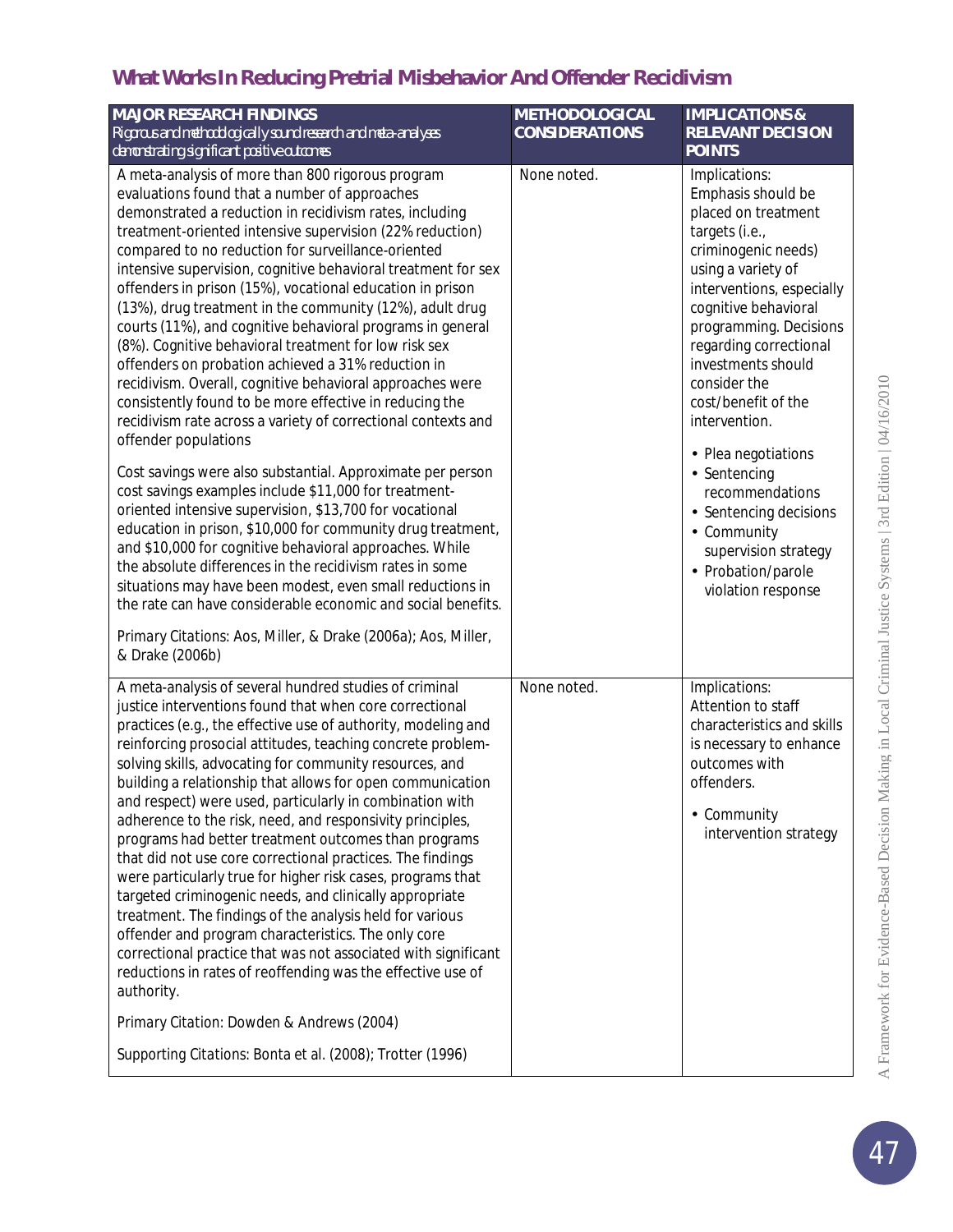## What Works In Reducing Pretrial Misbehavior And Offender Recidivism

| MAJOR RESEARCH FINDINGS<br>*Rigorous and methodologically sound research and meta-analyses demonstrating significant positive outcomes* | METHODOLOGICAL CONSIDERATIONS | IMPLICATIONS & RELEVANT DECISION POINTS |
|---|---|---|
| A meta-analysis of more than 800 rigorous program evaluations found that a number of approaches demonstrated a reduction in recidivism rates, including treatment-oriented intensive supervision (22% reduction) compared to no reduction for surveillance-oriented intensive supervision, cognitive behavioral treatment for sex offenders in prison (15%), vocational education in prison (13%), drug treatment in the community (12%), adult drug courts (11%), and cognitive behavioral programs in general (8%). Cognitive behavioral treatment for low risk sex offenders on probation achieved a 31% reduction in recidivism. Overall, cognitive behavioral approaches were consistently found to be more effective in reducing the recidivism rate across a variety of correctional contexts and offender populations<br><br>Cost savings were also substantial. Approximate per person cost savings examples include $11,000 for treatment-oriented intensive supervision, $13,700 for vocational education in prison, $10,000 for community drug treatment, and $10,000 for cognitive behavioral approaches. While the absolute differences in the recidivism rates in some situations may have been modest, even small reductions in the rate can have considerable economic and social benefits.<br><br>Primary Citations: Aos, Miller, & Drake (2006a); Aos, Miller, & Drake (2006b) | None noted. | Implications:<br>Emphasis should be placed on treatment targets (i.e., criminogenic needs) using a variety of interventions, especially cognitive behavioral programming. Decisions regarding correctional investments should consider the cost/benefit of the intervention.<br><br>• Plea negotiations<br>• Sentencing recommendations<br>• Sentencing decisions<br>• Community supervision strategy<br>• Probation/parole violation response |
| A meta-analysis of several hundred studies of criminal justice interventions found that when core correctional practices (e.g., the effective use of authority, modeling and reinforcing prosocial attitudes, teaching concrete problem-solving skills, advocating for community resources, and building a relationship that allows for open communication and respect) were used, particularly in combination with adherence to the risk, need, and responsivity principles, programs had better treatment outcomes than programs that did not use core correctional practices. The findings were particularly true for higher risk cases, programs that targeted criminogenic needs, and clinically appropriate treatment. The findings of the analysis held for various offender and program characteristics. The only core correctional practice that was not associated with significant reductions in rates of reoffending was the effective use of authority.<br><br>Primary Citation: Dowden & Andrews (2004)<br><br>Supporting Citations: Bonta et al. (2008); Trotter (1996) | None noted. | Implications:<br>Attention to staff characteristics and skills is necessary to enhance outcomes with offenders.<br><br>• Community intervention strategy |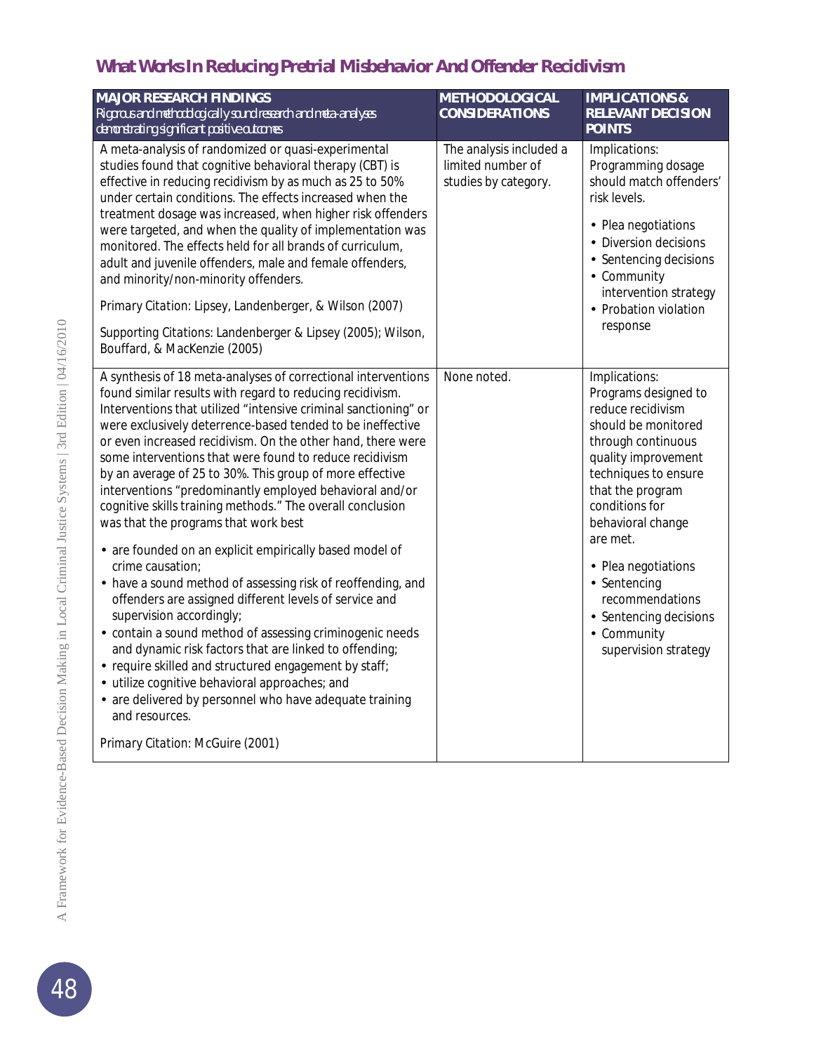## What Works In Reducing Pretrial Misbehavior And Offender Recidivism

| MAJOR RESEARCH FINDINGS<br>*Rigorous and methodologically sound research and meta-analyses demonstrating significant positive outcomes* | METHODOLOGICAL CONSIDERATIONS | IMPLICATIONS & RELEVANT DECISION POINTS |
|---|---|---|
| A meta-analysis of randomized or quasi-experimental studies found that cognitive behavioral therapy (CBT) is effective in reducing recidivism by as much as 25 to 50% under certain conditions. The effects increased when the treatment dosage was increased, when higher risk offenders were targeted, and when the quality of implementation was monitored. The effects held for all brands of curriculum, adult and juvenile offenders, male and female offenders, and minority/non-minority offenders.<br><br>Primary Citation: Lipsey, Landenberger, & Wilson (2007)<br><br>Supporting Citations: Landenberger & Lipsey (2005); Wilson, Bouffard, & MacKenzie (2005) | The analysis included a limited number of studies by category. | Implications: Programming dosage should match offenders' risk levels.<br><br>• Plea negotiations<br>• Diversion decisions<br>• Sentencing decisions<br>• Community intervention strategy<br>• Probation violation response |
| A synthesis of 18 meta-analyses of correctional interventions found similar results with regard to reducing recidivism. Interventions that utilized "intensive criminal sanctioning" or were exclusively deterrence-based tended to be ineffective or even increased recidivism. On the other hand, there were some interventions that were found to reduce recidivism by an average of 25 to 30%. This group of more effective interventions "predominantly employed behavioral and/or cognitive skills training methods." The overall conclusion was that the programs that work best<br><br>• are founded on an explicit empirically based model of crime causation;<br>• have a sound method of assessing risk of reoffending, and offenders are assigned different levels of service and supervision accordingly;<br>• contain a sound method of assessing criminogenic needs and dynamic risk factors that are linked to offending;<br>• require skilled and structured engagement by staff;<br>• utilize cognitive behavioral approaches; and<br>• are delivered by personnel who have adequate training and resources.<br><br>Primary Citation: McGuire (2001) | None noted. | Implications: Programs designed to reduce recidivism should be monitored through continuous quality improvement techniques to ensure that the program conditions for behavioral change are met.<br><br>• Plea negotiations<br>• Sentencing recommendations<br>• Sentencing decisions<br>• Community supervision strategy |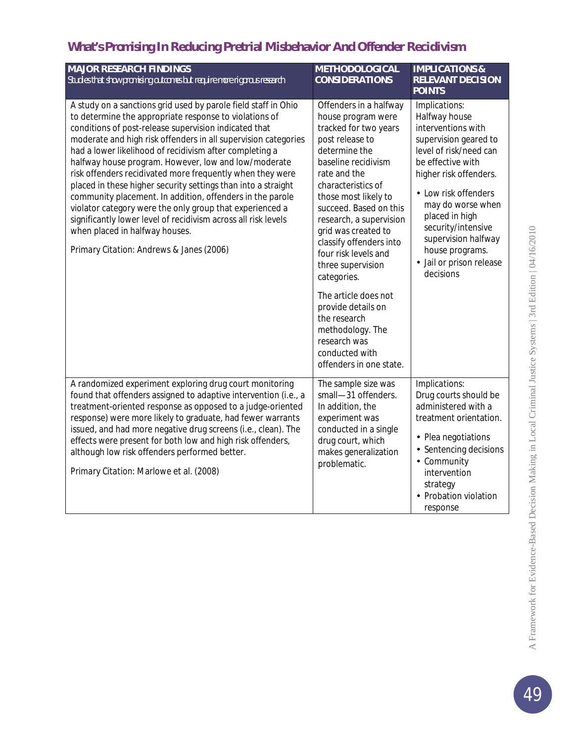## What's Promising In Reducing Pretrial Misbehavior And Offender Recidivism

| MAJOR RESEARCH FINDINGS<br>*Studies that show promising outcomes but require more rigorous research* | METHODOLOGICAL CONSIDERATIONS | IMPLICATIONS & RELEVANT DECISION POINTS |
|---|---|---|
| A study on a sanctions grid used by parole field staff in Ohio to determine the appropriate response to violations of conditions of post-release supervision indicated that moderate and high risk offenders in all supervision categories had a lower likelihood of recidivism after completing a halfway house program. However, low and low/moderate risk offenders recidivated more frequently when they were placed in these higher security settings than into a straight community placement. In addition, offenders in the parole violator category were the only group that experienced a significantly lower level of recidivism across all risk levels when placed in halfway houses.<br><br>Primary Citation: Andrews & Janes (2006) | Offenders in a halfway house program were tracked for two years post release to determine the baseline recidivism rate and the characteristics of those most likely to succeed. Based on this research, a supervision grid was created to classify offenders into four risk levels and three supervision categories.<br><br>The article does not provide details on the research methodology. The research was conducted with offenders in one state. | Implications: Halfway house interventions with supervision geared to level of risk/need can be effective with higher risk offenders.<br><br>• Low risk offenders may do worse when placed in high security/intensive supervision halfway house programs.<br>• Jail or prison release decisions |
| A randomized experiment exploring drug court monitoring found that offenders assigned to adaptive intervention (i.e., a treatment-oriented response as opposed to a judge-oriented response) were more likely to graduate, had fewer warrants issued, and had more negative drug screens (i.e., clean). The effects were present for both low and high risk offenders, although low risk offenders performed better.<br><br>Primary Citation: Marlowe et al. (2008) | The sample size was small—31 offenders. In addition, the experiment was conducted in a single drug court, which makes generalization problematic. | Implications: Drug courts should be administered with a treatment orientation.<br><br>• Plea negotiations<br>• Sentencing decisions<br>• Community intervention strategy<br>• Probation violation response |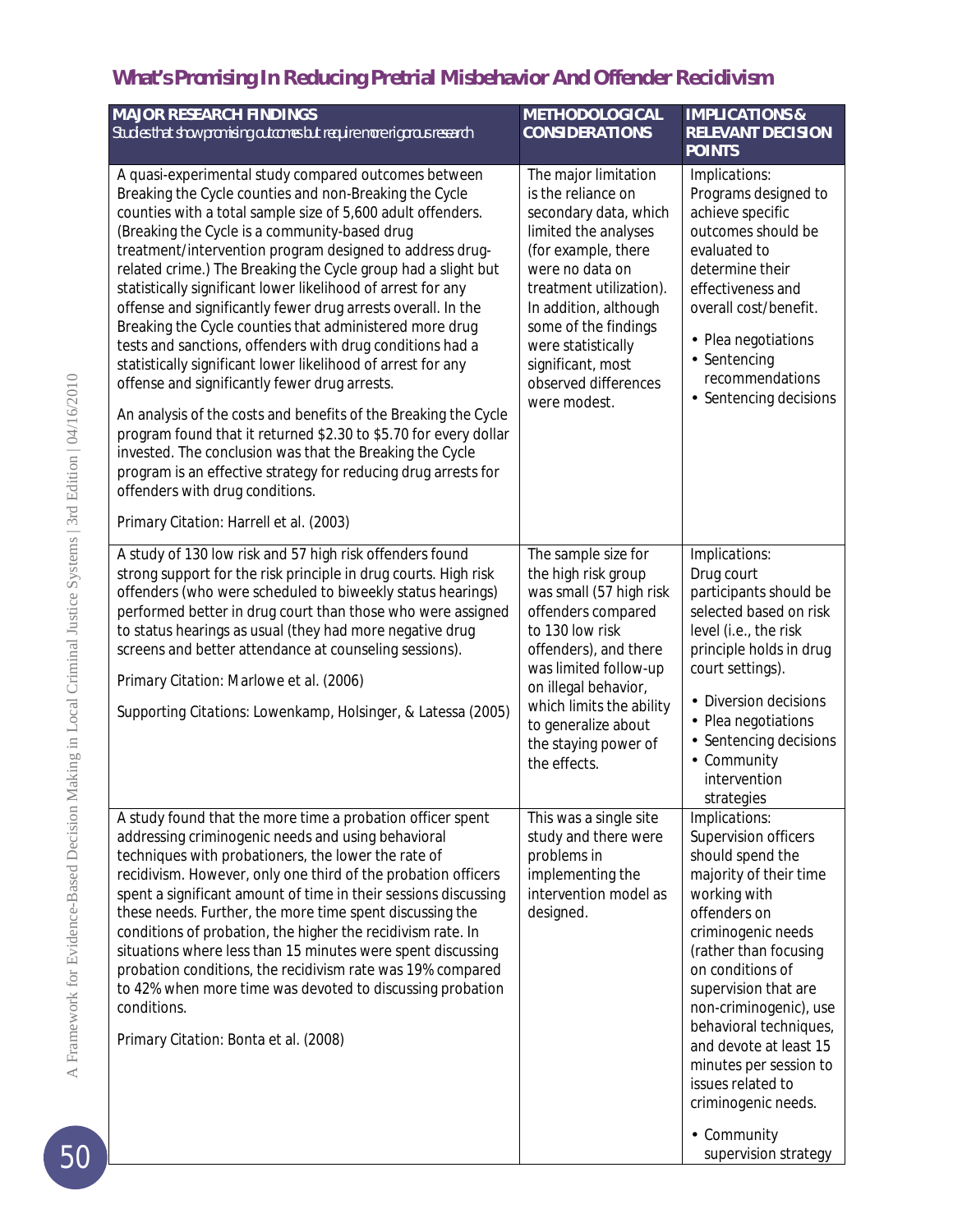## What's Promising In Reducing Pretrial Misbehavior And Offender Recidivism

| MAJOR RESEARCH FINDINGS<br>*Studies that show promising outcomes but require more rigorous research* | METHODOLOGICAL CONSIDERATIONS | IMPLICATIONS & RELEVANT DECISION POINTS |
|---|---|---|
| A quasi-experimental study compared outcomes between Breaking the Cycle counties and non-Breaking the Cycle counties with a total sample size of 5,600 adult offenders. (Breaking the Cycle is a community-based drug treatment/intervention program designed to address drug-related crime.) The Breaking the Cycle group had a slight but statistically significant lower likelihood of arrest for any offense and significantly fewer drug arrests overall. In the Breaking the Cycle counties that administered more drug tests and sanctions, offenders with drug conditions had a statistically significant lower likelihood of arrest for any offense and significantly fewer drug arrests.<br><br>An analysis of the costs and benefits of the Breaking the Cycle program found that it returned $2.30 to $5.70 for every dollar invested. The conclusion was that the Breaking the Cycle program is an effective strategy for reducing drug arrests for offenders with drug conditions.<br><br>Primary Citation: Harrell et al. (2003) | The major limitation is the reliance on secondary data, which limited the analyses (for example, there were no data on treatment utilization). In addition, although some of the findings were statistically significant, most observed differences were modest. | Implications: Programs designed to achieve specific outcomes should be evaluated to determine their effectiveness and overall cost/benefit.<br><br>• Plea negotiations<br>• Sentencing recommendations<br>• Sentencing decisions |
| A study of 130 low risk and 57 high risk offenders found strong support for the risk principle in drug courts. High risk offenders (who were scheduled to biweekly status hearings) performed better in drug court than those who were assigned to status hearings as usual (they had more negative drug screens and better attendance at counseling sessions).<br><br>Primary Citation: Marlowe et al. (2006)<br><br>Supporting Citations: Lowenkamp, Holsinger, & Latessa (2005) | The sample size for the high risk group was small (57 high risk offenders compared to 130 low risk offenders), and there was limited follow-up on illegal behavior, which limits the ability to generalize about the staying power of the effects. | Implications: Drug court participants should be selected based on risk level (i.e., the risk principle holds in drug court settings).<br><br>• Diversion decisions<br>• Plea negotiations<br>• Sentencing decisions<br>• Community intervention strategies |
| A study found that the more time a probation officer spent addressing criminogenic needs and using behavioral techniques with probationers, the lower the rate of recidivism. However, only one third of the probation officers spent a significant amount of time in their sessions discussing these needs. Further, the more time spent discussing the conditions of probation, the higher the recidivism rate. In situations where less than 15 minutes were spent discussing probation conditions, the recidivism rate was 19% compared to 42% when more time was devoted to discussing probation conditions.<br><br>Primary Citation: Bonta et al. (2008) | This was a single site study and there were problems in implementing the intervention model as designed. | Implications: Supervision officers should spend the majority of their time working with offenders on criminogenic needs (rather than focusing on conditions of supervision that are non-criminogenic), use behavioral techniques, and devote at least 15 minutes per session to issues related to criminogenic needs.<br><br>• Community supervision strategy |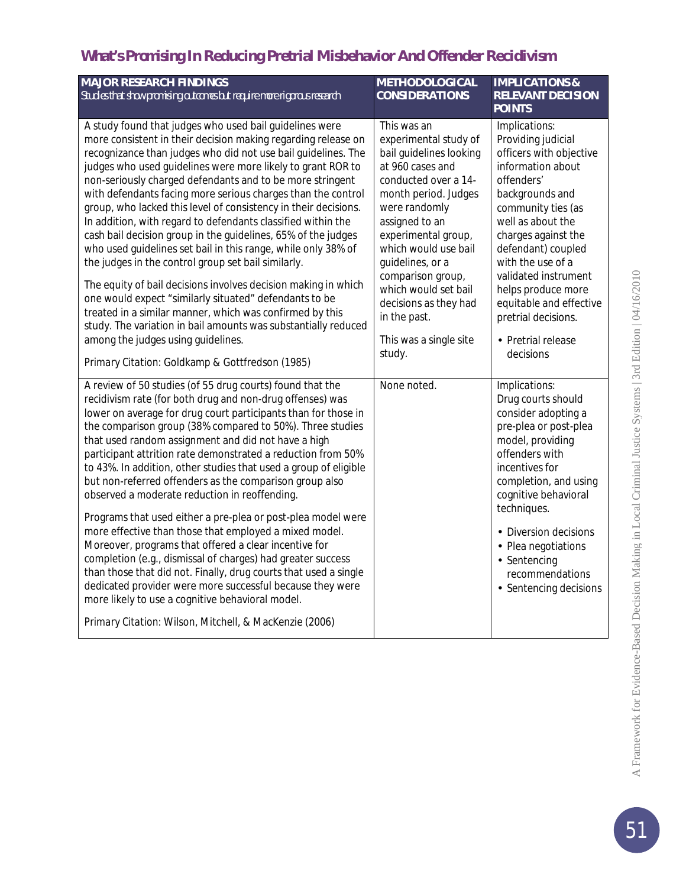## What's Promising In Reducing Pretrial Misbehavior And Offender Recidivism

| MAJOR RESEARCH FINDINGS<br>*Studies that show promising outcomes but require more rigorous research* | METHODOLOGICAL CONSIDERATIONS | IMPLICATIONS & RELEVANT DECISION POINTS |
|---|---|---|
| A study found that judges who used bail guidelines were more consistent in their decision making regarding release on recognizance than judges who did not use bail guidelines. The judges who used guidelines were more likely to grant ROR to non-seriously charged defendants and to be more stringent with defendants facing more serious charges than the control group, who lacked this level of consistency in their decisions. In addition, with regard to defendants classified within the cash bail decision group in the guidelines, 65% of the judges who used guidelines set bail in this range, while only 38% of the judges in the control group set bail similarly.<br><br>The equity of bail decisions involves decision making in which one would expect "similarly situated" defendants to be treated in a similar manner, which was confirmed by this study. The variation in bail amounts was substantially reduced among the judges using guidelines.<br><br>*Primary Citation: Goldkamp & Gottfredson (1985)* | This was an experimental study of bail guidelines looking at 960 cases and conducted over a 14-month period. Judges were randomly assigned to an experimental group, which would use bail guidelines, or a comparison group, which would set bail decisions as they had in the past.<br><br>This was a single site study. | Implications:<br>Providing judicial officers with objective information about offenders' backgrounds and community ties (as well as about the charges against the defendant) coupled with the use of a validated instrument helps produce more equitable and effective pretrial decisions.<br><br>• Pretrial release decisions |
| A review of 50 studies (of 55 drug courts) found that the recidivism rate (for both drug and non-drug offenses) was lower on average for drug court participants than for those in the comparison group (38% compared to 50%). Three studies that used random assignment and did not have a high participant attrition rate demonstrated a reduction from 50% to 43%. In addition, other studies that used a group of eligible but non-referred offenders as the comparison group also observed a moderate reduction in reoffending.<br><br>Programs that used either a pre-plea or post-plea model were more effective than those that employed a mixed model. Moreover, programs that offered a clear incentive for completion (e.g., dismissal of charges) had greater success than those that did not. Finally, drug courts that used a single dedicated provider were more successful because they were more likely to use a cognitive behavioral model.<br><br>*Primary Citation: Wilson, Mitchell, & MacKenzie (2006)* | None noted. | Implications:<br>Drug courts should consider adopting a pre-plea or post-plea model, providing offenders with incentives for completion, and using cognitive behavioral techniques.<br><br>• Diversion decisions<br>• Plea negotiations<br>• Sentencing recommendations<br>• Sentencing decisions |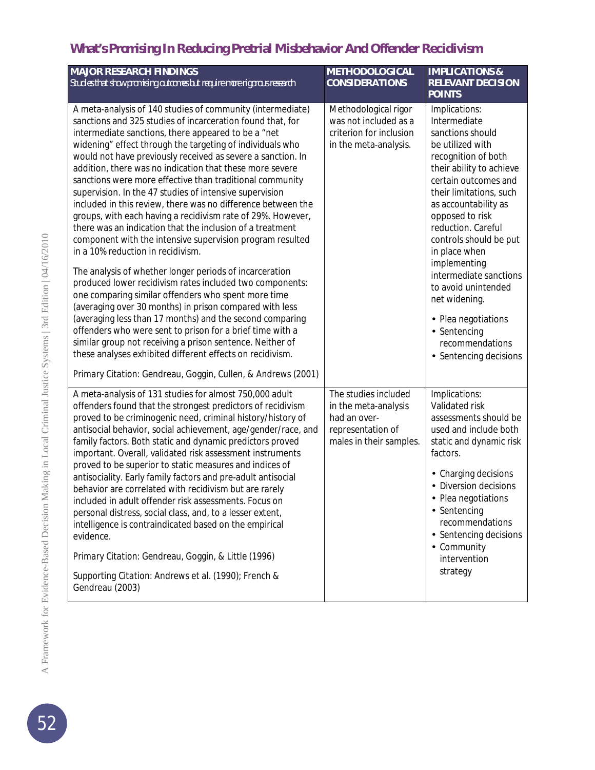## What's Promising In Reducing Pretrial Misbehavior And Offender Recidivism

| MAJOR RESEARCH FINDINGS<br>*Studies that show promising outcomes but require more rigorous research* | METHODOLOGICAL CONSIDERATIONS | IMPLICATIONS & RELEVANT DECISION POINTS |
|---|---|---|
| A meta-analysis of 140 studies of community (intermediate) sanctions and 325 studies of incarceration found that, for intermediate sanctions, there appeared to be a "net widening" effect through the targeting of individuals who would not have previously received as severe a sanction. In addition, there was no indication that these more severe sanctions were more effective than traditional community supervision. In the 47 studies of intensive supervision included in this review, there was no difference between the groups, with each having a recidivism rate of 29%. However, there was an indication that the inclusion of a treatment component with the intensive supervision program resulted in a 10% reduction in recidivism.<br><br>The analysis of whether longer periods of incarceration produced lower recidivism rates included two components: one comparing similar offenders who spent more time (averaging over 30 months) in prison compared with less (averaging less than 17 months) and the second comparing offenders who were sent to prison for a brief time with a similar group not receiving a prison sentence. Neither of these analyses exhibited different effects on recidivism.<br><br>Primary Citation: Gendreau, Goggin, Cullen, & Andrews (2001) | Methodological rigor was not included as a criterion for inclusion in the meta-analysis. | Implications: Intermediate sanctions should be utilized with recognition of both their ability to achieve certain outcomes and their limitations, such as accountability as opposed to risk reduction. Careful controls should be put in place when implementing intermediate sanctions to avoid unintended net widening.<br><br>• Plea negotiations<br>• Sentencing recommendations<br>• Sentencing decisions |
| A meta-analysis of 131 studies for almost 750,000 adult offenders found that the strongest predictors of recidivism proved to be criminogenic need, criminal history/history of antisocial behavior, social achievement, age/gender/race, and family factors. Both static and dynamic predictors proved important. Overall, validated risk assessment instruments proved to be superior to static measures and indices of antisociality. Early family factors and pre-adult antisocial behavior are correlated with recidivism but are rarely included in adult offender risk assessments. Focus on personal distress, social class, and, to a lesser extent, intelligence is contraindicated based on the empirical evidence.<br><br>Primary Citation: Gendreau, Goggin, & Little (1996)<br><br>Supporting Citation: Andrews et al. (1990); French & Gendreau (2003) | The studies included in the meta-analysis had an over-representation of males in their samples. | Implications: Validated risk assessments should be used and include both static and dynamic risk factors.<br><br>• Charging decisions<br>• Diversion decisions<br>• Plea negotiations<br>• Sentencing recommendations<br>• Sentencing decisions<br>• Community intervention strategy |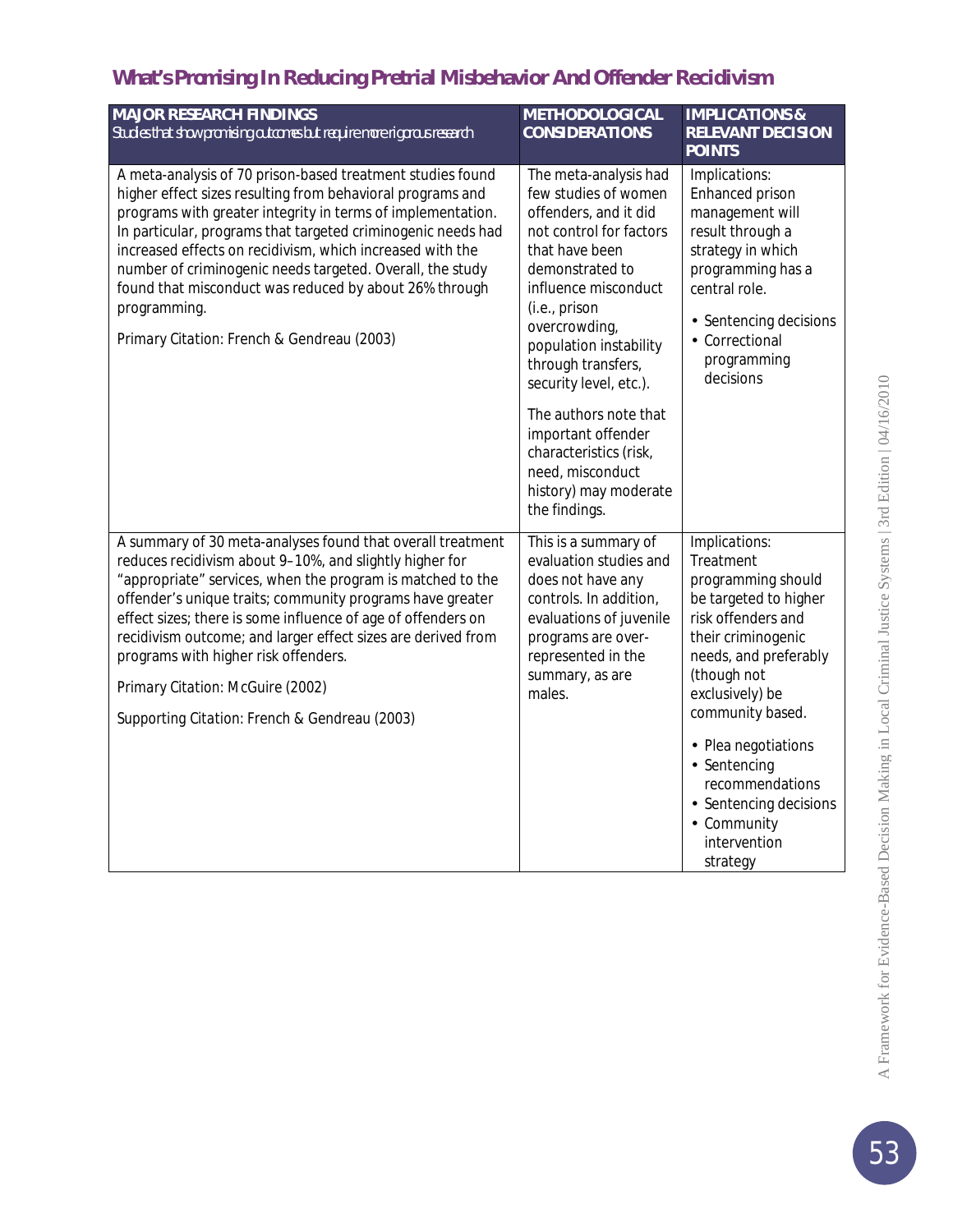## What's Promising In Reducing Pretrial Misbehavior And Offender Recidivism

| **MAJOR RESEARCH FINDINGS** *Studies that show promising outcomes but require more rigorous research* | **METHODOLOGICAL CONSIDERATIONS** | **IMPLICATIONS & RELEVANT DECISION POINTS** |
|---|---|---|
| A meta-analysis of 70 prison-based treatment studies found higher effect sizes resulting from behavioral programs and programs with greater integrity in terms of implementation. In particular, programs that targeted criminogenic needs had increased effects on recidivism, which increased with the number of criminogenic needs targeted. Overall, the study found that misconduct was reduced by about 26% through programming.<br><br>Primary Citation: French & Gendreau (2003) | The meta-analysis had few studies of women offenders, and it did not control for factors that have been demonstrated to influence misconduct (i.e., prison overcrowding, population instability through transfers, security level, etc.).<br><br>The authors note that important offender characteristics (risk, need, misconduct history) may moderate the findings. | Implications: Enhanced prison management will result through a strategy in which programming has a central role.<br><br>• Sentencing decisions<br>• Correctional programming decisions |
| A summary of 30 meta-analyses found that overall treatment reduces recidivism about 9–10%, and slightly higher for "appropriate" services, when the program is matched to the offender's unique traits; community programs have greater effect sizes; there is some influence of age of offenders on recidivism outcome; and larger effect sizes are derived from programs with higher risk offenders.<br><br>Primary Citation: McGuire (2002)<br><br>Supporting Citation: French & Gendreau (2003) | This is a summary of evaluation studies and does not have any controls. In addition, evaluations of juvenile programs are over-represented in the summary, as are males. | Implications: Treatment programming should be targeted to higher risk offenders and their criminogenic needs, and preferably (though not exclusively) be community based.<br><br>• Plea negotiations<br>• Sentencing recommendations<br>• Sentencing decisions<br>• Community intervention strategy |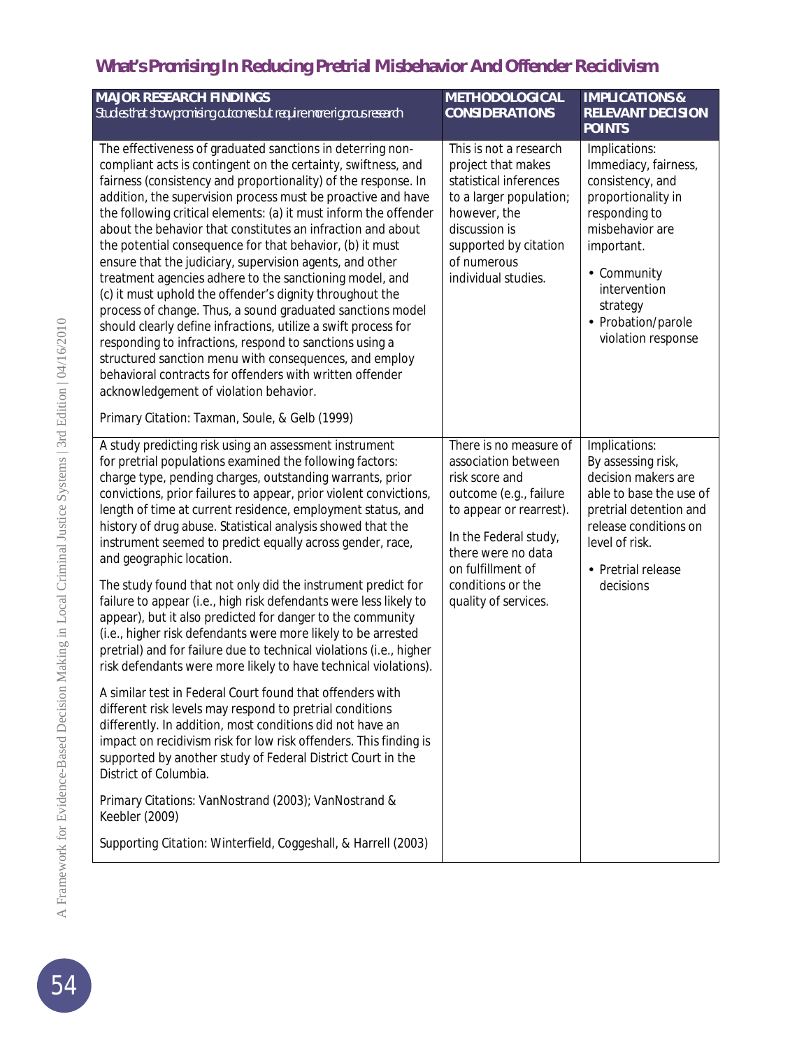## What's Promising In Reducing Pretrial Misbehavior And Offender Recidivism

| **MAJOR RESEARCH FINDINGS**<br>*Studies that show promising outcomes but require more rigorous research* | **METHODOLOGICAL CONSIDERATIONS** | **IMPLICATIONS & RELEVANT DECISION POINTS** |
|---|---|---|
| The effectiveness of graduated sanctions in deterring non-compliant acts is contingent on the certainty, swiftness, and fairness (consistency and proportionality) of the response. In addition, the supervision process must be proactive and have the following critical elements: (a) it must inform the offender about the behavior that constitutes an infraction and about the potential consequence for that behavior, (b) it must ensure that the judiciary, supervision agents, and other treatment agencies adhere to the sanctioning model, and (c) it must uphold the offender's dignity throughout the process of change. Thus, a sound graduated sanctions model should clearly define infractions, utilize a swift process for responding to infractions, respond to sanctions using a structured sanction menu with consequences, and employ behavioral contracts for offenders with written offender acknowledgement of violation behavior.<br><br>Primary Citation: Taxman, Soule, & Gelb (1999) | This is not a research project that makes statistical inferences to a larger population; however, the discussion is supported by citation of numerous individual studies. | Implications: Immediacy, fairness, consistency, and proportionality in responding to misbehavior are important.<br><br>• Community intervention strategy<br>• Probation/parole violation response |
| A study predicting risk using an assessment instrument for pretrial populations examined the following factors: charge type, pending charges, outstanding warrants, prior convictions, prior failures to appear, prior violent convictions, length of time at current residence, employment status, and history of drug abuse. Statistical analysis showed that the instrument seemed to predict equally across gender, race, and geographic location.<br><br>The study found that not only did the instrument predict for failure to appear (i.e., high risk defendants were less likely to appear), but it also predicted for danger to the community (i.e., higher risk defendants were more likely to be arrested pretrial) and for failure due to technical violations (i.e., higher risk defendants were more likely to have technical violations).<br><br>A similar test in Federal Court found that offenders with different risk levels may respond to pretrial conditions differently. In addition, most conditions did not have an impact on recidivism risk for low risk offenders. This finding is supported by another study of Federal District Court in the District of Columbia.<br><br>Primary Citations: VanNostrand (2003); VanNostrand & Keebler (2009)<br><br>Supporting Citation: Winterfield, Coggeshall, & Harrell (2003) | There is no measure of association between risk score and outcome (e.g., failure to appear or rearrest).<br><br>In the Federal study, there were no data on fulfillment of conditions or the quality of services. | Implications: By assessing risk, decision makers are able to base the use of pretrial detention and release conditions on level of risk.<br><br>• Pretrial release decisions |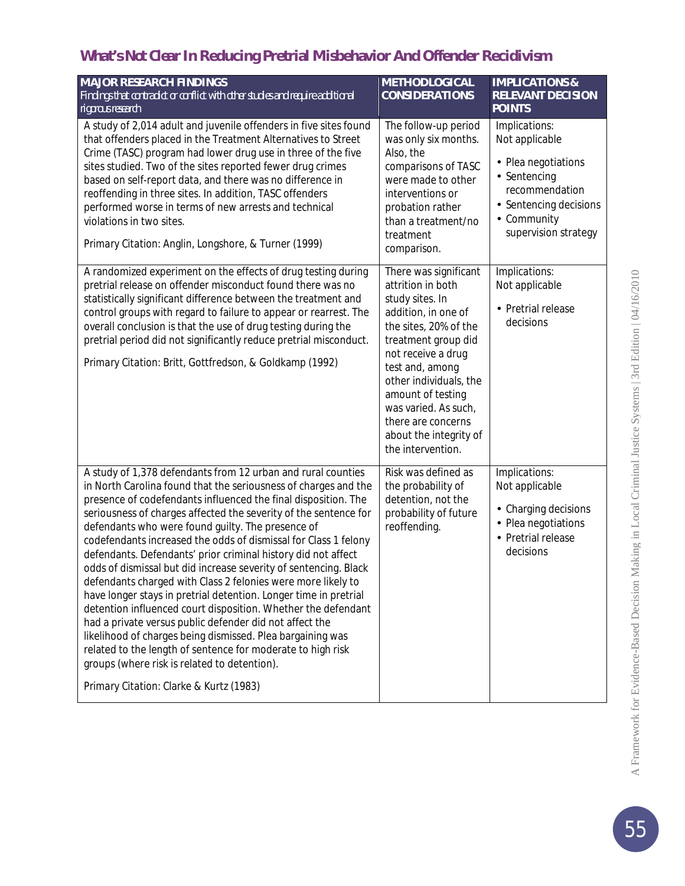## What's Not Clear In Reducing Pretrial Misbehavior And Offender Recidivism

| **MAJOR RESEARCH FINDINGS** *Findings that contradict or conflict with other studies and require additional rigorous research* | **METHODOLGICAL CONSIDERATIONS** | **IMPLICATIONS & RELEVANT DECISION POINTS** |
|---|---|---|
| A study of 2,014 adult and juvenile offenders in five sites found that offenders placed in the Treatment Alternatives to Street Crime (TASC) program had lower drug use in three of the five sites studied. Two of the sites reported fewer drug crimes based on self-report data, and there was no difference in reoffending in three sites. In addition, TASC offenders performed worse in terms of new arrests and technical violations in two sites. <br><br> Primary Citation: Anglin, Longshore, & Turner (1999) | The follow-up period was only six months. Also, the comparisons of TASC were made to other interventions or probation rather than a treatment/no treatment comparison. | Implications: Not applicable <br><br> • Plea negotiations <br> • Sentencing recommendation <br> • Sentencing decisions <br> • Community supervision strategy |
| A randomized experiment on the effects of drug testing during pretrial release on offender misconduct found there was no statistically significant difference between the treatment and control groups with regard to failure to appear or rearrest. The overall conclusion is that the use of drug testing during the pretrial period did not significantly reduce pretrial misconduct. <br><br> Primary Citation: Britt, Gottfredson, & Goldkamp (1992) | There was significant attrition in both study sites. In addition, in one of the sites, 20% of the treatment group did not receive a drug test and, among other individuals, the amount of testing was varied. As such, there are concerns about the integrity of the intervention. | Implications: Not applicable <br><br> • Pretrial release decisions |
| A study of 1,378 defendants from 12 urban and rural counties in North Carolina found that the seriousness of charges and the presence of codefendants influenced the final disposition. The seriousness of charges affected the severity of the sentence for defendants who were found guilty. The presence of codefendants increased the odds of dismissal for Class 1 felony defendants. Defendants' prior criminal history did not affect odds of dismissal but did increase severity of sentencing. Black defendants charged with Class 2 felonies were more likely to have longer stays in pretrial detention. Longer time in pretrial detention influenced court disposition. Whether the defendant had a private versus public defender did not affect the likelihood of charges being dismissed. Plea bargaining was related to the length of sentence for moderate to high risk groups (where risk is related to detention). <br><br> Primary Citation: Clarke & Kurtz (1983) | Risk was defined as the probability of detention, not the probability of future reoffending. | Implications: Not applicable <br><br> • Charging decisions <br> • Plea negotiations <br> • Pretrial release decisions |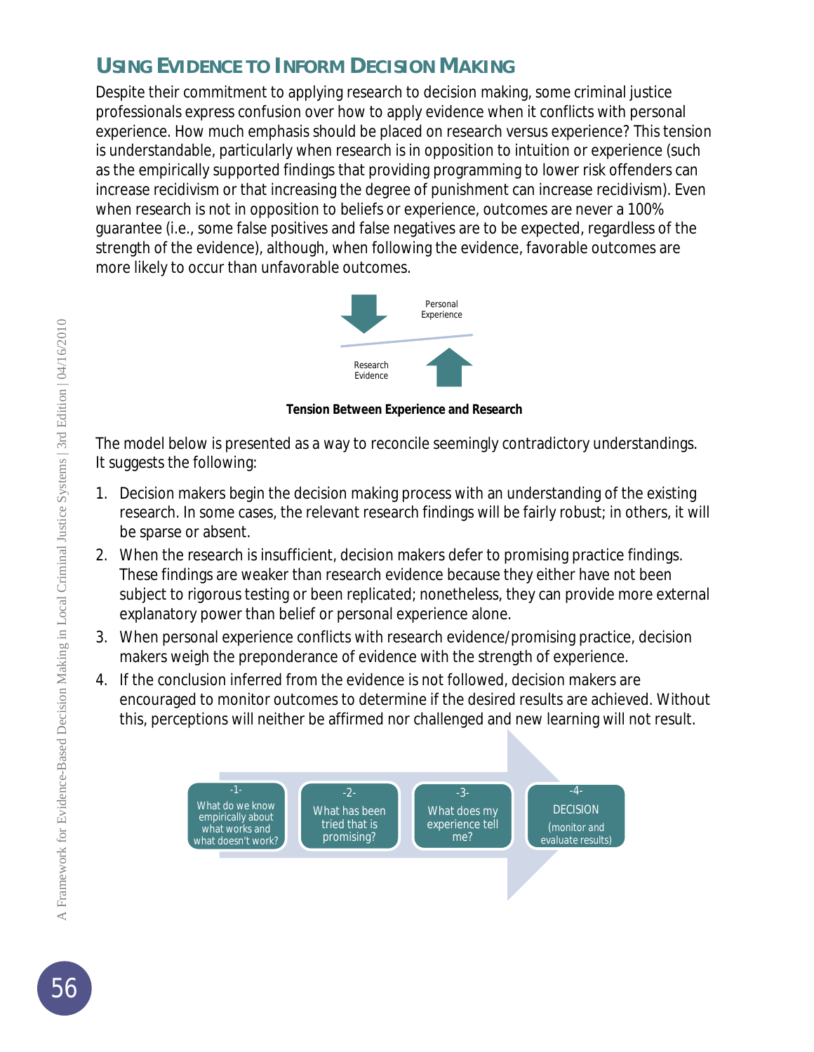## Using Evidence to Inform Decision Making

Despite their commitment to applying research to decision making, some criminal justice professionals express confusion over how to apply evidence when it conflicts with personal experience. How much emphasis should be placed on research versus experience? This tension is understandable, particularly when research is in opposition to intuition or experience (such as the empirically supported findings that providing programming to lower risk offenders can increase recidivism or that increasing the degree of punishment can increase recidivism). Even when research is not in opposition to beliefs or experience, outcomes are never a 100% guarantee (i.e., some false positives and false negatives are to be expected, regardless of the strength of the evidence), although, when following the evidence, favorable outcomes are more likely to occur than unfavorable outcomes.

Personal Experience

Research Evidence

**Tension Between Experience and Research**

The model below is presented as a way to reconcile seemingly contradictory understandings. It suggests the following:

1. Decision makers begin the decision making process with an understanding of the existing research. In some cases, the relevant research findings will be fairly robust; in others, it will be sparse or absent.
2. When the research is insufficient, decision makers defer to promising practice findings. These findings are weaker than research evidence because they either have not been subject to rigorous testing or been replicated; nonetheless, they can provide more external explanatory power than belief or personal experience alone.
3. When personal experience conflicts with research evidence/promising practice, decision makers weigh the preponderance of evidence with the strength of experience.
4. If the conclusion inferred from the evidence is not followed, decision makers are encouraged to monitor outcomes to determine if the desired results are achieved. Without this, perceptions will neither be affirmed nor challenged and new learning will not result.

-1- What do we know empirically about what works and what doesn't work?

-2- What has been tried that is promising?

-3- What does my experience tell me?

-4- DECISION (monitor and evaluate results)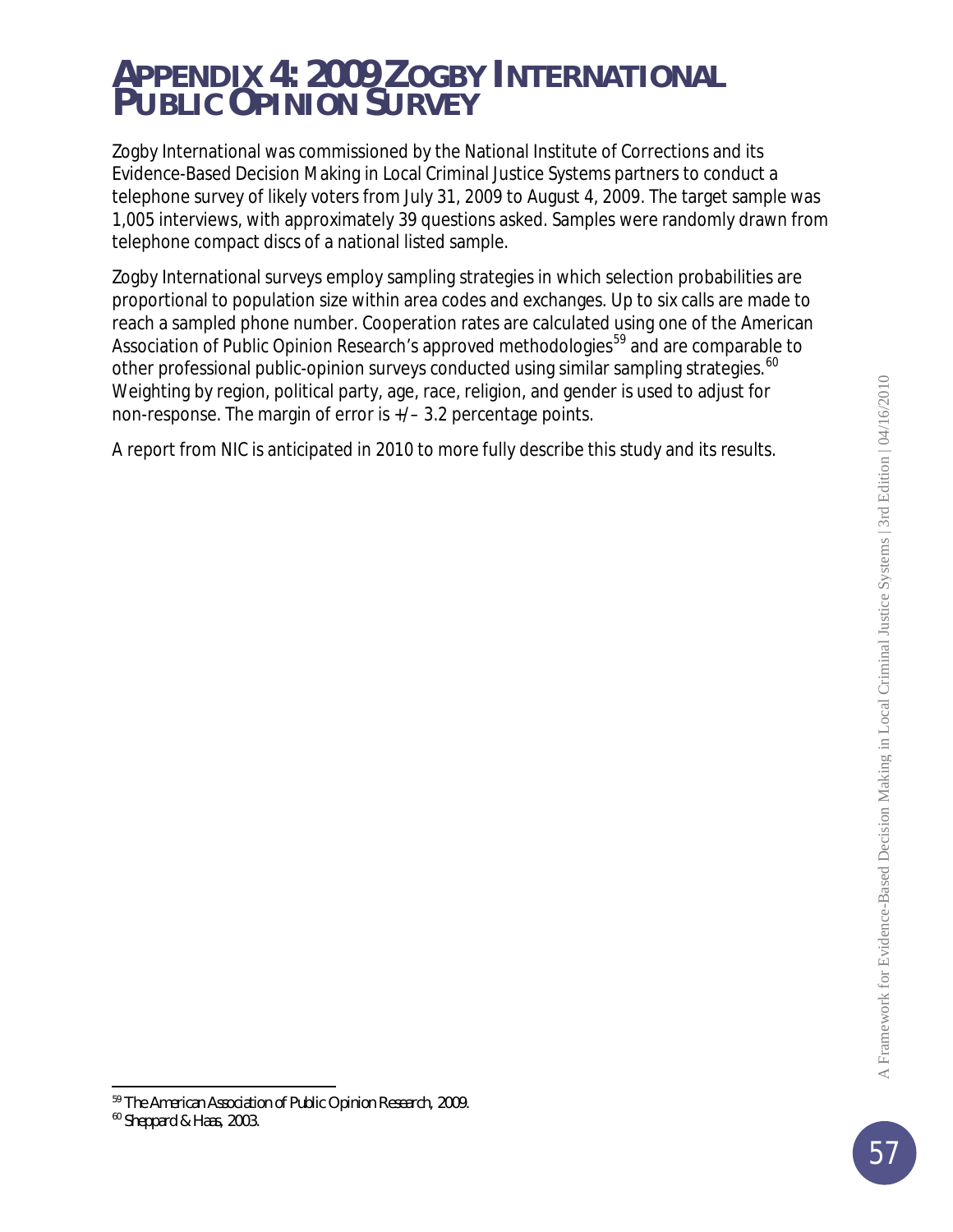# APPENDIX 4: 2009 ZOGBY INTERNATIONAL PUBLIC OPINION SURVEY

Zogby International was commissioned by the National Institute of Corrections and its Evidence-Based Decision Making in Local Criminal Justice Systems partners to conduct a telephone survey of likely voters from July 31, 2009 to August 4, 2009. The target sample was 1,005 interviews, with approximately 39 questions asked. Samples were randomly drawn from telephone compact discs of a national listed sample.

Zogby International surveys employ sampling strategies in which selection probabilities are proportional to population size within area codes and exchanges. Up to six calls are made to reach a sampled phone number. Cooperation rates are calculated using one of the American Association of Public Opinion Research's approved methodologies[59] and are comparable to other professional public-opinion surveys conducted using similar sampling strategies.[60] Weighting by region, political party, age, race, religion, and gender is used to adjust for non-response. The margin of error is +/– 3.2 percentage points.

A report from NIC is anticipated in 2010 to more fully describe this study and its results.

---

[59] The American Association of Public Opinion Research, 2009.

[60] Sheppard & Haas, 2003.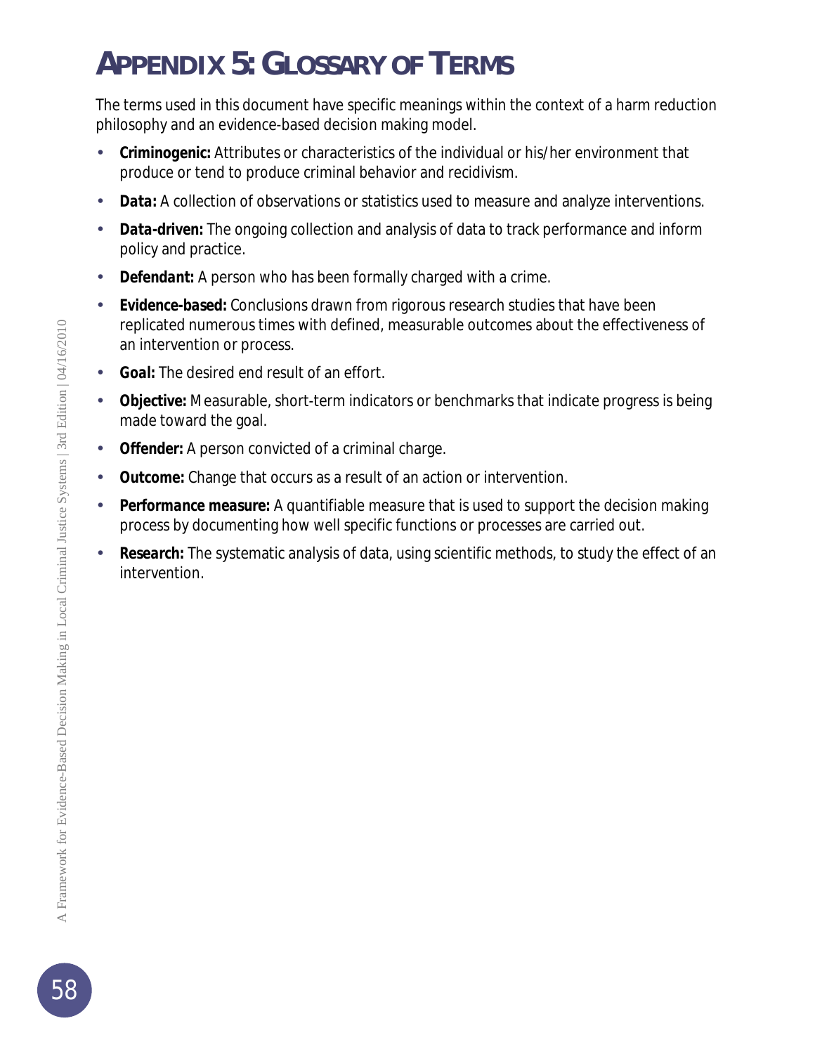# Appendix 5: Glossary of Terms

The terms used in this document have specific meanings within the context of a harm reduction philosophy and an evidence-based decision making model.

- **Criminogenic:** Attributes or characteristics of the individual or his/her environment that produce or tend to produce criminal behavior and recidivism.
- **Data:** A collection of observations or statistics used to measure and analyze interventions.
- **Data-driven:** The ongoing collection and analysis of data to track performance and inform policy and practice.
- **Defendant:** A person who has been formally charged with a crime.
- **Evidence-based:** Conclusions drawn from rigorous research studies that have been replicated numerous times with defined, measurable outcomes about the effectiveness of an intervention or process.
- **Goal:** The desired end result of an effort.
- **Objective:** Measurable, short-term indicators or benchmarks that indicate progress is being made toward the goal.
- **Offender:** A person convicted of a criminal charge.
- **Outcome:** Change that occurs as a result of an action or intervention.
- **Performance measure:** A quantifiable measure that is used to support the decision making process by documenting how well specific functions or processes are carried out.
- **Research:** The systematic analysis of data, using scientific methods, to study the effect of an intervention.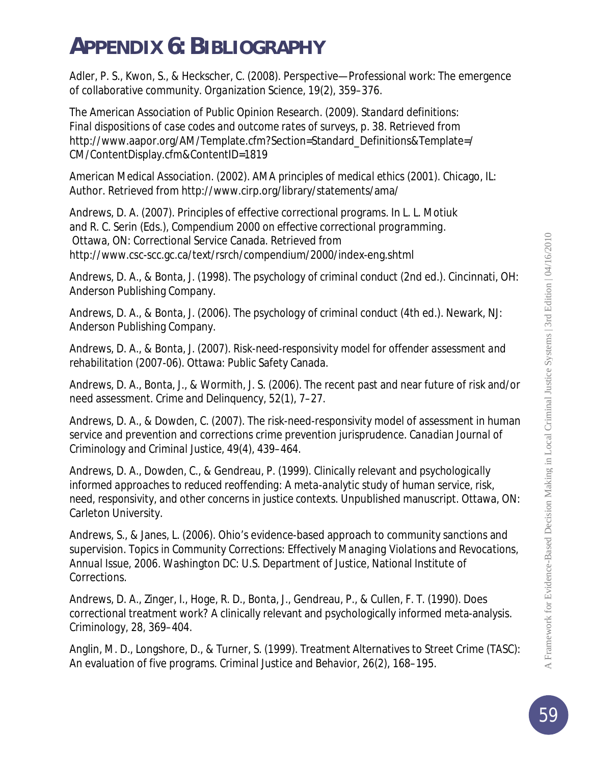# APPENDIX 6: BIBLIOGRAPHY

Adler, P. S., Kwon, S., & Heckscher, C. (2008). Perspective—Professional work: The emergence of collaborative community. *Organization Science*, 19(2), 359–376.

The American Association of Public Opinion Research. (2009). *Standard definitions: Final dispositions of case codes and outcome rates of surveys*, p. 38. Retrieved from http://www.aapor.org/AM/Template.cfm?Section=Standard_Definitions&Template=/CM/ContentDisplay.cfm&ContentID=1819

American Medical Association. (2002). *AMA principles of medical ethics (2001)*. Chicago, IL: Author. Retrieved from http://www.cirp.org/library/statements/ama/

Andrews, D. A. (2007). Principles of effective correctional programs. In L. L. Motiuk and R. C. Serin (Eds.), *Compendium 2000 on effective correctional programming*. Ottawa, ON: Correctional Service Canada. Retrieved from http://www.csc-scc.gc.ca/text/rsrch/compendium/2000/index-eng.shtml

Andrews, D. A., & Bonta, J. (1998). *The psychology of criminal conduct* (2nd ed.). Cincinnati, OH: Anderson Publishing Company.

Andrews, D. A., & Bonta, J. (2006). *The psychology of criminal conduct* (4th ed.). Newark, NJ: Anderson Publishing Company.

Andrews, D. A., & Bonta, J. (2007). *Risk-need-responsivity model for offender assessment and rehabilitation* (2007-06). Ottawa: Public Safety Canada.

Andrews, D. A., Bonta, J., & Wormith, J. S. (2006). The recent past and near future of risk and/or need assessment. *Crime and Delinquency*, 52(1), 7–27.

Andrews, D. A., & Dowden, C. (2007). The risk-need-responsivity model of assessment in human service and prevention and corrections crime prevention jurisprudence. *Canadian Journal of Criminology and Criminal Justice*, 49(4), 439–464.

Andrews, D. A., Dowden, C., & Gendreau, P. (1999). *Clinically relevant and psychologically informed approaches to reduced reoffending: A meta-analytic study of human service, risk, need, responsivity, and other concerns in justice contexts*. Unpublished manuscript. Ottawa, ON: Carleton University.

Andrews, S., & Janes, L. (2006). Ohio's evidence-based approach to community sanctions and supervision. *Topics in Community Corrections: Effectively Managing Violations and Revocations, Annual Issue, 2006*. Washington DC: U.S. Department of Justice, National Institute of Corrections.

Andrews, D. A., Zinger, I., Hoge, R. D., Bonta, J., Gendreau, P., & Cullen, F. T. (1990). Does correctional treatment work? A clinically relevant and psychologically informed meta-analysis. *Criminology*, 28, 369–404.

Anglin, M. D., Longshore, D., & Turner, S. (1999). Treatment Alternatives to Street Crime (TASC): An evaluation of five programs. *Criminal Justice and Behavior*, 26(2), 168–195.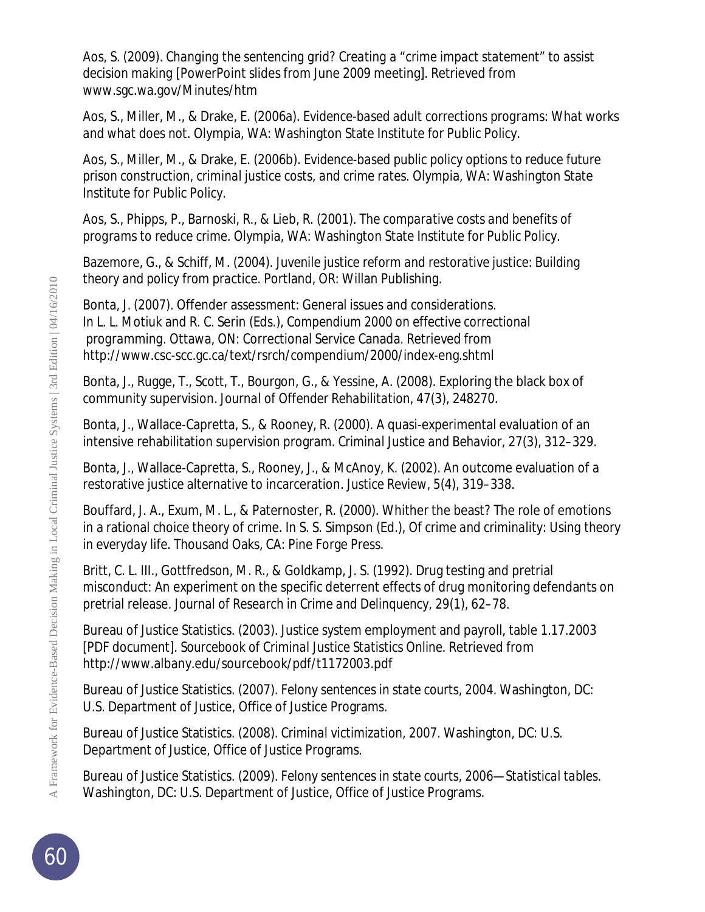Aos, S. (2009). Changing the sentencing grid? Creating a "crime impact statement" to assist decision making [PowerPoint slides from June 2009 meeting]. Retrieved from www.sgc.wa.gov/Minutes/htm

Aos, S., Miller, M., & Drake, E. (2006a). *Evidence-based adult corrections programs: What works and what does not*. Olympia, WA: Washington State Institute for Public Policy.

Aos, S., Miller, M., & Drake, E. (2006b). *Evidence-based public policy options to reduce future prison construction, criminal justice costs, and crime rates*. Olympia, WA: Washington State Institute for Public Policy.

Aos, S., Phipps, P., Barnoski, R., & Lieb, R. (2001). *The comparative costs and benefits of programs to reduce crime*. Olympia, WA: Washington State Institute for Public Policy.

Bazemore, G., & Schiff, M. (2004). *Juvenile justice reform and restorative justice: Building theory and policy from practice*. Portland, OR: Willan Publishing.

Bonta, J. (2007). Offender assessment: General issues and considerations. In L. L. Motiuk and R. C. Serin (Eds.), *Compendium 2000 on effective correctional programming*. Ottawa, ON: Correctional Service Canada. Retrieved from http://www.csc-scc.gc.ca/text/rsrch/compendium/2000/index-eng.shtml

Bonta, J., Rugge, T., Scott, T., Bourgon, G., & Yessine, A. (2008). Exploring the black box of community supervision. *Journal of Offender Rehabilitation, 47*(3), 248270.

Bonta, J., Wallace-Capretta, S., & Rooney, R. (2000). A quasi-experimental evaluation of an intensive rehabilitation supervision program. *Criminal Justice and Behavior, 27*(3), 312–329.

Bonta, J., Wallace-Capretta, S., Rooney, J., & McAnoy, K. (2002). An outcome evaluation of a restorative justice alternative to incarceration. *Justice Review, 5*(4), 319–338.

Bouffard, J. A., Exum, M. L., & Paternoster, R. (2000). Whither the beast? The role of emotions in a rational choice theory of crime. In S. S. Simpson (Ed.), *Of crime and criminality: Using theory in everyday life*. Thousand Oaks, CA: Pine Forge Press.

Britt, C. L. III., Gottfredson, M. R., & Goldkamp, J. S. (1992). Drug testing and pretrial misconduct: An experiment on the specific deterrent effects of drug monitoring defendants on pretrial release. *Journal of Research in Crime and Delinquency, 29*(1), 62–78.

Bureau of Justice Statistics. (2003). Justice system employment and payroll, table 1.17.2003 [PDF document]. *Sourcebook of Criminal Justice Statistics Online*. Retrieved from http://www.albany.edu/sourcebook/pdf/t1172003.pdf

Bureau of Justice Statistics. (2007). *Felony sentences in state courts, 2004*. Washington, DC: U.S. Department of Justice, Office of Justice Programs.

Bureau of Justice Statistics. (2008). *Criminal victimization, 2007*. Washington, DC: U.S. Department of Justice, Office of Justice Programs.

Bureau of Justice Statistics. (2009). *Felony sentences in state courts, 2006—Statistical tables*. Washington, DC: U.S. Department of Justice, Office of Justice Programs.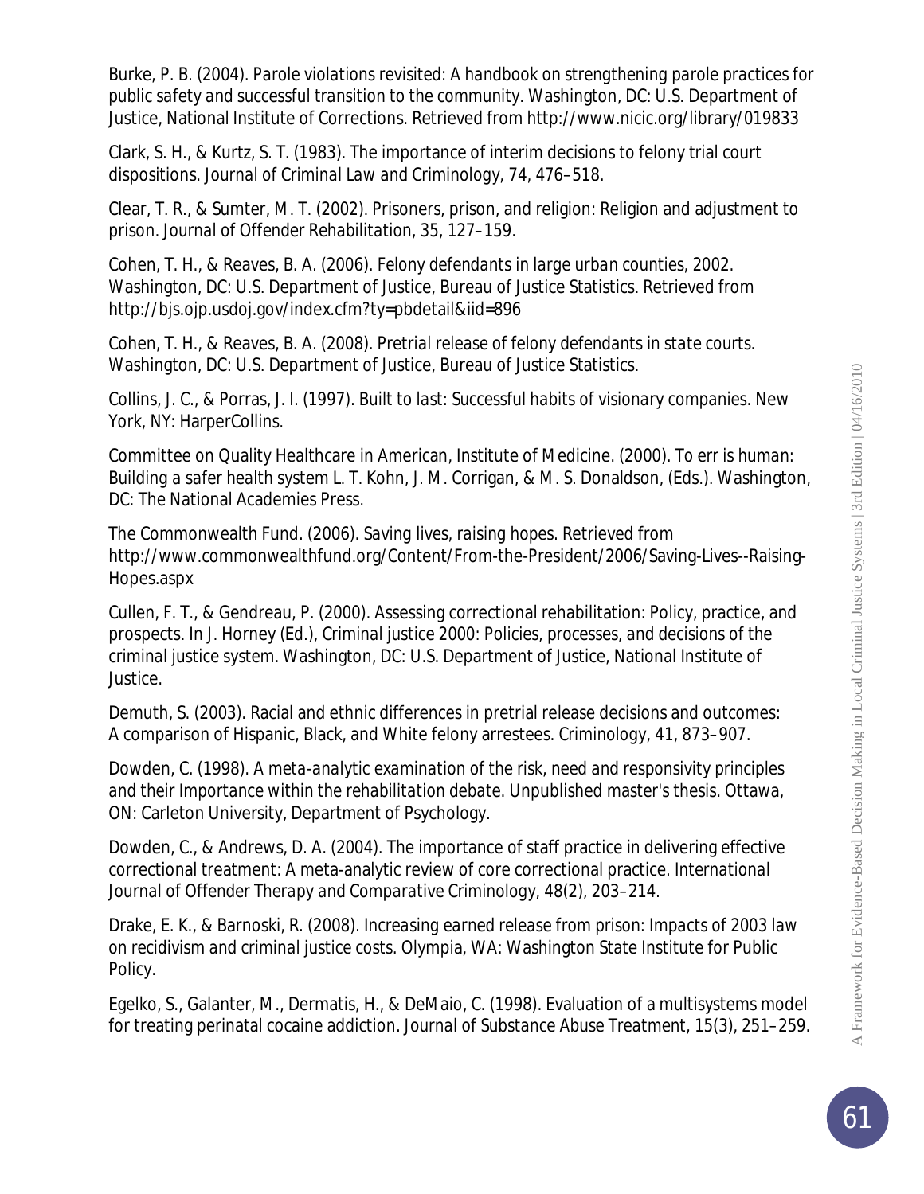Burke, P. B. (2004). *Parole violations revisited: A handbook on strengthening parole practices for public safety and successful transition to the community.* Washington, DC: U.S. Department of Justice, National Institute of Corrections. Retrieved from http://www.nicic.org/library/019833

Clark, S. H., & Kurtz, S. T. (1983). The importance of interim decisions to felony trial court dispositions. *Journal of Criminal Law and Criminology, 74*, 476–518.

Clear, T. R., & Sumter, M. T. (2002). Prisoners, prison, and religion: Religion and adjustment to prison. *Journal of Offender Rehabilitation, 35*, 127–159.

Cohen, T. H., & Reaves, B. A. (2006). *Felony defendants in large urban counties, 2002.* Washington, DC: U.S. Department of Justice, Bureau of Justice Statistics. Retrieved from http://bjs.ojp.usdoj.gov/index.cfm?ty=pbdetail&iid=896

Cohen, T. H., & Reaves, B. A. (2008). *Pretrial release of felony defendants in state courts.* Washington, DC: U.S. Department of Justice, Bureau of Justice Statistics.

Collins, J. C., & Porras, J. I. (1997). *Built to last: Successful habits of visionary companies.* New York, NY: HarperCollins.

Committee on Quality Healthcare in American, Institute of Medicine. (2000). *To err is human: Building a safer health system* L. T. Kohn, J. M. Corrigan, & M. S. Donaldson, (Eds.). Washington, DC: The National Academies Press.

The Commonwealth Fund. (2006). *Saving lives, raising hopes.* Retrieved from http://www.commonwealthfund.org/Content/From-the-President/2006/Saving-Lives--Raising-Hopes.aspx

Cullen, F. T., & Gendreau, P. (2000). Assessing correctional rehabilitation: Policy, practice, and prospects. In J. Horney (Ed.), *Criminal justice 2000: Policies, processes, and decisions of the criminal justice system.* Washington, DC: U.S. Department of Justice, National Institute of Justice.

Demuth, S. (2003). Racial and ethnic differences in pretrial release decisions and outcomes: A comparison of Hispanic, Black, and White felony arrestees. *Criminology, 41*, 873–907.

Dowden, C. (1998). *A meta-analytic examination of the risk, need and responsivity principles and their Importance within the rehabilitation debate.* Unpublished master's thesis. Ottawa, ON: Carleton University, Department of Psychology.

Dowden, C., & Andrews, D. A. (2004). The importance of staff practice in delivering effective correctional treatment: A meta-analytic review of core correctional practice. *International Journal of Offender Therapy and Comparative Criminology, 48*(2), 203–214.

Drake, E. K., & Barnoski, R. (2008). *Increasing earned release from prison: Impacts of 2003 law on recidivism and criminal justice costs.* Olympia, WA: Washington State Institute for Public Policy.

Egelko, S., Galanter, M., Dermatis, H., & DeMaio, C. (1998). Evaluation of a multisystems model for treating perinatal cocaine addiction. *Journal of Substance Abuse Treatment, 15*(3), 251–259.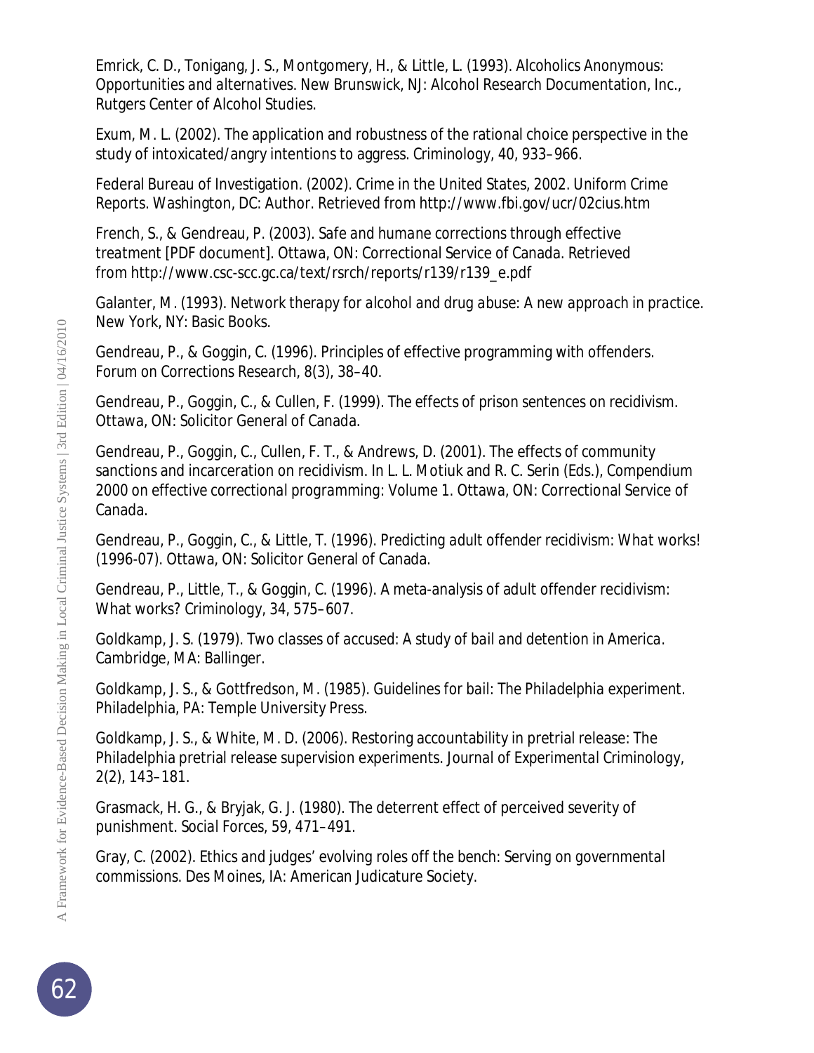Emrick, C. D., Tonigang, J. S., Montgomery, H., & Little, L. (1993). Alcoholics Anonymous: *Opportunities and alternatives*. New Brunswick, NJ: Alcohol Research Documentation, Inc., Rutgers Center of Alcohol Studies.

Exum, M. L. (2002). The application and robustness of the rational choice perspective in the study of intoxicated/angry intentions to aggress. *Criminology, 40*, 933–966.

Federal Bureau of Investigation. (2002). Crime in the United States, 2002. Uniform Crime Reports. Washington, DC: Author. Retrieved from http://www.fbi.gov/ucr/02cius.htm

French, S., & Gendreau, P. (2003). *Safe and humane corrections through effective treatment* [PDF document]. Ottawa, ON: Correctional Service of Canada. Retrieved from http://www.csc-scc.gc.ca/text/rsrch/reports/r139/r139_e.pdf

Galanter, M. (1993). *Network therapy for alcohol and drug abuse: A new approach in practice*. New York, NY: Basic Books.

Gendreau, P., & Goggin, C. (1996). Principles of effective programming with offenders. *Forum on Corrections Research, 8*(3), 38–40.

Gendreau, P., Goggin, C., & Cullen, F. (1999). *The effects of prison sentences on recidivism*. Ottawa, ON: Solicitor General of Canada.

Gendreau, P., Goggin, C., Cullen, F. T., & Andrews, D. (2001). The effects of community sanctions and incarceration on recidivism. In L. L. Motiuk and R. C. Serin (Eds.), *Compendium 2000 on effective correctional programming: Volume 1*. Ottawa, ON: Correctional Service of Canada.

Gendreau, P., Goggin, C., & Little, T. (1996). *Predicting adult offender recidivism: What works!* (1996-07). Ottawa, ON: Solicitor General of Canada.

Gendreau, P., Little, T., & Goggin, C. (1996). A meta-analysis of adult offender recidivism: What works? *Criminology, 34*, 575–607.

Goldkamp, J. S. (1979). *Two classes of accused: A study of bail and detention in America*. Cambridge, MA: Ballinger.

Goldkamp, J. S., & Gottfredson, M. (1985). *Guidelines for bail: The Philadelphia experiment*. Philadelphia, PA: Temple University Press.

Goldkamp, J. S., & White, M. D. (2006). Restoring accountability in pretrial release: The Philadelphia pretrial release supervision experiments. *Journal of Experimental Criminology, 2*(2), 143–181.

Grasmack, H. G., & Bryjak, G. J. (1980). The deterrent effect of perceived severity of punishment. *Social Forces, 59*, 471–491.

Gray, C. (2002). *Ethics and judges' evolving roles off the bench: Serving on governmental commissions*. Des Moines, IA: American Judicature Society.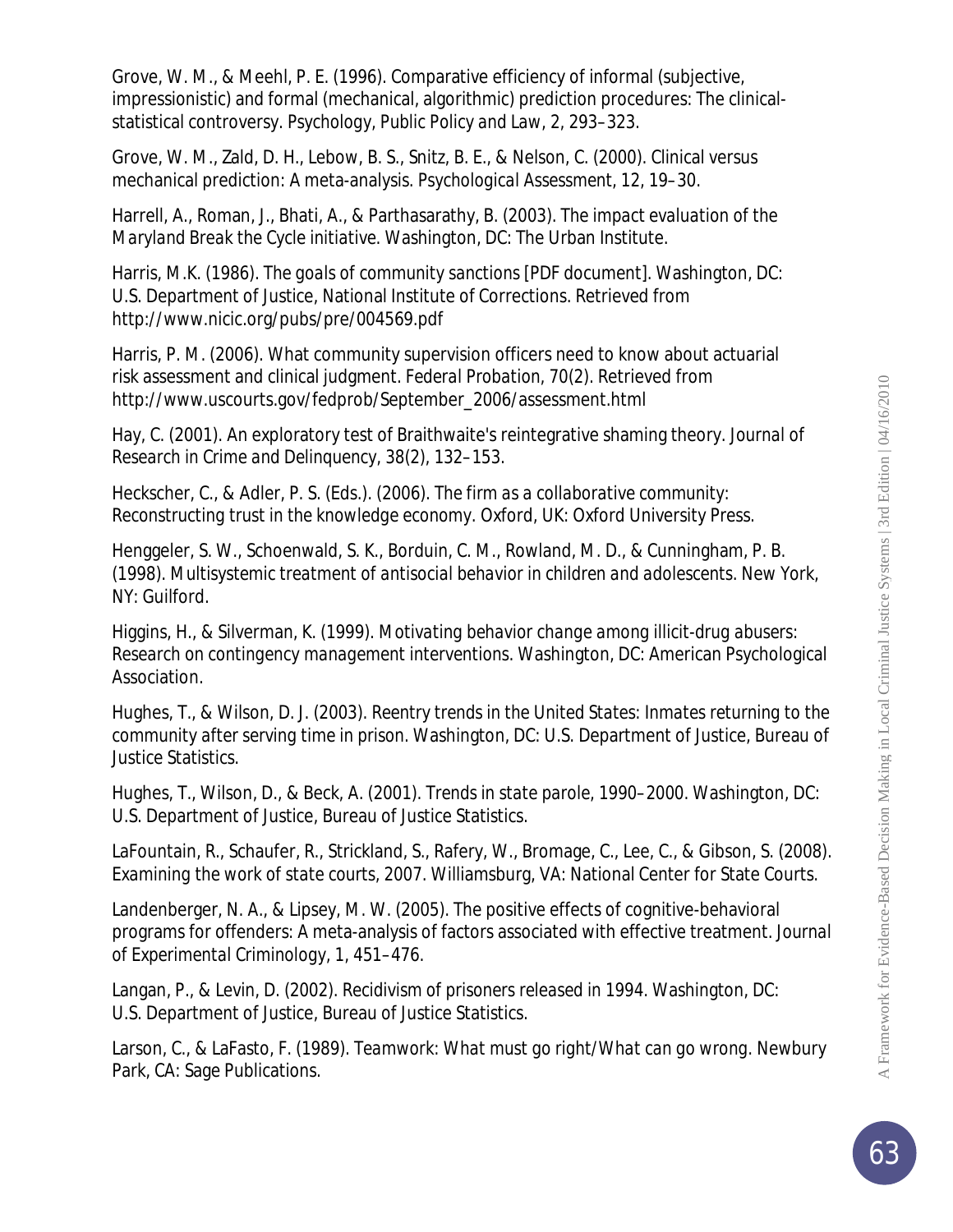Grove, W. M., & Meehl, P. E. (1996). Comparative efficiency of informal (subjective, impressionistic) and formal (mechanical, algorithmic) prediction procedures: The clinical-statistical controversy. *Psychology, Public Policy and Law, 2*, 293–323.

Grove, W. M., Zald, D. H., Lebow, B. S., Snitz, B. E., & Nelson, C. (2000). Clinical versus mechanical prediction: A meta-analysis. *Psychological Assessment, 12*, 19–30.

Harrell, A., Roman, J., Bhati, A., & Parthasarathy, B. (2003). *The impact evaluation of the Maryland Break the Cycle initiative.* Washington, DC: The Urban Institute.

Harris, M.K. (1986). *The goals of community sanctions* [PDF document]. Washington, DC: U.S. Department of Justice, National Institute of Corrections. Retrieved from http://www.nicic.org/pubs/pre/004569.pdf

Harris, P. M. (2006). What community supervision officers need to know about actuarial risk assessment and clinical judgment. *Federal Probation, 70*(2). Retrieved from http://www.uscourts.gov/fedprob/September_2006/assessment.html

Hay, C. (2001). An exploratory test of Braithwaite's reintegrative shaming theory. *Journal of Research in Crime and Delinquency, 38*(2), 132–153.

Heckscher, C., & Adler, P. S. (Eds.). (2006). *The firm as a collaborative community: Reconstructing trust in the knowledge economy.* Oxford, UK: Oxford University Press.

Henggeler, S. W., Schoenwald, S. K., Borduin, C. M., Rowland, M. D., & Cunningham, P. B. (1998). *Multisystemic treatment of antisocial behavior in children and adolescents.* New York, NY: Guilford.

Higgins, H., & Silverman, K. (1999). *Motivating behavior change among illicit-drug abusers: Research on contingency management interventions.* Washington, DC: American Psychological Association.

Hughes, T., & Wilson, D. J. (2003). *Reentry trends in the United States: Inmates returning to the community after serving time in prison.* Washington, DC: U.S. Department of Justice, Bureau of Justice Statistics.

Hughes, T., Wilson, D., & Beck, A. (2001). *Trends in state parole, 1990–2000.* Washington, DC: U.S. Department of Justice, Bureau of Justice Statistics.

LaFountain, R., Schaufer, R., Strickland, S., Rafery, W., Bromage, C., Lee, C., & Gibson, S. (2008). *Examining the work of state courts, 2007.* Williamsburg, VA: National Center for State Courts.

Landenberger, N. A., & Lipsey, M. W. (2005). The positive effects of cognitive-behavioral programs for offenders: A meta-analysis of factors associated with effective treatment. *Journal of Experimental Criminology, 1*, 451–476.

Langan, P., & Levin, D. (2002). *Recidivism of prisoners released in 1994.* Washington, DC: U.S. Department of Justice, Bureau of Justice Statistics.

Larson, C., & LaFasto, F. (1989). *Teamwork: What must go right/What can go wrong.* Newbury Park, CA: Sage Publications.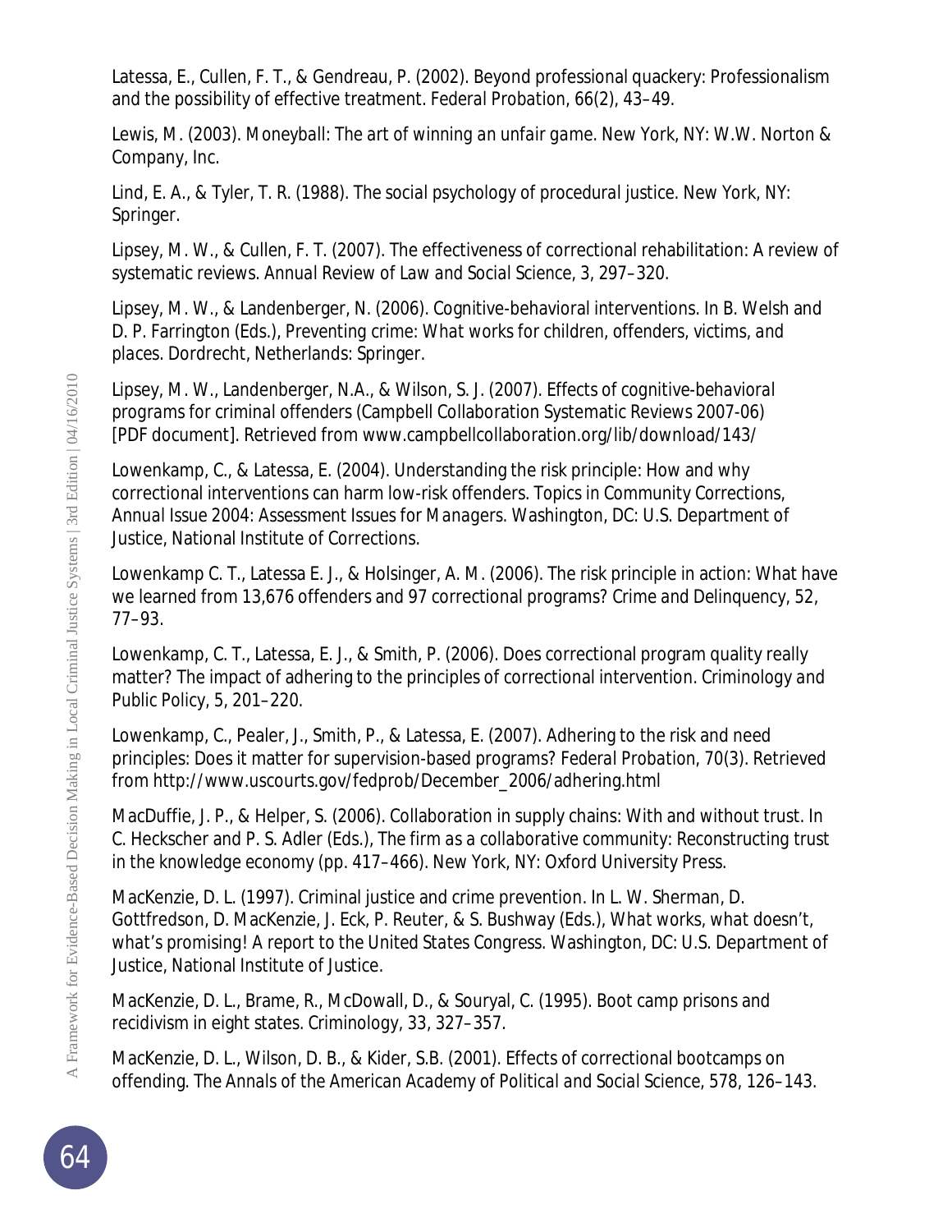Latessa, E., Cullen, F. T., & Gendreau, P. (2002). Beyond professional quackery: Professionalism and the possibility of effective treatment. *Federal Probation, 66*(2), 43–49.

Lewis, M. (2003). *Moneyball: The art of winning an unfair game*. New York, NY: W.W. Norton & Company, Inc.

Lind, E. A., & Tyler, T. R. (1988). *The social psychology of procedural justice*. New York, NY: Springer.

Lipsey, M. W., & Cullen, F. T. (2007). The effectiveness of correctional rehabilitation: A review of systematic reviews. *Annual Review of Law and Social Science, 3*, 297–320.

Lipsey, M. W., & Landenberger, N. (2006). Cognitive-behavioral interventions. In B. Welsh and D. P. Farrington (Eds.), *Preventing crime: What works for children, offenders, victims, and places*. Dordrecht, Netherlands: Springer.

Lipsey, M. W., Landenberger, N.A., & Wilson, S. J. (2007). *Effects of cognitive-behavioral programs for criminal offenders* (Campbell Collaboration Systematic Reviews 2007-06) [PDF document]. Retrieved from www.campbellcollaboration.org/lib/download/143/

Lowenkamp, C., & Latessa, E. (2004). Understanding the risk principle: How and why correctional interventions can harm low-risk offenders. *Topics in Community Corrections, Annual Issue 2004: Assessment Issues for Managers*. Washington, DC: U.S. Department of Justice, National Institute of Corrections.

Lowenkamp C. T., Latessa E. J., & Holsinger, A. M. (2006). The risk principle in action: What have we learned from 13,676 offenders and 97 correctional programs? *Crime and Delinquency, 52*, 77–93.

Lowenkamp, C. T., Latessa, E. J., & Smith, P. (2006). Does correctional program quality really matter? The impact of adhering to the principles of correctional intervention. *Criminology and Public Policy, 5*, 201–220.

Lowenkamp, C., Pealer, J., Smith, P., & Latessa, E. (2007). Adhering to the risk and need principles: Does it matter for supervision-based programs? *Federal Probation, 70*(3). Retrieved from http://www.uscourts.gov/fedprob/December_2006/adhering.html

MacDuffie, J. P., & Helper, S. (2006). Collaboration in supply chains: With and without trust. In C. Heckscher and P. S. Adler (Eds.), *The firm as a collaborative community: Reconstructing trust in the knowledge economy* (pp. 417–466). New York, NY: Oxford University Press.

MacKenzie, D. L. (1997). Criminal justice and crime prevention. In L. W. Sherman, D. Gottfredson, D. MacKenzie, J. Eck, P. Reuter, & S. Bushway (Eds.), *What works, what doesn't, what's promising! A report to the United States Congress*. Washington, DC: U.S. Department of Justice, National Institute of Justice.

MacKenzie, D. L., Brame, R., McDowall, D., & Souryal, C. (1995). Boot camp prisons and recidivism in eight states. *Criminology, 33*, 327–357.

MacKenzie, D. L., Wilson, D. B., & Kider, S.B. (2001). Effects of correctional bootcamps on offending. *The Annals of the American Academy of Political and Social Science, 578*, 126–143.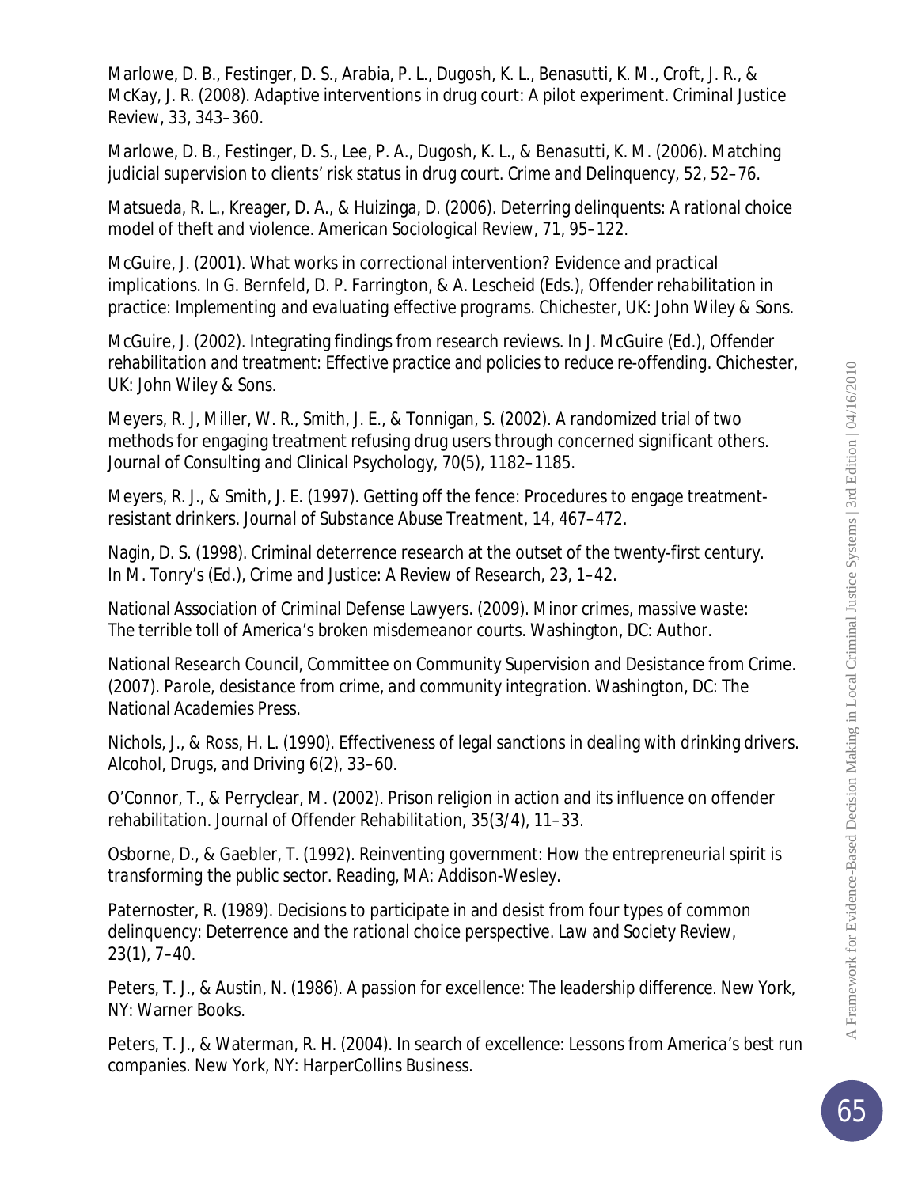Marlowe, D. B., Festinger, D. S., Arabia, P. L., Dugosh, K. L., Benasutti, K. M., Croft, J. R., & McKay, J. R. (2008). Adaptive interventions in drug court: A pilot experiment. *Criminal Justice Review*, 33, 343–360.

Marlowe, D. B., Festinger, D. S., Lee, P. A., Dugosh, K. L., & Benasutti, K. M. (2006). Matching judicial supervision to clients' risk status in drug court. *Crime and Delinquency*, 52, 52–76.

Matsueda, R. L., Kreager, D. A., & Huizinga, D. (2006). Deterring delinquents: A rational choice model of theft and violence. *American Sociological Review*, 71, 95–122.

McGuire, J. (2001). What works in correctional intervention? Evidence and practical implications. In G. Bernfeld, D. P. Farrington, & A. Lescheid (Eds.), *Offender rehabilitation in practice: Implementing and evaluating effective programs*. Chichester, UK: John Wiley & Sons.

McGuire, J. (2002). Integrating findings from research reviews. In J. McGuire (Ed.), *Offender rehabilitation and treatment: Effective practice and policies to reduce re-offending*. Chichester, UK: John Wiley & Sons.

Meyers, R. J, Miller, W. R., Smith, J. E., & Tonnigan, S. (2002). A randomized trial of two methods for engaging treatment refusing drug users through concerned significant others. *Journal of Consulting and Clinical Psychology*, 70(5), 1182–1185.

Meyers, R. J., & Smith, J. E. (1997). Getting off the fence: Procedures to engage treatment-resistant drinkers. *Journal of Substance Abuse Treatment*, 14, 467–472.

Nagin, D. S. (1998). Criminal deterrence research at the outset of the twenty-first century. In M. Tonry's (Ed.), *Crime and Justice: A Review of Research*, 23, 1–42.

National Association of Criminal Defense Lawyers. (2009). *Minor crimes, massive waste: The terrible toll of America's broken misdemeanor courts*. Washington, DC: Author.

National Research Council, Committee on Community Supervision and Desistance from Crime. (2007). *Parole, desistance from crime, and community integration*. Washington, DC: The National Academies Press.

Nichols, J., & Ross, H. L. (1990). Effectiveness of legal sanctions in dealing with drinking drivers. *Alcohol, Drugs, and Driving* 6(2), 33–60.

O'Connor, T., & Perryclear, M. (2002). Prison religion in action and its influence on offender rehabilitation. *Journal of Offender Rehabilitation*, 35(3/4), 11–33.

Osborne, D., & Gaebler, T. (1992). *Reinventing government: How the entrepreneurial spirit is transforming the public sector*. Reading, MA: Addison-Wesley.

Paternoster, R. (1989). Decisions to participate in and desist from four types of common delinquency: Deterrence and the rational choice perspective. *Law and Society Review*, 23(1), 7–40.

Peters, T. J., & Austin, N. (1986). *A passion for excellence: The leadership difference*. New York, NY: Warner Books.

Peters, T. J., & Waterman, R. H. (2004). *In search of excellence: Lessons from America's best run companies*. New York, NY: HarperCollins Business.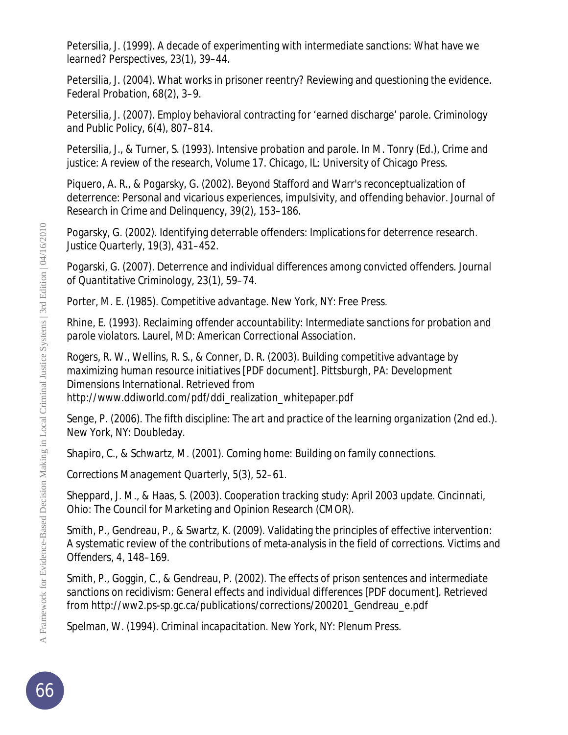Petersilia, J. (1999). A decade of experimenting with intermediate sanctions: What have we learned? Perspectives, 23(1), 39–44.

Petersilia, J. (2004). What works in prisoner reentry? Reviewing and questioning the evidence. *Federal Probation*, 68(2), 3–9.

Petersilia, J. (2007). Employ behavioral contracting for 'earned discharge' parole. *Criminology and Public Policy*, 6(4), 807–814.

Petersilia, J., & Turner, S. (1993). Intensive probation and parole. In M. Tonry (Ed.), *Crime and justice: A review of the research, Volume 17*. Chicago, IL: University of Chicago Press.

Piquero, A. R., & Pogarsky, G. (2002). Beyond Stafford and Warr's reconceptualization of deterrence: Personal and vicarious experiences, impulsivity, and offending behavior. *Journal of Research in Crime and Delinquency*, 39(2), 153–186.

Pogarsky, G. (2002). Identifying deterrable offenders: Implications for deterrence research. *Justice Quarterly*, 19(3), 431–452.

Pogarski, G. (2007). Deterrence and individual differences among convicted offenders. *Journal of Quantitative Criminology*, 23(1), 59–74.

Porter, M. E. (1985). *Competitive advantage*. New York, NY: Free Press.

Rhine, E. (1993). *Reclaiming offender accountability: Intermediate sanctions for probation and parole violators*. Laurel, MD: American Correctional Association.

Rogers, R. W., Wellins, R. S., & Conner, D. R. (2003). *Building competitive advantage by maximizing human resource initiatives* [PDF document]. Pittsburgh, PA: Development Dimensions International. Retrieved from http://www.ddiworld.com/pdf/ddi_realization_whitepaper.pdf

Senge, P. (2006). *The fifth discipline: The art and practice of the learning organization* (2nd ed.). New York, NY: Doubleday.

Shapiro, C., & Schwartz, M. (2001). Coming home: Building on family connections.

*Corrections Management Quarterly*, 5(3), 52–61.

Sheppard, J. M., & Haas, S. (2003). *Cooperation tracking study: April 2003 update*. Cincinnati, Ohio: The Council for Marketing and Opinion Research (CMOR).

Smith, P., Gendreau, P., & Swartz, K. (2009). Validating the principles of effective intervention: A systematic review of the contributions of meta-analysis in the field of corrections. *Victims and Offenders*, 4, 148–169.

Smith, P., Goggin, C., & Gendreau, P. (2002). *The effects of prison sentences and intermediate sanctions on recidivism: General effects and individual differences* [PDF document]. Retrieved from http://ww2.ps-sp.gc.ca/publications/corrections/200201_Gendreau_e.pdf

Spelman, W. (1994). *Criminal incapacitation*. New York, NY: Plenum Press.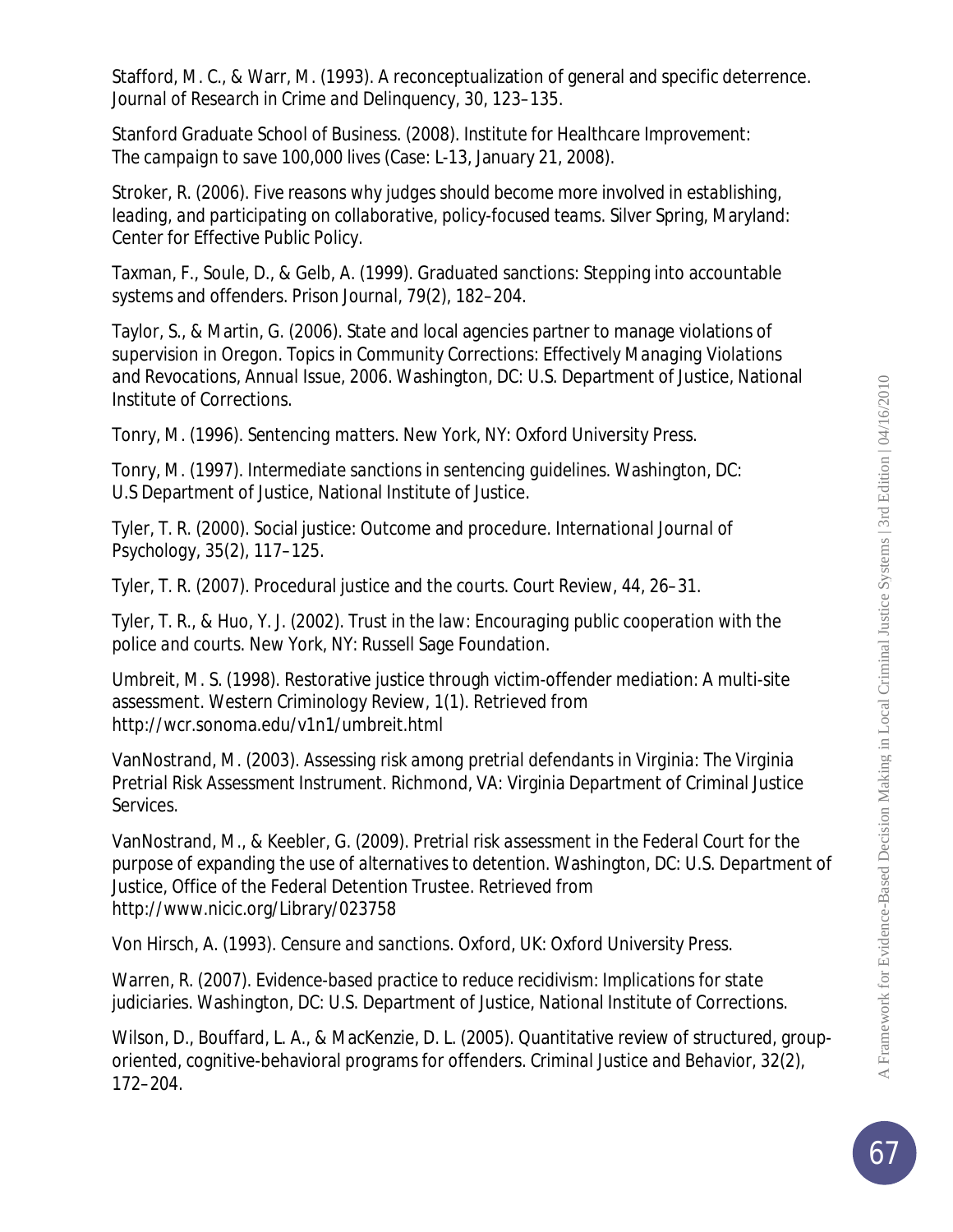Stafford, M. C., & Warr, M. (1993). A reconceptualization of general and specific deterrence. *Journal of Research in Crime and Delinquency, 30*, 123–135.

Stanford Graduate School of Business. (2008). Institute for Healthcare Improvement: *The campaign to save 100,000 lives* (Case: L-13, January 21, 2008).

Stroker, R. (2006). *Five reasons why judges should become more involved in establishing, leading, and participating on collaborative, policy-focused teams*. Silver Spring, Maryland: Center for Effective Public Policy.

Taxman, F., Soule, D., & Gelb, A. (1999). Graduated sanctions: Stepping into accountable systems and offenders. *Prison Journal, 79*(2), 182–204.

Taylor, S., & Martin, G. (2006). State and local agencies partner to manage violations of supervision in Oregon. *Topics in Community Corrections: Effectively Managing Violations and Revocations*, Annual Issue, 2006. Washington, DC: U.S. Department of Justice, National Institute of Corrections.

Tonry, M. (1996). *Sentencing matters*. New York, NY: Oxford University Press.

Tonry, M. (1997). *Intermediate sanctions in sentencing guidelines*. Washington, DC: U.S Department of Justice, National Institute of Justice.

Tyler, T. R. (2000). Social justice: Outcome and procedure. *International Journal of Psychology, 35*(2), 117–125.

Tyler, T. R. (2007). Procedural justice and the courts. *Court Review, 44*, 26–31.

Tyler, T. R., & Huo, Y. J. (2002). *Trust in the law: Encouraging public cooperation with the police and courts*. New York, NY: Russell Sage Foundation.

Umbreit, M. S. (1998). Restorative justice through victim-offender mediation: A multi-site assessment. *Western Criminology Review, 1*(1). Retrieved from http://wcr.sonoma.edu/v1n1/umbreit.html

VanNostrand, M. (2003). *Assessing risk among pretrial defendants in Virginia: The Virginia Pretrial Risk Assessment Instrument*. Richmond, VA: Virginia Department of Criminal Justice Services.

VanNostrand, M., & Keebler, G. (2009). *Pretrial risk assessment in the Federal Court for the purpose of expanding the use of alternatives to detention*. Washington, DC: U.S. Department of Justice, Office of the Federal Detention Trustee. Retrieved from http://www.nicic.org/Library/023758

Von Hirsch, A. (1993). *Censure and sanctions*. Oxford, UK: Oxford University Press.

Warren, R. (2007). *Evidence-based practice to reduce recidivism: Implications for state judiciaries*. Washington, DC: U.S. Department of Justice, National Institute of Corrections.

Wilson, D., Bouffard, L. A., & MacKenzie, D. L. (2005). Quantitative review of structured, group-oriented, cognitive-behavioral programs for offenders. *Criminal Justice and Behavior, 32*(2), 172–204.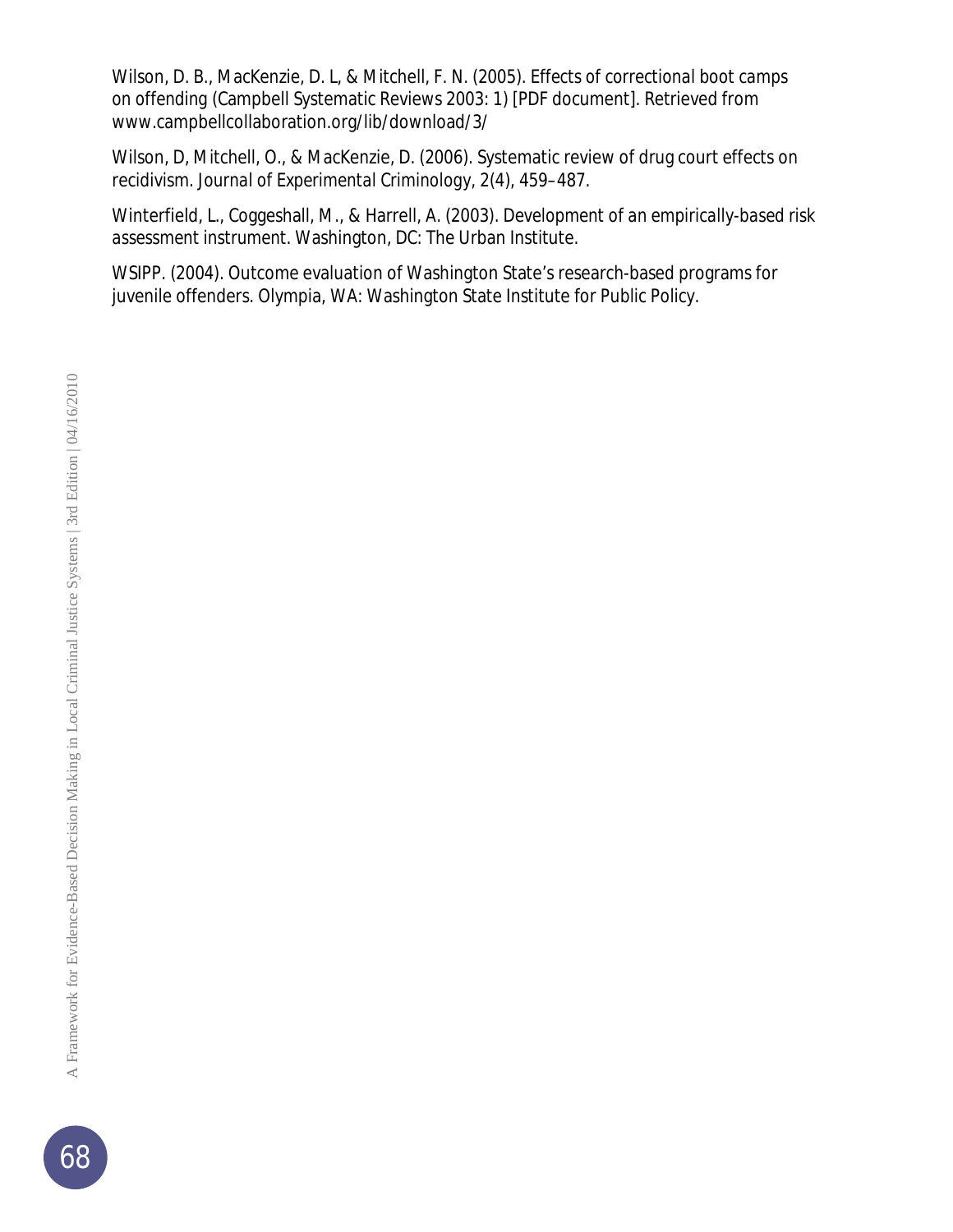Wilson, D. B., MacKenzie, D. L, & Mitchell, F. N. (2005). Effects of correctional boot camps on offending (Campbell Systematic Reviews 2003: 1) [PDF document]. Retrieved from www.campbellcollaboration.org/lib/download/3/

Wilson, D, Mitchell, O., & MacKenzie, D. (2006). Systematic review of drug court effects on recidivism. *Journal of Experimental Criminology, 2*(4), 459–487.

Winterfield, L., Coggeshall, M., & Harrell, A. (2003). *Development of an empirically-based risk assessment instrument*. Washington, DC: The Urban Institute.

WSIPP. (2004). *Outcome evaluation of Washington State's research-based programs for juvenile offenders*. Olympia, WA: Washington State Institute for Public Policy.